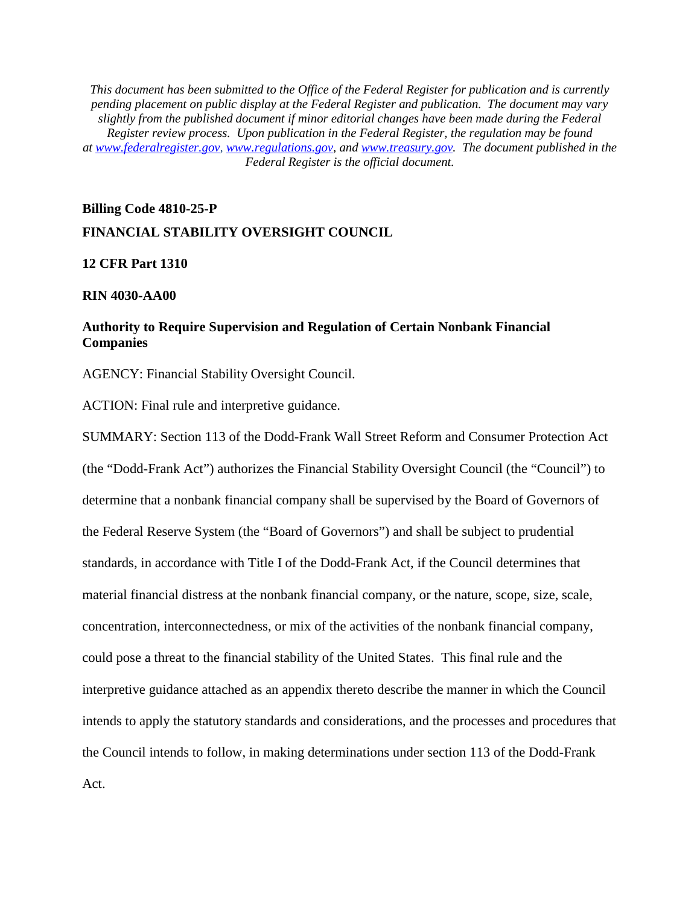*This document has been submitted to the Office of the Federal Register for publication and is currently pending placement on public display at the Federal Register and publication. The document may vary slightly from the published document if minor editorial changes have been made during the Federal Register review process. Upon publication in the Federal Register, the regulation may be found at [www.federalregister.gov](http://www.federalregister.gov), [www.regulations.gov](http://www.regulations.gov), and [www.treasury.gov](http://www.treasury.gov). The document published in the Federal Register is the official document.*

**Billing Code 4810-25-P**

**FINANCIAL STABILITY OVERSIGHT COUNCIL**

**12 CFR Part 1310**

**RIN 4030-AA00**

**Authority to Require Supervision and Regulation of Certain Nonbank Financial Companies**

AGENCY: Financial Stability Oversight Council.

ACTION: Final rule and interpretive guidance.

SUMMARY: Section 113 of the Dodd-Frank Wall Street Reform and Consumer Protection Act (the "Dodd-Frank Act") authorizes the Financial Stability Oversight Council (the "Council") to determine that a nonbank financial company shall be supervised by the Board of Governors of the Federal Reserve System (the "Board of Governors") and shall be subject to prudential standards, in accordance with Title I of the Dodd-Frank Act, if the Council determines that material financial distress at the nonbank financial company, or the nature, scope, size, scale, concentration, interconnectedness, or mix of the activities of the nonbank financial company, could pose a threat to the financial stability of the United States. This final rule and the interpretive guidance attached as an appendix thereto describe the manner in which the Council intends to apply the statutory standards and considerations, and the processes and procedures that the Council intends to follow, in making determinations under section 113 of the Dodd-Frank Act.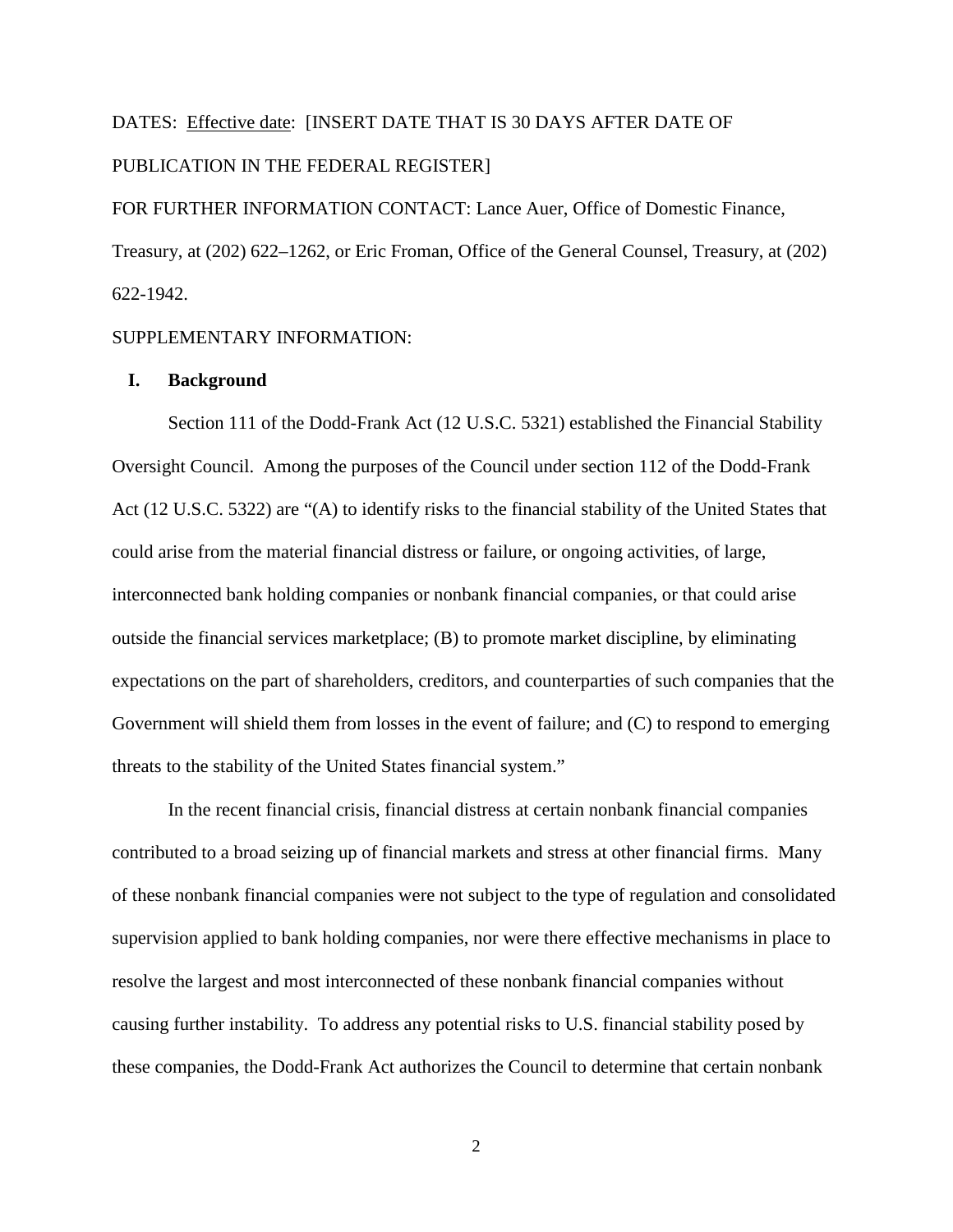DATES: Effective date: [INSERT DATE THAT IS 30 DAYS AFTER DATE OF PUBLICATION IN THE FEDERAL REGISTER]

FOR FURTHER INFORMATION CONTACT: Lance Auer, Office of Domestic Finance, Treasury, at (202) 622–1262, or Eric Froman, Office of the General Counsel, Treasury, at (202) 622-1942.

SUPPLEMENTARY INFORMATION:

## I. Background

Section 111 of the Dodd-Frank Act (12 U.S.C. 5321) established the Financial Stability Oversight Council. Among the purposes of the Council under section 112 of the Dodd-Frank Act (12 U.S.C. 5322) are "(A) to identify risks to the financial stability of the United States that could arise from the material financial distress or failure, or ongoing activities, of large, interconnected bank holding companies or nonbank financial companies, or that could arise outside the financial services marketplace; (B) to promote market discipline, by eliminating expectations on the part of shareholders, creditors, and counterparties of such companies that the Government will shield them from losses in the event of failure; and (C) to respond to emerging threats to the stability of the United States financial system."

In the recent financial crisis, financial distress at certain nonbank financial companies contributed to a broad seizing up of financial markets and stress at other financial firms. Many of these nonbank financial companies were not subject to the type of regulation and consolidated supervision applied to bank holding companies, nor were there effective mechanisms in place to resolve the largest and most interconnected of these nonbank financial companies without causing further instability. To address any potential risks to U.S. financial stability posed by these companies, the Dodd-Frank Act authorizes the Council to determine that certain nonbank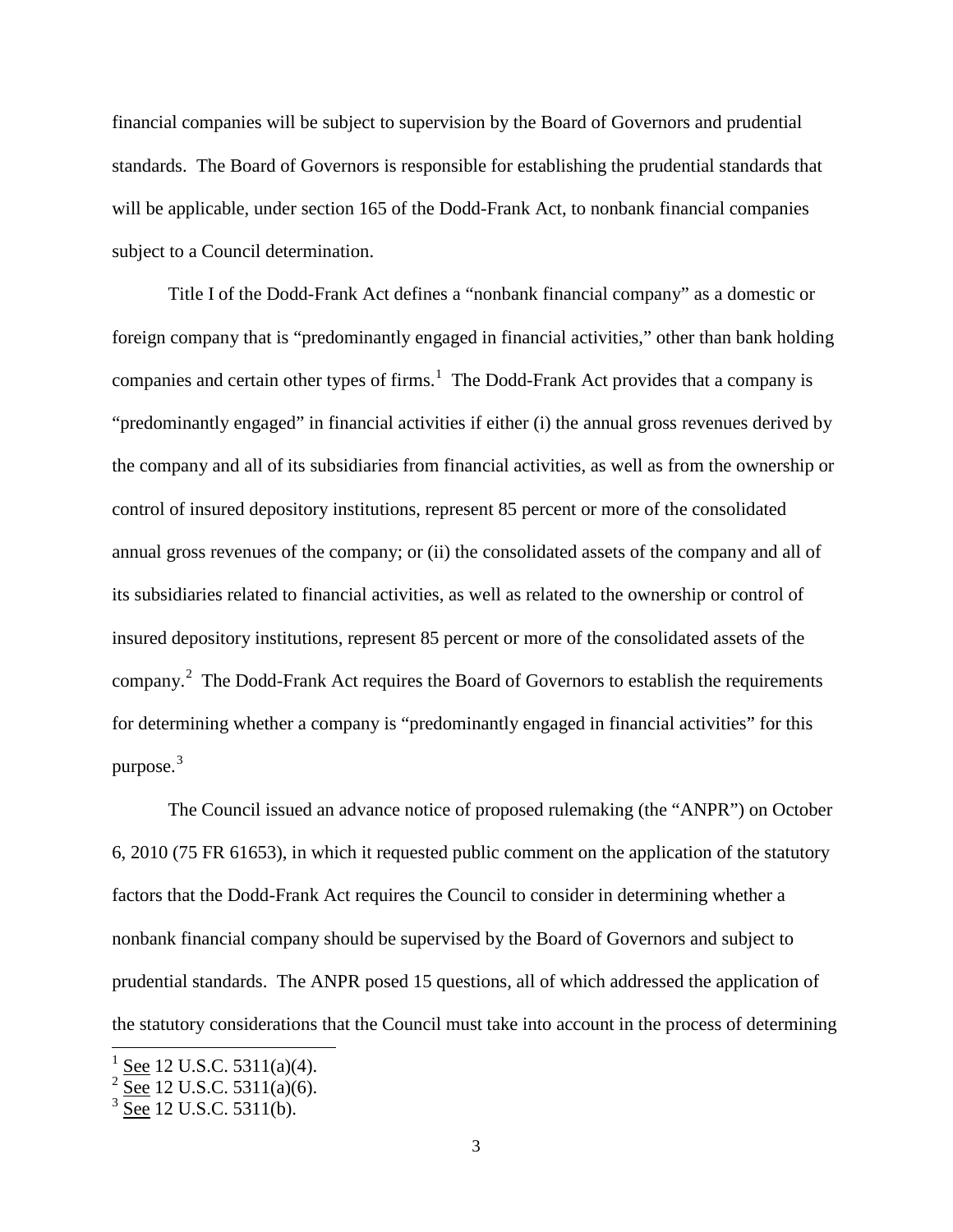financial companies will be subject to supervision by the Board of Governors and prudential standards. The Board of Governors is responsible for establishing the prudential standards that will be applicable, under section 165 of the Dodd-Frank Act, to nonbank financial companies subject to a Council determination.

Title I of the Dodd-Frank Act defines a "nonbank financial company" as a domestic or foreign company that is "predominantly engaged in financial activities," other than bank holding companies and certain other types of firms.[1] The Dodd-Frank Act provides that a company is "predominantly engaged" in financial activities if either (i) the annual gross revenues derived by the company and all of its subsidiaries from financial activities, as well as from the ownership or control of insured depository institutions, represent 85 percent or more of the consolidated annual gross revenues of the company; or (ii) the consolidated assets of the company and all of its subsidiaries related to financial activities, as well as related to the ownership or control of insured depository institutions, represent 85 percent or more of the consolidated assets of the company.[2] The Dodd-Frank Act requires the Board of Governors to establish the requirements for determining whether a company is "predominantly engaged in financial activities" for this purpose.[3]

The Council issued an advance notice of proposed rulemaking (the "ANPR") on October 6, 2010 (75 FR 61653), in which it requested public comment on the application of the statutory factors that the Dodd-Frank Act requires the Council to consider in determining whether a nonbank financial company should be supervised by the Board of Governors and subject to prudential standards. The ANPR posed 15 questions, all of which addressed the application of the statutory considerations that the Council must take into account in the process of determining

---

[1] See 12 U.S.C. 5311(a)(4).

[2] See 12 U.S.C. 5311(a)(6).

[3] See 12 U.S.C. 5311(b).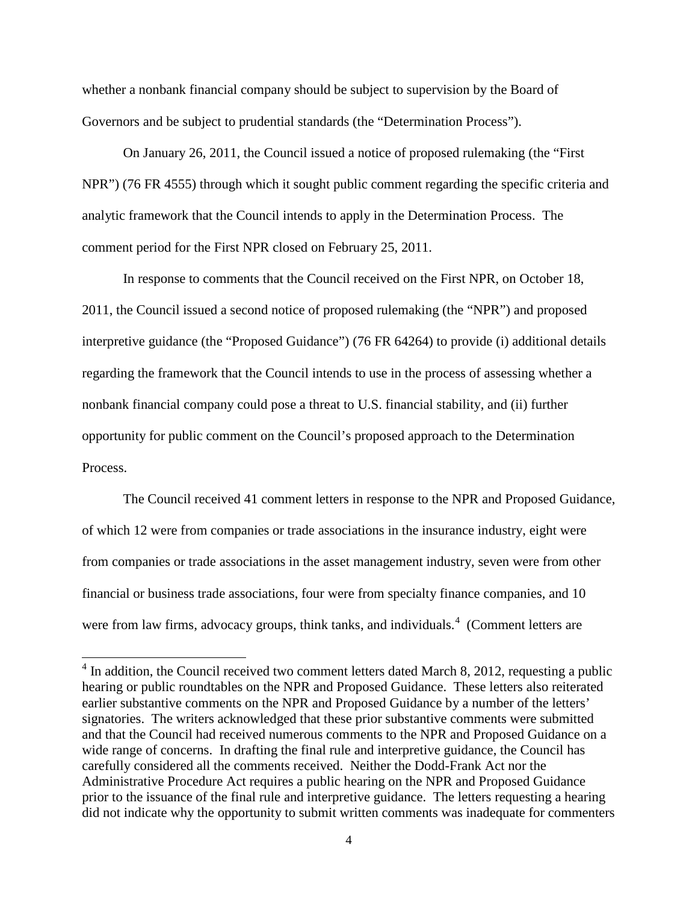whether a nonbank financial company should be subject to supervision by the Board of Governors and be subject to prudential standards (the "Determination Process").

On January 26, 2011, the Council issued a notice of proposed rulemaking (the "First NPR") (76 FR 4555) through which it sought public comment regarding the specific criteria and analytic framework that the Council intends to apply in the Determination Process. The comment period for the First NPR closed on February 25, 2011.

In response to comments that the Council received on the First NPR, on October 18, 2011, the Council issued a second notice of proposed rulemaking (the "NPR") and proposed interpretive guidance (the "Proposed Guidance") (76 FR 64264) to provide (i) additional details regarding the framework that the Council intends to use in the process of assessing whether a nonbank financial company could pose a threat to U.S. financial stability, and (ii) further opportunity for public comment on the Council's proposed approach to the Determination Process.

The Council received 41 comment letters in response to the NPR and Proposed Guidance, of which 12 were from companies or trade associations in the insurance industry, eight were from companies or trade associations in the asset management industry, seven were from other financial or business trade associations, four were from specialty finance companies, and 10 were from law firms, advocacy groups, think tanks, and individuals.[4] (Comment letters are

[4] In addition, the Council received two comment letters dated March 8, 2012, requesting a public hearing or public roundtables on the NPR and Proposed Guidance. These letters also reiterated earlier substantive comments on the NPR and Proposed Guidance by a number of the letters' signatories. The writers acknowledged that these prior substantive comments were submitted and that the Council had received numerous comments to the NPR and Proposed Guidance on a wide range of concerns. In drafting the final rule and interpretive guidance, the Council has carefully considered all the comments received. Neither the Dodd-Frank Act nor the Administrative Procedure Act requires a public hearing on the NPR and Proposed Guidance prior to the issuance of the final rule and interpretive guidance. The letters requesting a hearing did not indicate why the opportunity to submit written comments was inadequate for commenters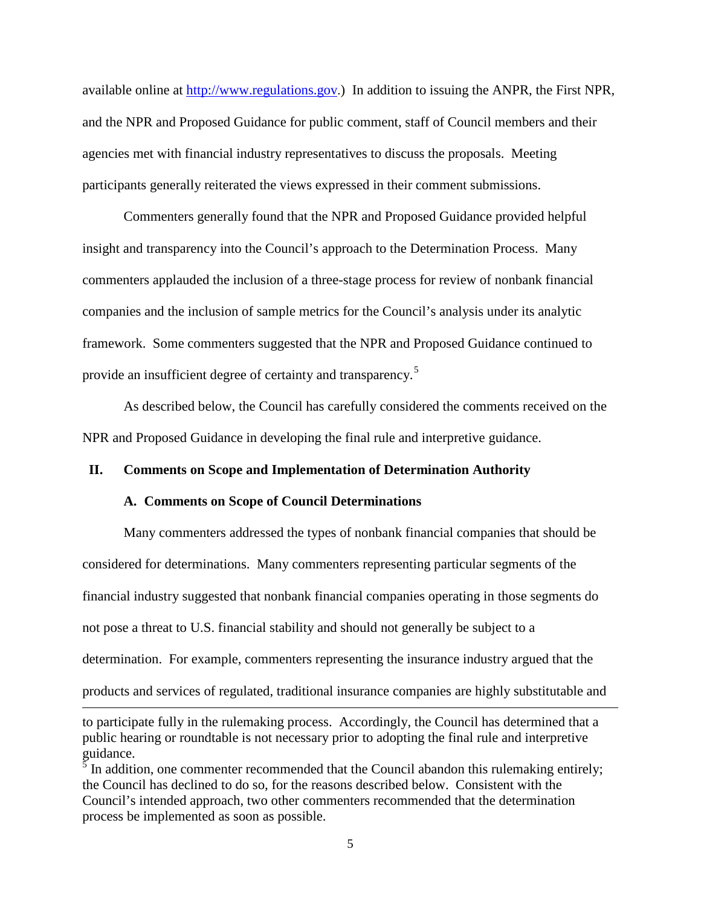available online at http://www.regulations.gov.) In addition to issuing the ANPR, the First NPR, and the NPR and Proposed Guidance for public comment, staff of Council members and their agencies met with financial industry representatives to discuss the proposals. Meeting participants generally reiterated the views expressed in their comment submissions.

Commenters generally found that the NPR and Proposed Guidance provided helpful insight and transparency into the Council's approach to the Determination Process. Many commenters applauded the inclusion of a three-stage process for review of nonbank financial companies and the inclusion of sample metrics for the Council's analysis under its analytic framework. Some commenters suggested that the NPR and Proposed Guidance continued to provide an insufficient degree of certainty and transparency.[5]

As described below, the Council has carefully considered the comments received on the NPR and Proposed Guidance in developing the final rule and interpretive guidance.

## II. Comments on Scope and Implementation of Determination Authority

### A. Comments on Scope of Council Determinations

Many commenters addressed the types of nonbank financial companies that should be considered for determinations. Many commenters representing particular segments of the financial industry suggested that nonbank financial companies operating in those segments do not pose a threat to U.S. financial stability and should not generally be subject to a determination. For example, commenters representing the insurance industry argued that the products and services of regulated, traditional insurance companies are highly substitutable and

---

to participate fully in the rulemaking process. Accordingly, the Council has determined that a public hearing or roundtable is not necessary prior to adopting the final rule and interpretive guidance.

[5] In addition, one commenter recommended that the Council abandon this rulemaking entirely; the Council has declined to do so, for the reasons described below. Consistent with the Council's intended approach, two other commenters recommended that the determination process be implemented as soon as possible.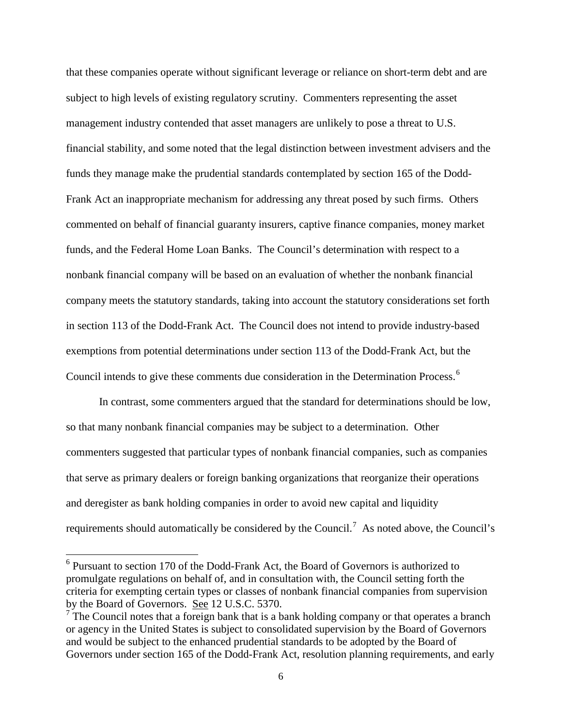that these companies operate without significant leverage or reliance on short-term debt and are subject to high levels of existing regulatory scrutiny. Commenters representing the asset management industry contended that asset managers are unlikely to pose a threat to U.S. financial stability, and some noted that the legal distinction between investment advisers and the funds they manage make the prudential standards contemplated by section 165 of the Dodd-Frank Act an inappropriate mechanism for addressing any threat posed by such firms. Others commented on behalf of financial guaranty insurers, captive finance companies, money market funds, and the Federal Home Loan Banks. The Council's determination with respect to a nonbank financial company will be based on an evaluation of whether the nonbank financial company meets the statutory standards, taking into account the statutory considerations set forth in section 113 of the Dodd-Frank Act. The Council does not intend to provide industry-based exemptions from potential determinations under section 113 of the Dodd-Frank Act, but the Council intends to give these comments due consideration in the Determination Process.[6]

In contrast, some commenters argued that the standard for determinations should be low, so that many nonbank financial companies may be subject to a determination. Other commenters suggested that particular types of nonbank financial companies, such as companies that serve as primary dealers or foreign banking organizations that reorganize their operations and deregister as bank holding companies in order to avoid new capital and liquidity requirements should automatically be considered by the Council.[7] As noted above, the Council's

---

[6] Pursuant to section 170 of the Dodd-Frank Act, the Board of Governors is authorized to promulgate regulations on behalf of, and in consultation with, the Council setting forth the criteria for exempting certain types or classes of nonbank financial companies from supervision by the Board of Governors. See 12 U.S.C. 5370.

[7] The Council notes that a foreign bank that is a bank holding company or that operates a branch or agency in the United States is subject to consolidated supervision by the Board of Governors and would be subject to the enhanced prudential standards to be adopted by the Board of Governors under section 165 of the Dodd-Frank Act, resolution planning requirements, and early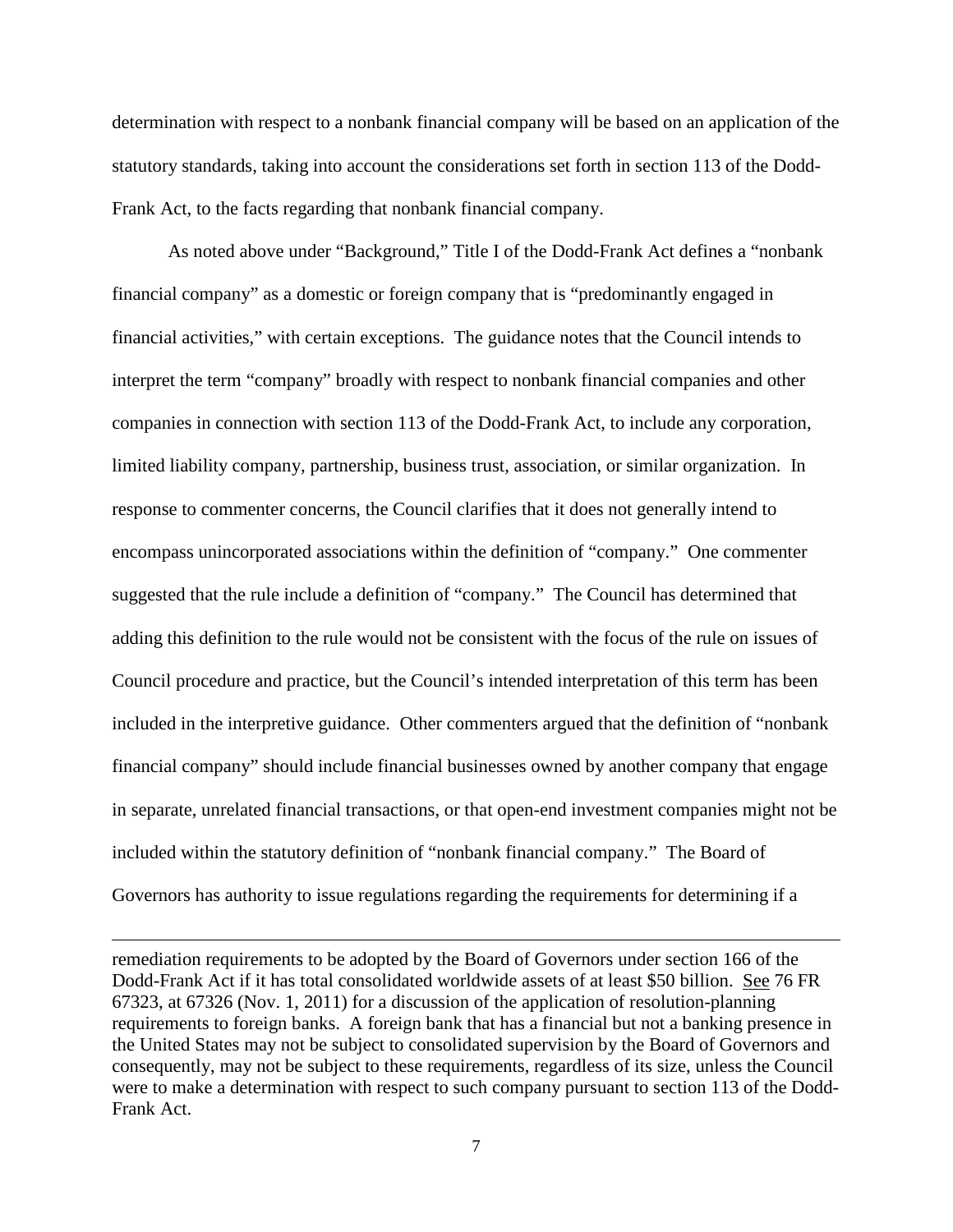determination with respect to a nonbank financial company will be based on an application of the statutory standards, taking into account the considerations set forth in section 113 of the Dodd-Frank Act, to the facts regarding that nonbank financial company.

As noted above under "Background," Title I of the Dodd-Frank Act defines a "nonbank financial company" as a domestic or foreign company that is "predominantly engaged in financial activities," with certain exceptions. The guidance notes that the Council intends to interpret the term "company" broadly with respect to nonbank financial companies and other companies in connection with section 113 of the Dodd-Frank Act, to include any corporation, limited liability company, partnership, business trust, association, or similar organization. In response to commenter concerns, the Council clarifies that it does not generally intend to encompass unincorporated associations within the definition of "company." One commenter suggested that the rule include a definition of "company." The Council has determined that adding this definition to the rule would not be consistent with the focus of the rule on issues of Council procedure and practice, but the Council's intended interpretation of this term has been included in the interpretive guidance. Other commenters argued that the definition of "nonbank financial company" should include financial businesses owned by another company that engage in separate, unrelated financial transactions, or that open-end investment companies might not be included within the statutory definition of "nonbank financial company." The Board of Governors has authority to issue regulations regarding the requirements for determining if a

---

remediation requirements to be adopted by the Board of Governors under section 166 of the Dodd-Frank Act if it has total consolidated worldwide assets of at least $50 billion. See 76 FR 67323, at 67326 (Nov. 1, 2011) for a discussion of the application of resolution-planning requirements to foreign banks. A foreign bank that has a financial but not a banking presence in the United States may not be subject to consolidated supervision by the Board of Governors and consequently, may not be subject to these requirements, regardless of its size, unless the Council were to make a determination with respect to such company pursuant to section 113 of the Dodd-Frank Act.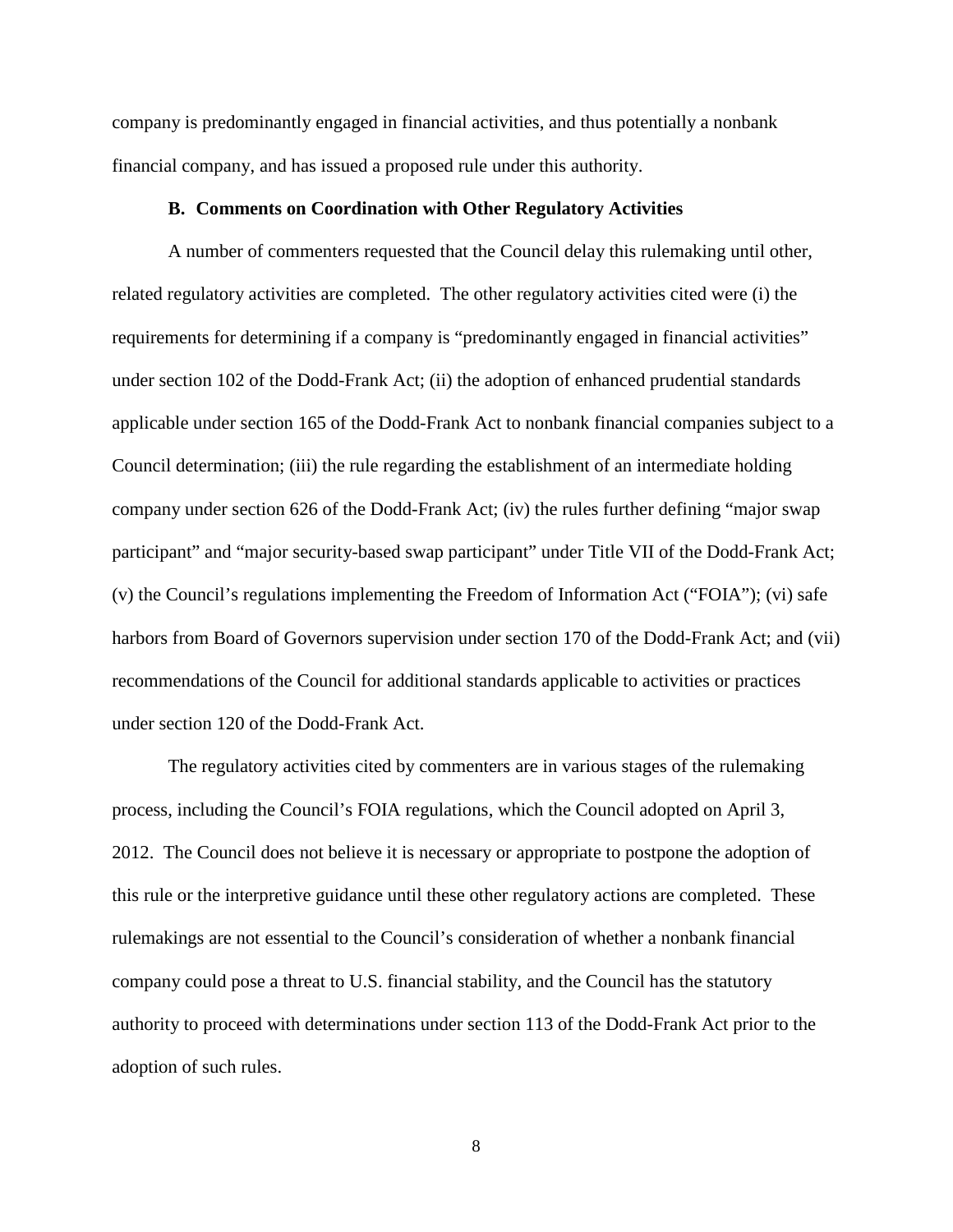company is predominantly engaged in financial activities, and thus potentially a nonbank financial company, and has issued a proposed rule under this authority.

### B. Comments on Coordination with Other Regulatory Activities

A number of commenters requested that the Council delay this rulemaking until other, related regulatory activities are completed. The other regulatory activities cited were (i) the requirements for determining if a company is "predominantly engaged in financial activities" under section 102 of the Dodd-Frank Act; (ii) the adoption of enhanced prudential standards applicable under section 165 of the Dodd-Frank Act to nonbank financial companies subject to a Council determination; (iii) the rule regarding the establishment of an intermediate holding company under section 626 of the Dodd-Frank Act; (iv) the rules further defining "major swap participant" and "major security-based swap participant" under Title VII of the Dodd-Frank Act; (v) the Council's regulations implementing the Freedom of Information Act ("FOIA"); (vi) safe harbors from Board of Governors supervision under section 170 of the Dodd-Frank Act; and (vii) recommendations of the Council for additional standards applicable to activities or practices under section 120 of the Dodd-Frank Act.

The regulatory activities cited by commenters are in various stages of the rulemaking process, including the Council's FOIA regulations, which the Council adopted on April 3, 2012. The Council does not believe it is necessary or appropriate to postpone the adoption of this rule or the interpretive guidance until these other regulatory actions are completed. These rulemakings are not essential to the Council's consideration of whether a nonbank financial company could pose a threat to U.S. financial stability, and the Council has the statutory authority to proceed with determinations under section 113 of the Dodd-Frank Act prior to the adoption of such rules.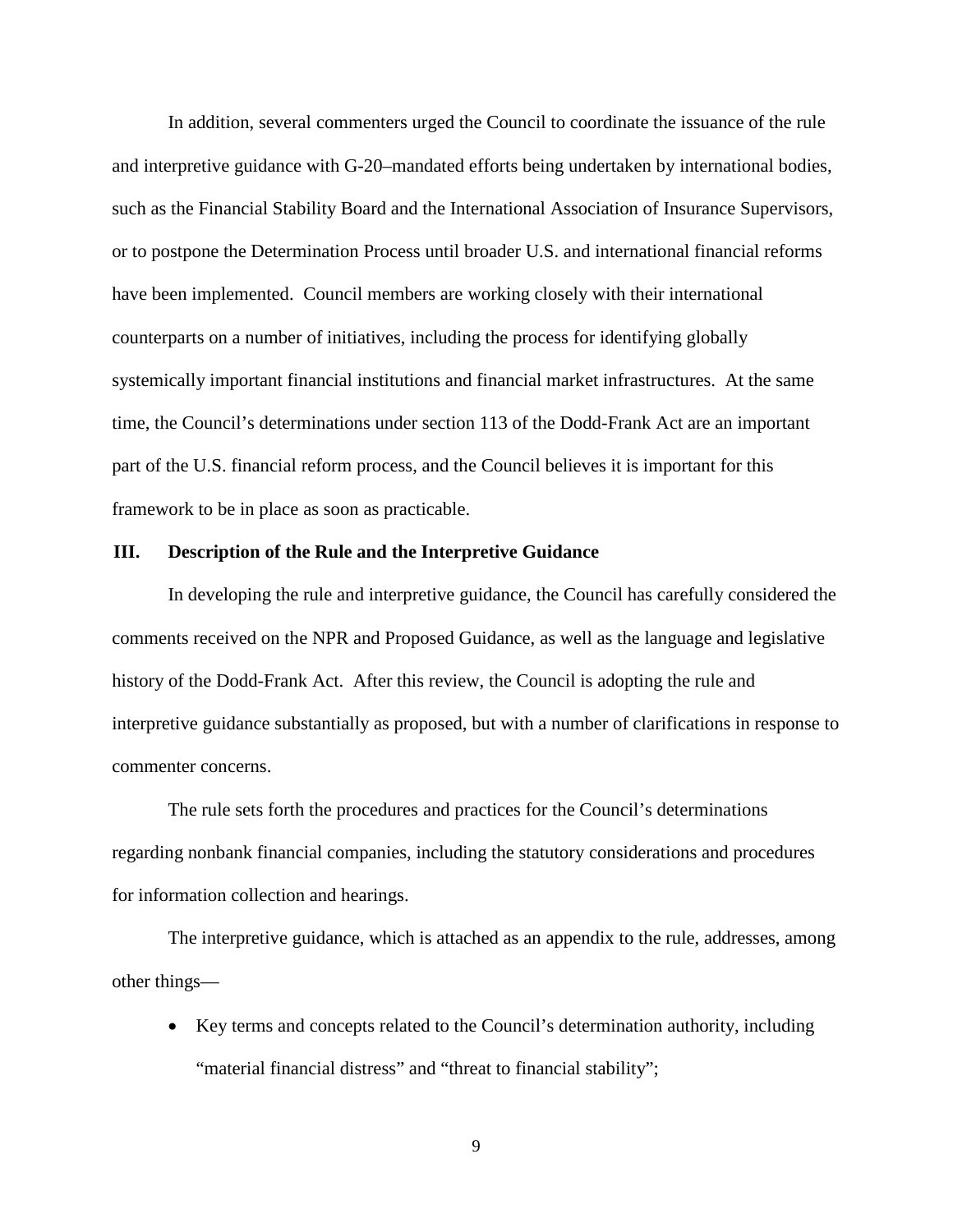In addition, several commenters urged the Council to coordinate the issuance of the rule and interpretive guidance with G-20–mandated efforts being undertaken by international bodies, such as the Financial Stability Board and the International Association of Insurance Supervisors, or to postpone the Determination Process until broader U.S. and international financial reforms have been implemented. Council members are working closely with their international counterparts on a number of initiatives, including the process for identifying globally systemically important financial institutions and financial market infrastructures. At the same time, the Council's determinations under section 113 of the Dodd-Frank Act are an important part of the U.S. financial reform process, and the Council believes it is important for this framework to be in place as soon as practicable.

## III. Description of the Rule and the Interpretive Guidance

In developing the rule and interpretive guidance, the Council has carefully considered the comments received on the NPR and Proposed Guidance, as well as the language and legislative history of the Dodd-Frank Act. After this review, the Council is adopting the rule and interpretive guidance substantially as proposed, but with a number of clarifications in response to commenter concerns.

The rule sets forth the procedures and practices for the Council's determinations regarding nonbank financial companies, including the statutory considerations and procedures for information collection and hearings.

The interpretive guidance, which is attached as an appendix to the rule, addresses, among other things—

- Key terms and concepts related to the Council's determination authority, including "material financial distress" and "threat to financial stability";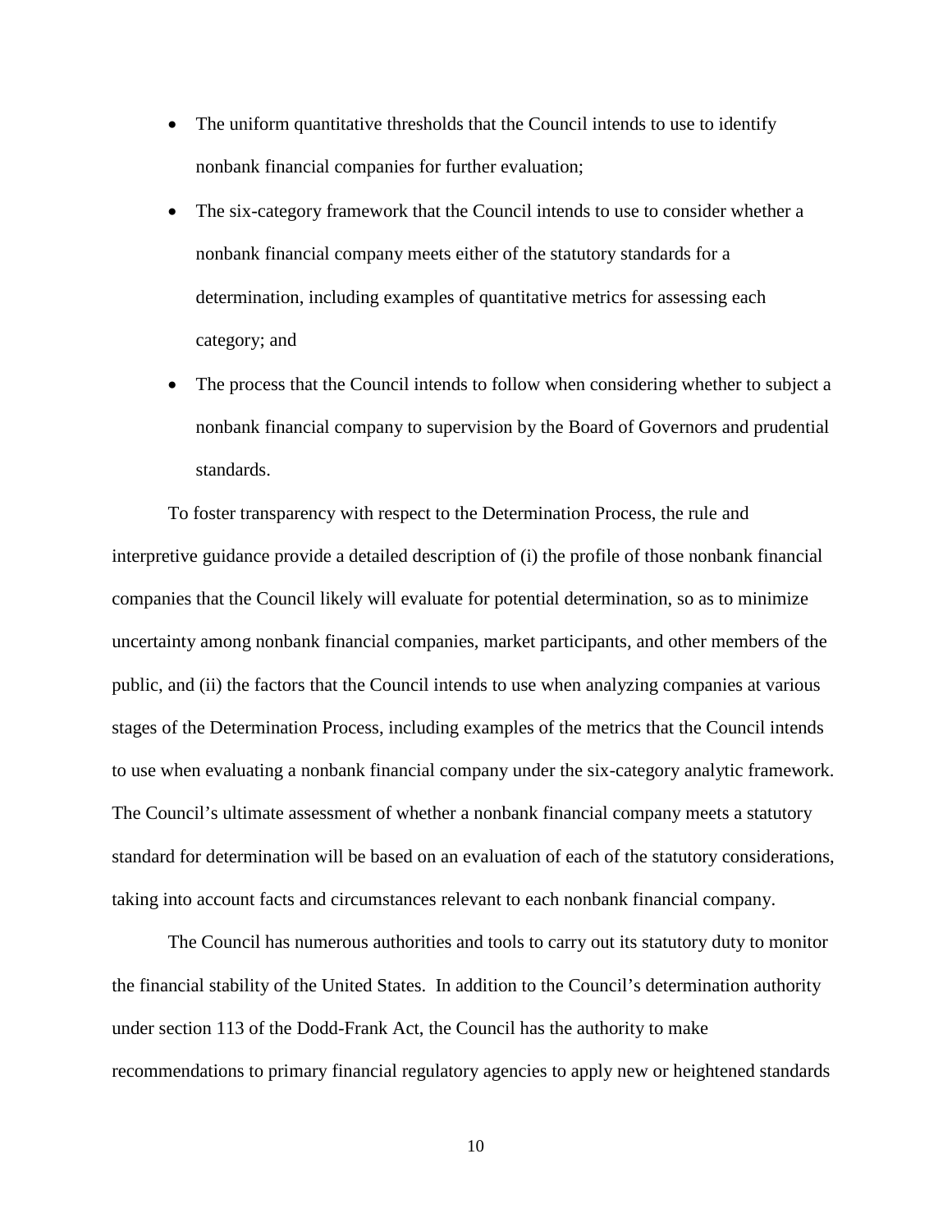- The uniform quantitative thresholds that the Council intends to use to identify nonbank financial companies for further evaluation;
- The six-category framework that the Council intends to use to consider whether a nonbank financial company meets either of the statutory standards for a determination, including examples of quantitative metrics for assessing each category; and
- The process that the Council intends to follow when considering whether to subject a nonbank financial company to supervision by the Board of Governors and prudential standards.

To foster transparency with respect to the Determination Process, the rule and interpretive guidance provide a detailed description of (i) the profile of those nonbank financial companies that the Council likely will evaluate for potential determination, so as to minimize uncertainty among nonbank financial companies, market participants, and other members of the public, and (ii) the factors that the Council intends to use when analyzing companies at various stages of the Determination Process, including examples of the metrics that the Council intends to use when evaluating a nonbank financial company under the six-category analytic framework. The Council's ultimate assessment of whether a nonbank financial company meets a statutory standard for determination will be based on an evaluation of each of the statutory considerations, taking into account facts and circumstances relevant to each nonbank financial company.

The Council has numerous authorities and tools to carry out its statutory duty to monitor the financial stability of the United States. In addition to the Council's determination authority under section 113 of the Dodd-Frank Act, the Council has the authority to make recommendations to primary financial regulatory agencies to apply new or heightened standards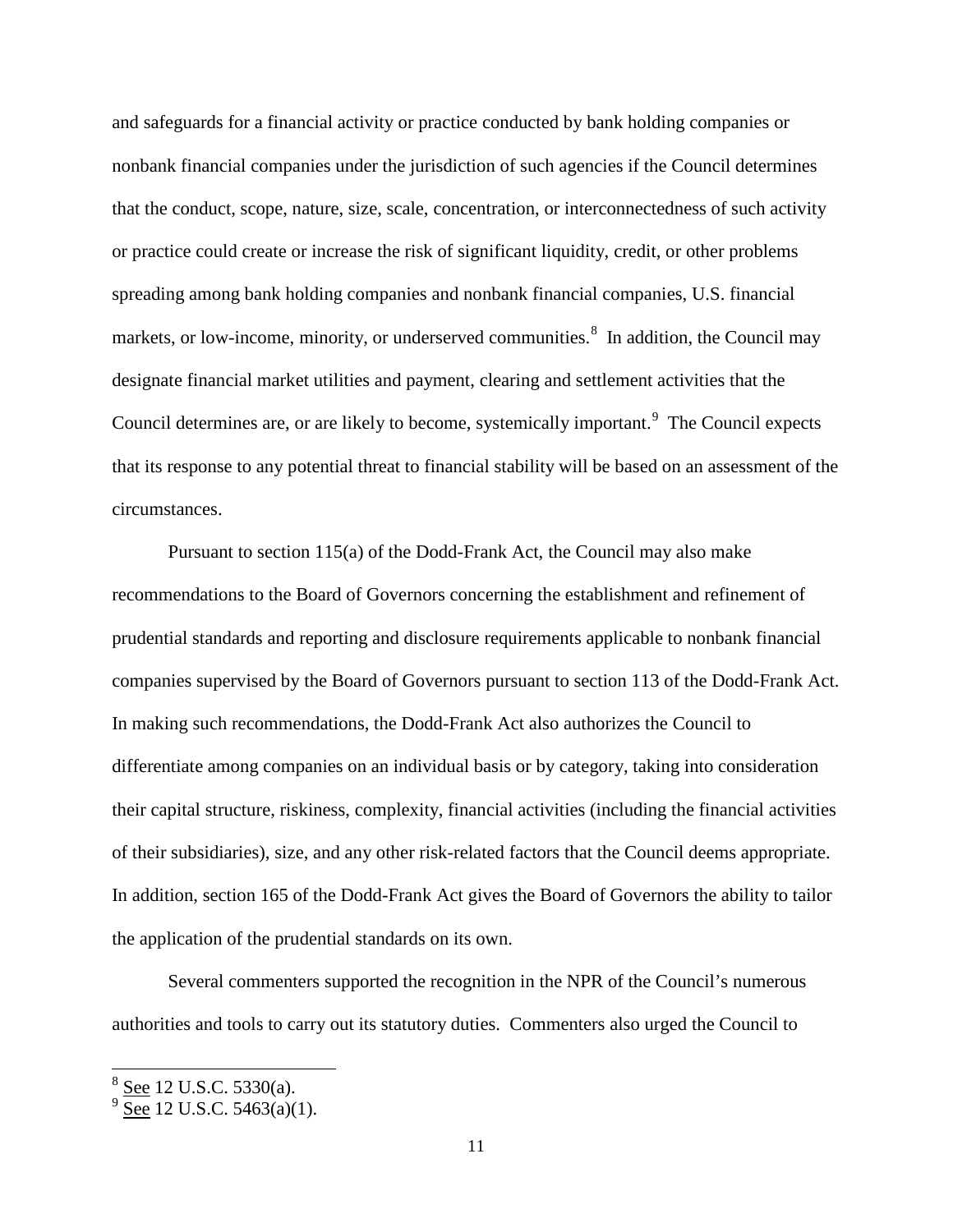and safeguards for a financial activity or practice conducted by bank holding companies or nonbank financial companies under the jurisdiction of such agencies if the Council determines that the conduct, scope, nature, size, scale, concentration, or interconnectedness of such activity or practice could create or increase the risk of significant liquidity, credit, or other problems spreading among bank holding companies and nonbank financial companies, U.S. financial markets, or low-income, minority, or underserved communities.[8] In addition, the Council may designate financial market utilities and payment, clearing and settlement activities that the Council determines are, or are likely to become, systemically important.[9] The Council expects that its response to any potential threat to financial stability will be based on an assessment of the circumstances.

Pursuant to section 115(a) of the Dodd-Frank Act, the Council may also make recommendations to the Board of Governors concerning the establishment and refinement of prudential standards and reporting and disclosure requirements applicable to nonbank financial companies supervised by the Board of Governors pursuant to section 113 of the Dodd-Frank Act. In making such recommendations, the Dodd-Frank Act also authorizes the Council to differentiate among companies on an individual basis or by category, taking into consideration their capital structure, riskiness, complexity, financial activities (including the financial activities of their subsidiaries), size, and any other risk-related factors that the Council deems appropriate. In addition, section 165 of the Dodd-Frank Act gives the Board of Governors the ability to tailor the application of the prudential standards on its own.

Several commenters supported the recognition in the NPR of the Council's numerous authorities and tools to carry out its statutory duties. Commenters also urged the Council to

---

[8] See 12 U.S.C. 5330(a).

[9] See 12 U.S.C. 5463(a)(1).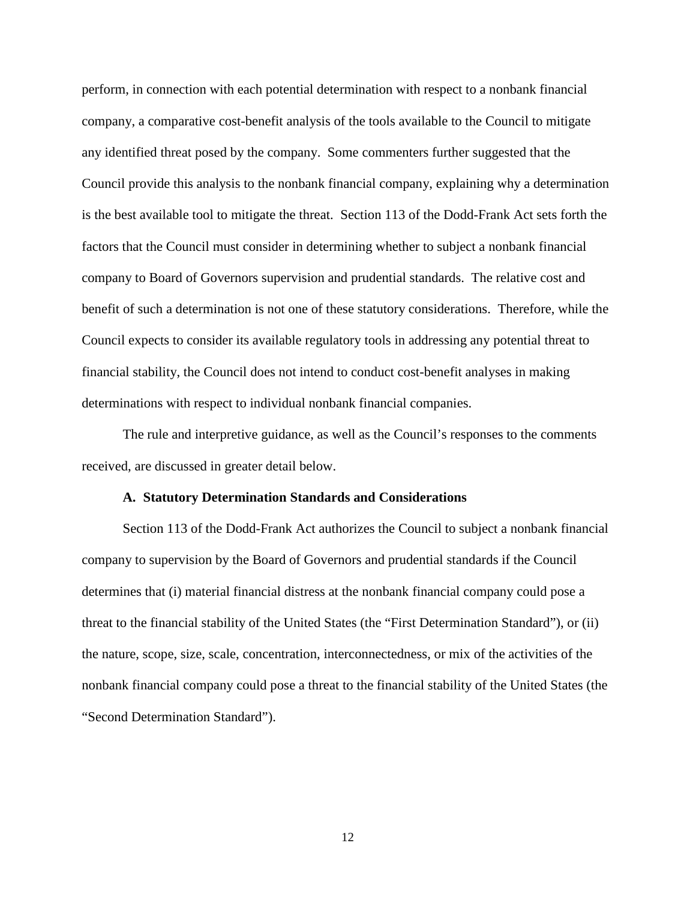perform, in connection with each potential determination with respect to a nonbank financial company, a comparative cost-benefit analysis of the tools available to the Council to mitigate any identified threat posed by the company. Some commenters further suggested that the Council provide this analysis to the nonbank financial company, explaining why a determination is the best available tool to mitigate the threat. Section 113 of the Dodd-Frank Act sets forth the factors that the Council must consider in determining whether to subject a nonbank financial company to Board of Governors supervision and prudential standards. The relative cost and benefit of such a determination is not one of these statutory considerations. Therefore, while the Council expects to consider its available regulatory tools in addressing any potential threat to financial stability, the Council does not intend to conduct cost-benefit analyses in making determinations with respect to individual nonbank financial companies.

The rule and interpretive guidance, as well as the Council's responses to the comments received, are discussed in greater detail below.

### A. Statutory Determination Standards and Considerations

Section 113 of the Dodd-Frank Act authorizes the Council to subject a nonbank financial company to supervision by the Board of Governors and prudential standards if the Council determines that (i) material financial distress at the nonbank financial company could pose a threat to the financial stability of the United States (the "First Determination Standard"), or (ii) the nature, scope, size, scale, concentration, interconnectedness, or mix of the activities of the nonbank financial company could pose a threat to the financial stability of the United States (the "Second Determination Standard").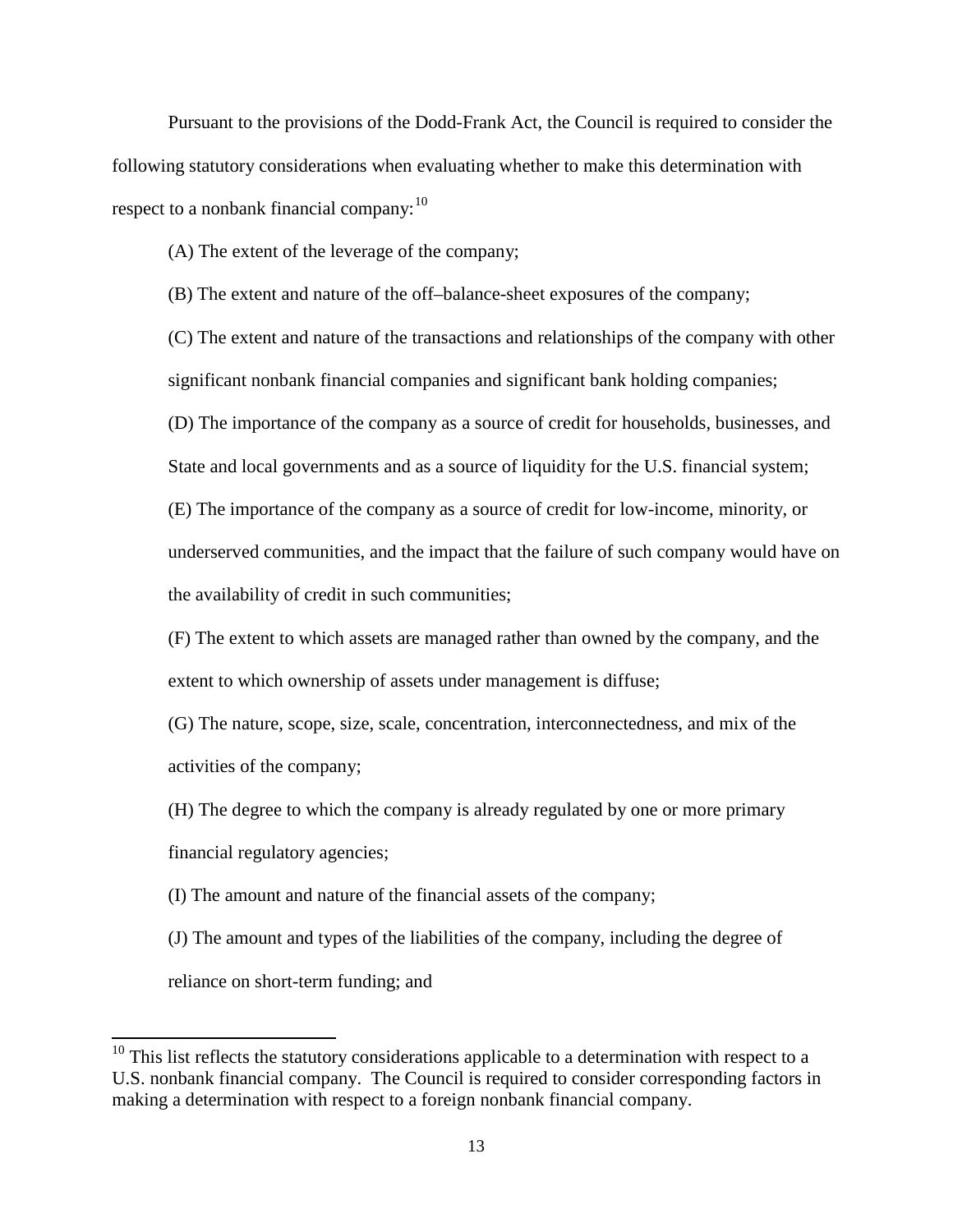Pursuant to the provisions of the Dodd-Frank Act, the Council is required to consider the following statutory considerations when evaluating whether to make this determination with respect to a nonbank financial company:[10]

(A) The extent of the leverage of the company;

(B) The extent and nature of the off–balance-sheet exposures of the company;

(C) The extent and nature of the transactions and relationships of the company with other significant nonbank financial companies and significant bank holding companies;

(D) The importance of the company as a source of credit for households, businesses, and State and local governments and as a source of liquidity for the U.S. financial system;

(E) The importance of the company as a source of credit for low-income, minority, or underserved communities, and the impact that the failure of such company would have on the availability of credit in such communities;

(F) The extent to which assets are managed rather than owned by the company, and the extent to which ownership of assets under management is diffuse;

(G) The nature, scope, size, scale, concentration, interconnectedness, and mix of the activities of the company;

(H) The degree to which the company is already regulated by one or more primary financial regulatory agencies;

(I) The amount and nature of the financial assets of the company;

(J) The amount and types of the liabilities of the company, including the degree of reliance on short-term funding; and

[10] This list reflects the statutory considerations applicable to a determination with respect to a U.S. nonbank financial company. The Council is required to consider corresponding factors in making a determination with respect to a foreign nonbank financial company.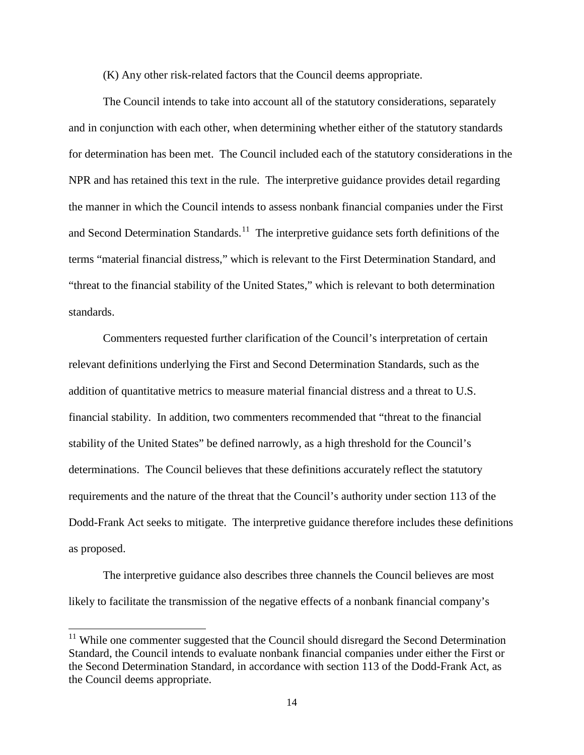(K) Any other risk-related factors that the Council deems appropriate.

The Council intends to take into account all of the statutory considerations, separately and in conjunction with each other, when determining whether either of the statutory standards for determination has been met. The Council included each of the statutory considerations in the NPR and has retained this text in the rule. The interpretive guidance provides detail regarding the manner in which the Council intends to assess nonbank financial companies under the First and Second Determination Standards.[11] The interpretive guidance sets forth definitions of the terms "material financial distress," which is relevant to the First Determination Standard, and "threat to the financial stability of the United States," which is relevant to both determination standards.

Commenters requested further clarification of the Council's interpretation of certain relevant definitions underlying the First and Second Determination Standards, such as the addition of quantitative metrics to measure material financial distress and a threat to U.S. financial stability. In addition, two commenters recommended that "threat to the financial stability of the United States" be defined narrowly, as a high threshold for the Council's determinations. The Council believes that these definitions accurately reflect the statutory requirements and the nature of the threat that the Council's authority under section 113 of the Dodd-Frank Act seeks to mitigate. The interpretive guidance therefore includes these definitions as proposed.

The interpretive guidance also describes three channels the Council believes are most likely to facilitate the transmission of the negative effects of a nonbank financial company's

[11] While one commenter suggested that the Council should disregard the Second Determination Standard, the Council intends to evaluate nonbank financial companies under either the First or the Second Determination Standard, in accordance with section 113 of the Dodd-Frank Act, as the Council deems appropriate.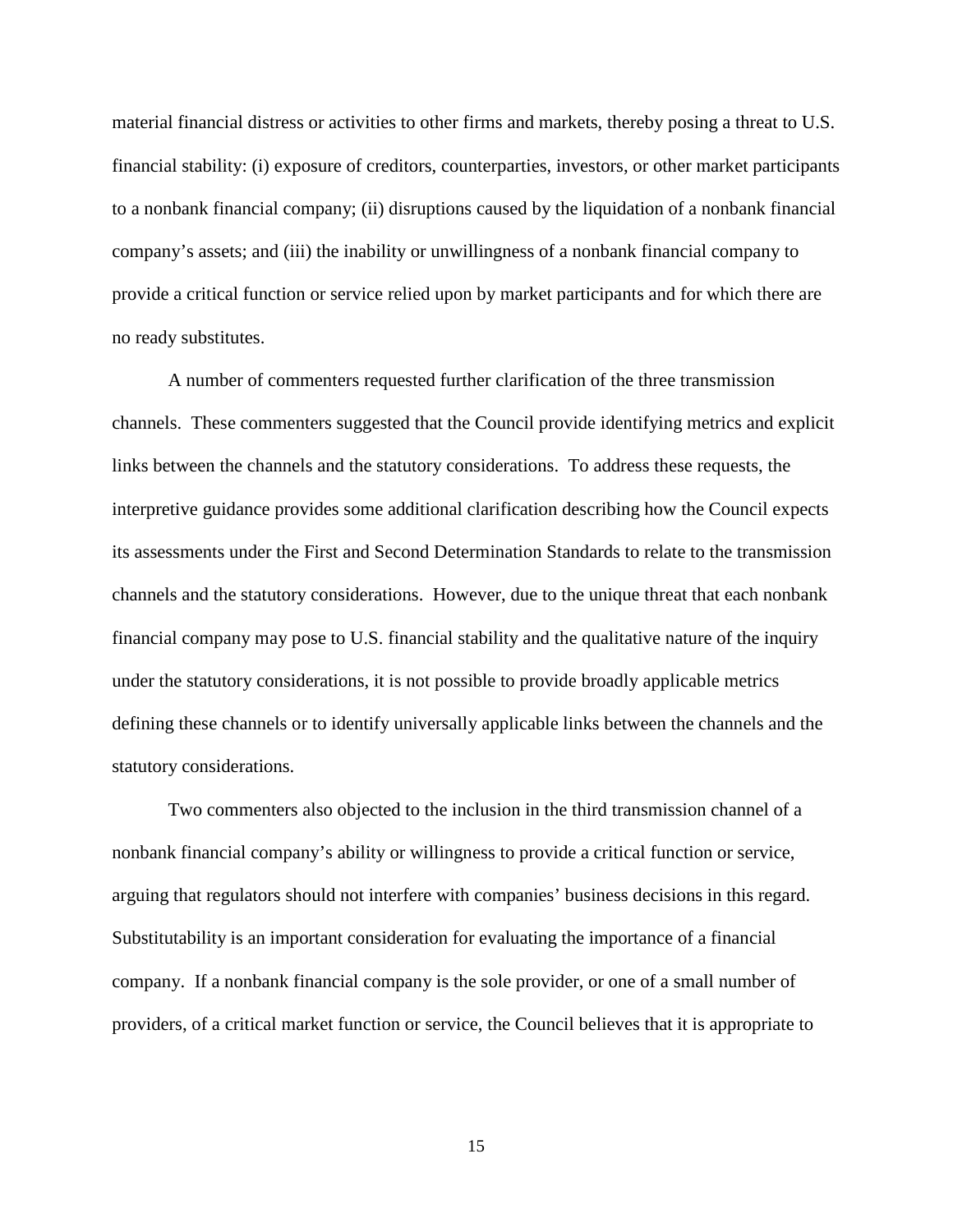material financial distress or activities to other firms and markets, thereby posing a threat to U.S. financial stability: (i) exposure of creditors, counterparties, investors, or other market participants to a nonbank financial company; (ii) disruptions caused by the liquidation of a nonbank financial company's assets; and (iii) the inability or unwillingness of a nonbank financial company to provide a critical function or service relied upon by market participants and for which there are no ready substitutes.

A number of commenters requested further clarification of the three transmission channels. These commenters suggested that the Council provide identifying metrics and explicit links between the channels and the statutory considerations. To address these requests, the interpretive guidance provides some additional clarification describing how the Council expects its assessments under the First and Second Determination Standards to relate to the transmission channels and the statutory considerations. However, due to the unique threat that each nonbank financial company may pose to U.S. financial stability and the qualitative nature of the inquiry under the statutory considerations, it is not possible to provide broadly applicable metrics defining these channels or to identify universally applicable links between the channels and the statutory considerations.

Two commenters also objected to the inclusion in the third transmission channel of a nonbank financial company's ability or willingness to provide a critical function or service, arguing that regulators should not interfere with companies' business decisions in this regard. Substitutability is an important consideration for evaluating the importance of a financial company. If a nonbank financial company is the sole provider, or one of a small number of providers, of a critical market function or service, the Council believes that it is appropriate to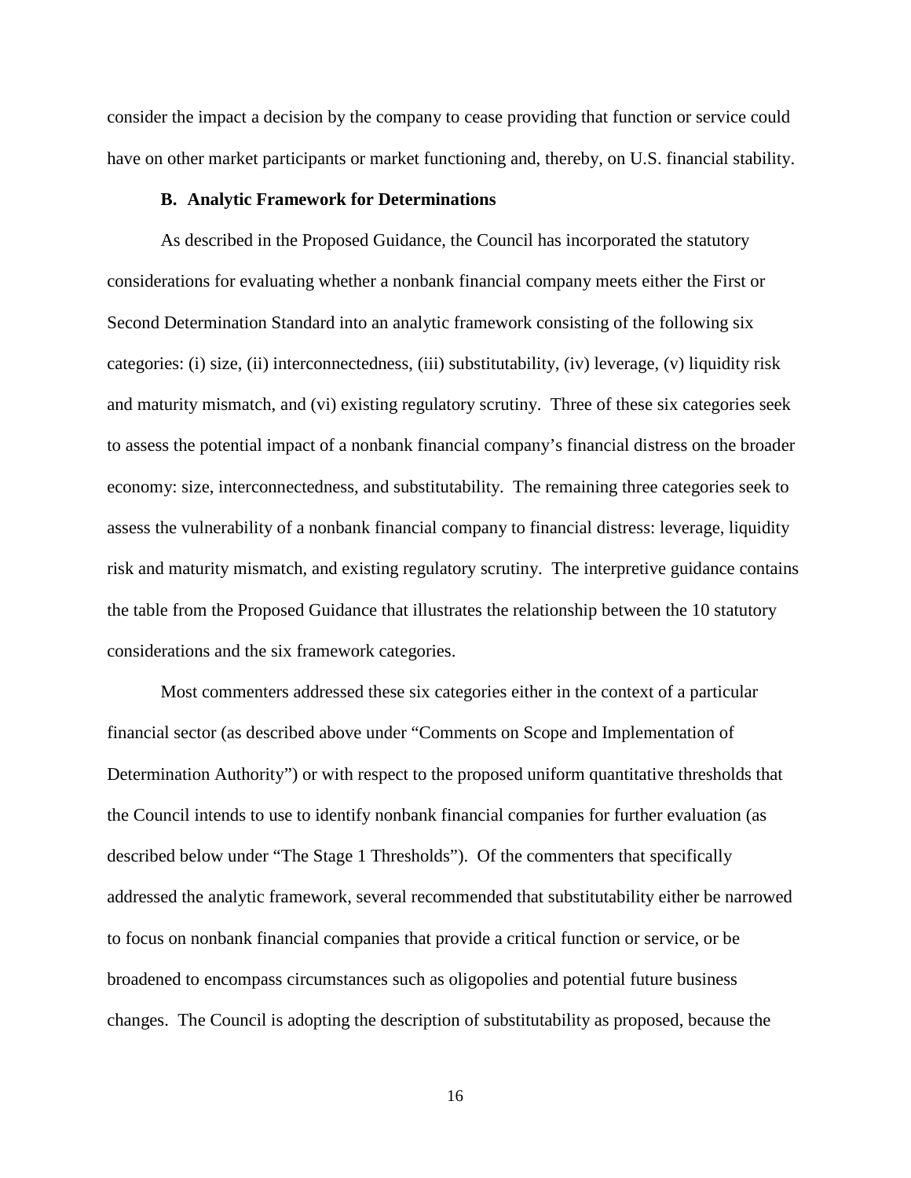consider the impact a decision by the company to cease providing that function or service could have on other market participants or market functioning and, thereby, on U.S. financial stability.

### B. Analytic Framework for Determinations

As described in the Proposed Guidance, the Council has incorporated the statutory considerations for evaluating whether a nonbank financial company meets either the First or Second Determination Standard into an analytic framework consisting of the following six categories: (i) size, (ii) interconnectedness, (iii) substitutability, (iv) leverage, (v) liquidity risk and maturity mismatch, and (vi) existing regulatory scrutiny. Three of these six categories seek to assess the potential impact of a nonbank financial company's financial distress on the broader economy: size, interconnectedness, and substitutability. The remaining three categories seek to assess the vulnerability of a nonbank financial company to financial distress: leverage, liquidity risk and maturity mismatch, and existing regulatory scrutiny. The interpretive guidance contains the table from the Proposed Guidance that illustrates the relationship between the 10 statutory considerations and the six framework categories.

Most commenters addressed these six categories either in the context of a particular financial sector (as described above under "Comments on Scope and Implementation of Determination Authority") or with respect to the proposed uniform quantitative thresholds that the Council intends to use to identify nonbank financial companies for further evaluation (as described below under "The Stage 1 Thresholds"). Of the commenters that specifically addressed the analytic framework, several recommended that substitutability either be narrowed to focus on nonbank financial companies that provide a critical function or service, or be broadened to encompass circumstances such as oligopolies and potential future business changes. The Council is adopting the description of substitutability as proposed, because the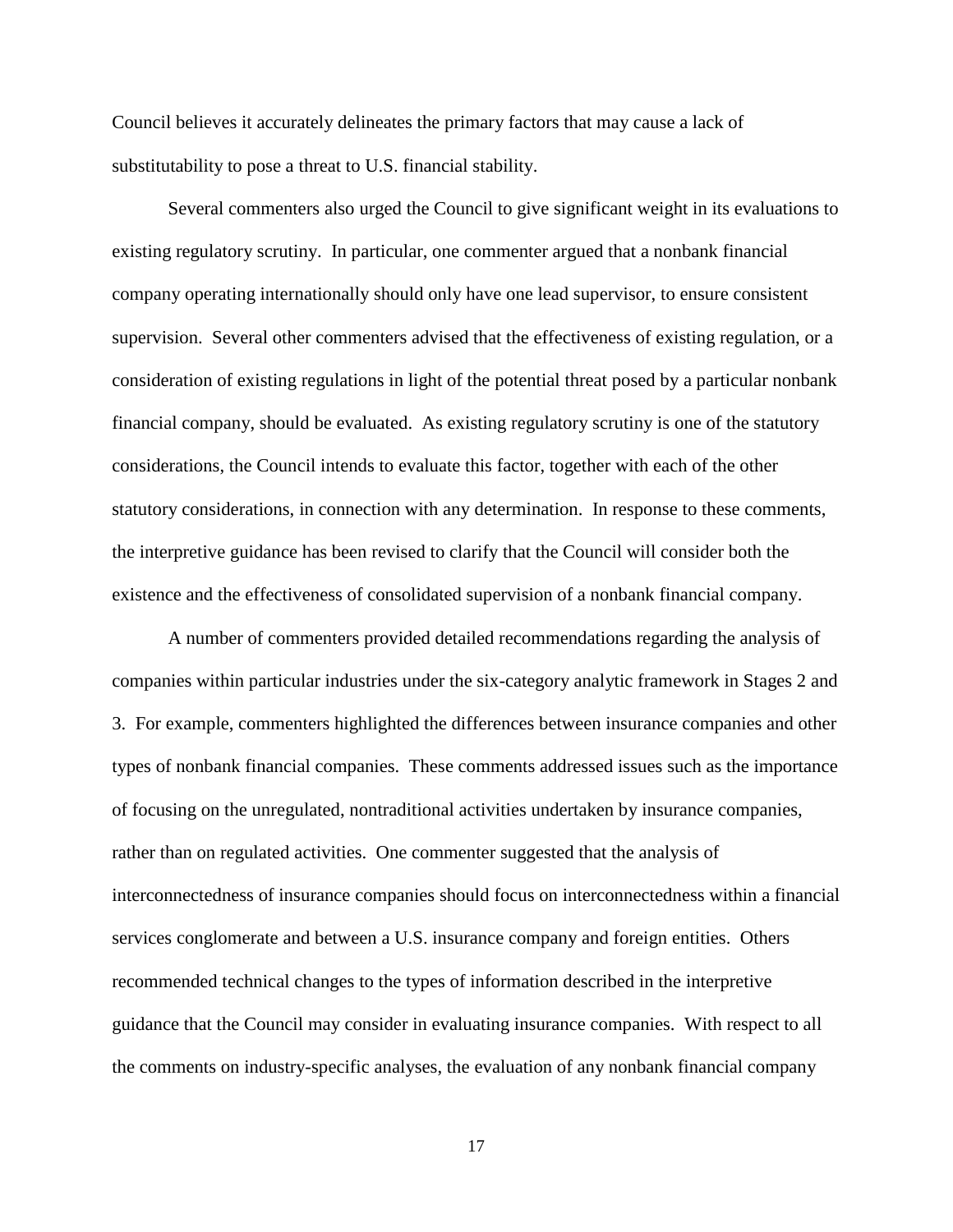Council believes it accurately delineates the primary factors that may cause a lack of substitutability to pose a threat to U.S. financial stability.

Several commenters also urged the Council to give significant weight in its evaluations to existing regulatory scrutiny. In particular, one commenter argued that a nonbank financial company operating internationally should only have one lead supervisor, to ensure consistent supervision. Several other commenters advised that the effectiveness of existing regulation, or a consideration of existing regulations in light of the potential threat posed by a particular nonbank financial company, should be evaluated. As existing regulatory scrutiny is one of the statutory considerations, the Council intends to evaluate this factor, together with each of the other statutory considerations, in connection with any determination. In response to these comments, the interpretive guidance has been revised to clarify that the Council will consider both the existence and the effectiveness of consolidated supervision of a nonbank financial company.

A number of commenters provided detailed recommendations regarding the analysis of companies within particular industries under the six-category analytic framework in Stages 2 and 3. For example, commenters highlighted the differences between insurance companies and other types of nonbank financial companies. These comments addressed issues such as the importance of focusing on the unregulated, nontraditional activities undertaken by insurance companies, rather than on regulated activities. One commenter suggested that the analysis of interconnectedness of insurance companies should focus on interconnectedness within a financial services conglomerate and between a U.S. insurance company and foreign entities. Others recommended technical changes to the types of information described in the interpretive guidance that the Council may consider in evaluating insurance companies. With respect to all the comments on industry-specific analyses, the evaluation of any nonbank financial company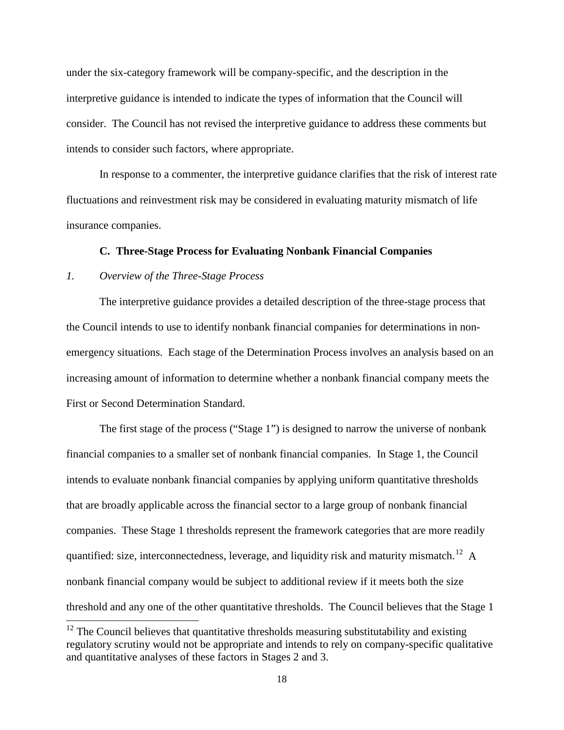under the six-category framework will be company-specific, and the description in the interpretive guidance is intended to indicate the types of information that the Council will consider. The Council has not revised the interpretive guidance to address these comments but intends to consider such factors, where appropriate.

In response to a commenter, the interpretive guidance clarifies that the risk of interest rate fluctuations and reinvestment risk may be considered in evaluating maturity mismatch of life insurance companies.

### C. Three-Stage Process for Evaluating Nonbank Financial Companies

#### *1. Overview of the Three-Stage Process*

The interpretive guidance provides a detailed description of the three-stage process that the Council intends to use to identify nonbank financial companies for determinations in non-emergency situations. Each stage of the Determination Process involves an analysis based on an increasing amount of information to determine whether a nonbank financial company meets the First or Second Determination Standard.

The first stage of the process ("Stage 1") is designed to narrow the universe of nonbank financial companies to a smaller set of nonbank financial companies. In Stage 1, the Council intends to evaluate nonbank financial companies by applying uniform quantitative thresholds that are broadly applicable across the financial sector to a large group of nonbank financial companies. These Stage 1 thresholds represent the framework categories that are more readily quantified: size, interconnectedness, leverage, and liquidity risk and maturity mismatch.[12] A nonbank financial company would be subject to additional review if it meets both the size threshold and any one of the other quantitative thresholds. The Council believes that the Stage 1

[12] The Council believes that quantitative thresholds measuring substitutability and existing regulatory scrutiny would not be appropriate and intends to rely on company-specific qualitative and quantitative analyses of these factors in Stages 2 and 3.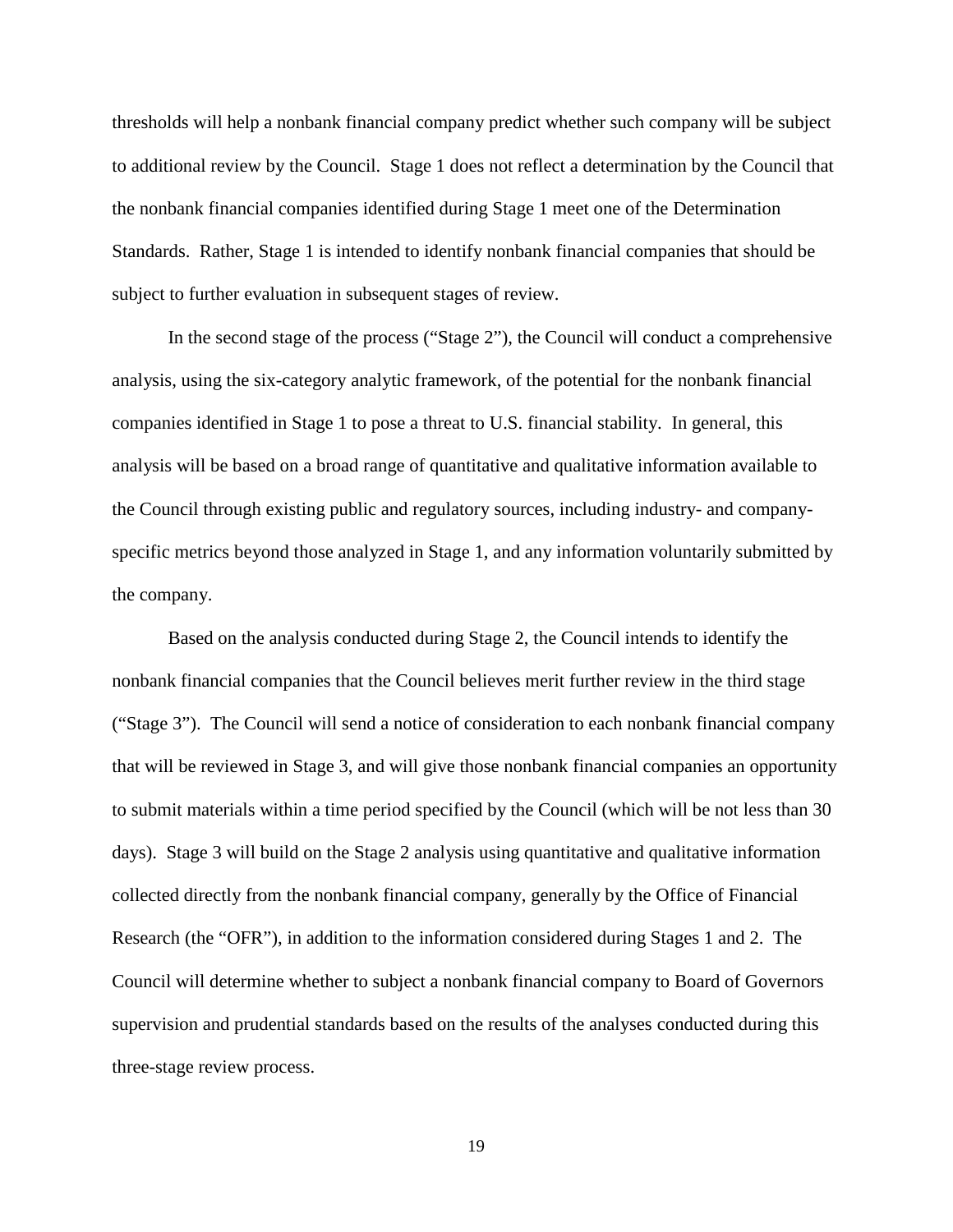thresholds will help a nonbank financial company predict whether such company will be subject to additional review by the Council. Stage 1 does not reflect a determination by the Council that the nonbank financial companies identified during Stage 1 meet one of the Determination Standards. Rather, Stage 1 is intended to identify nonbank financial companies that should be subject to further evaluation in subsequent stages of review.

In the second stage of the process ("Stage 2"), the Council will conduct a comprehensive analysis, using the six-category analytic framework, of the potential for the nonbank financial companies identified in Stage 1 to pose a threat to U.S. financial stability. In general, this analysis will be based on a broad range of quantitative and qualitative information available to the Council through existing public and regulatory sources, including industry- and company-specific metrics beyond those analyzed in Stage 1, and any information voluntarily submitted by the company.

Based on the analysis conducted during Stage 2, the Council intends to identify the nonbank financial companies that the Council believes merit further review in the third stage ("Stage 3"). The Council will send a notice of consideration to each nonbank financial company that will be reviewed in Stage 3, and will give those nonbank financial companies an opportunity to submit materials within a time period specified by the Council (which will be not less than 30 days). Stage 3 will build on the Stage 2 analysis using quantitative and qualitative information collected directly from the nonbank financial company, generally by the Office of Financial Research (the "OFR"), in addition to the information considered during Stages 1 and 2. The Council will determine whether to subject a nonbank financial company to Board of Governors supervision and prudential standards based on the results of the analyses conducted during this three-stage review process.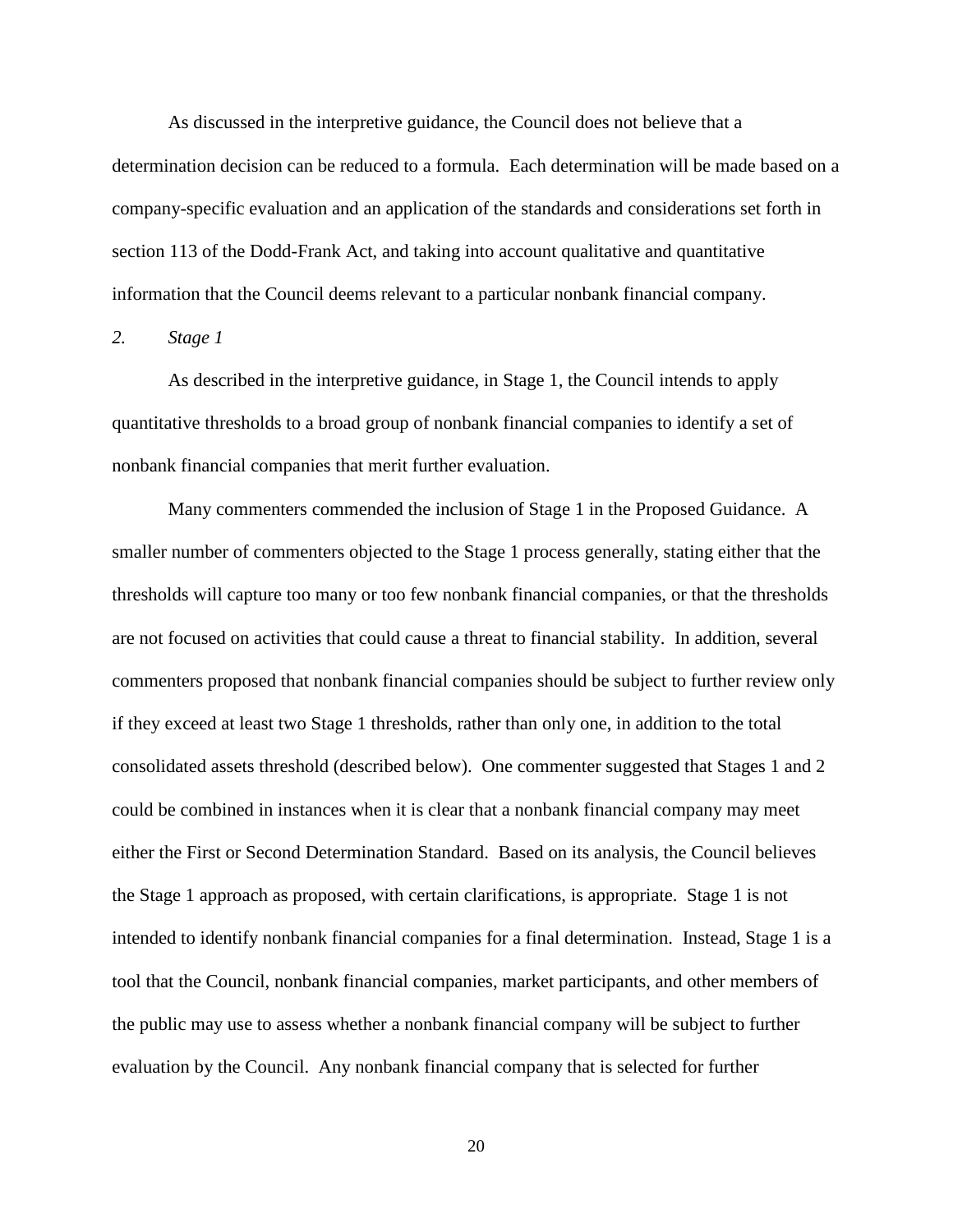As discussed in the interpretive guidance, the Council does not believe that a determination decision can be reduced to a formula. Each determination will be made based on a company-specific evaluation and an application of the standards and considerations set forth in section 113 of the Dodd-Frank Act, and taking into account qualitative and quantitative information that the Council deems relevant to a particular nonbank financial company.

### *2. Stage 1*

As described in the interpretive guidance, in Stage 1, the Council intends to apply quantitative thresholds to a broad group of nonbank financial companies to identify a set of nonbank financial companies that merit further evaluation.

Many commenters commended the inclusion of Stage 1 in the Proposed Guidance. A smaller number of commenters objected to the Stage 1 process generally, stating either that the thresholds will capture too many or too few nonbank financial companies, or that the thresholds are not focused on activities that could cause a threat to financial stability. In addition, several commenters proposed that nonbank financial companies should be subject to further review only if they exceed at least two Stage 1 thresholds, rather than only one, in addition to the total consolidated assets threshold (described below). One commenter suggested that Stages 1 and 2 could be combined in instances when it is clear that a nonbank financial company may meet either the First or Second Determination Standard. Based on its analysis, the Council believes the Stage 1 approach as proposed, with certain clarifications, is appropriate. Stage 1 is not intended to identify nonbank financial companies for a final determination. Instead, Stage 1 is a tool that the Council, nonbank financial companies, market participants, and other members of the public may use to assess whether a nonbank financial company will be subject to further evaluation by the Council. Any nonbank financial company that is selected for further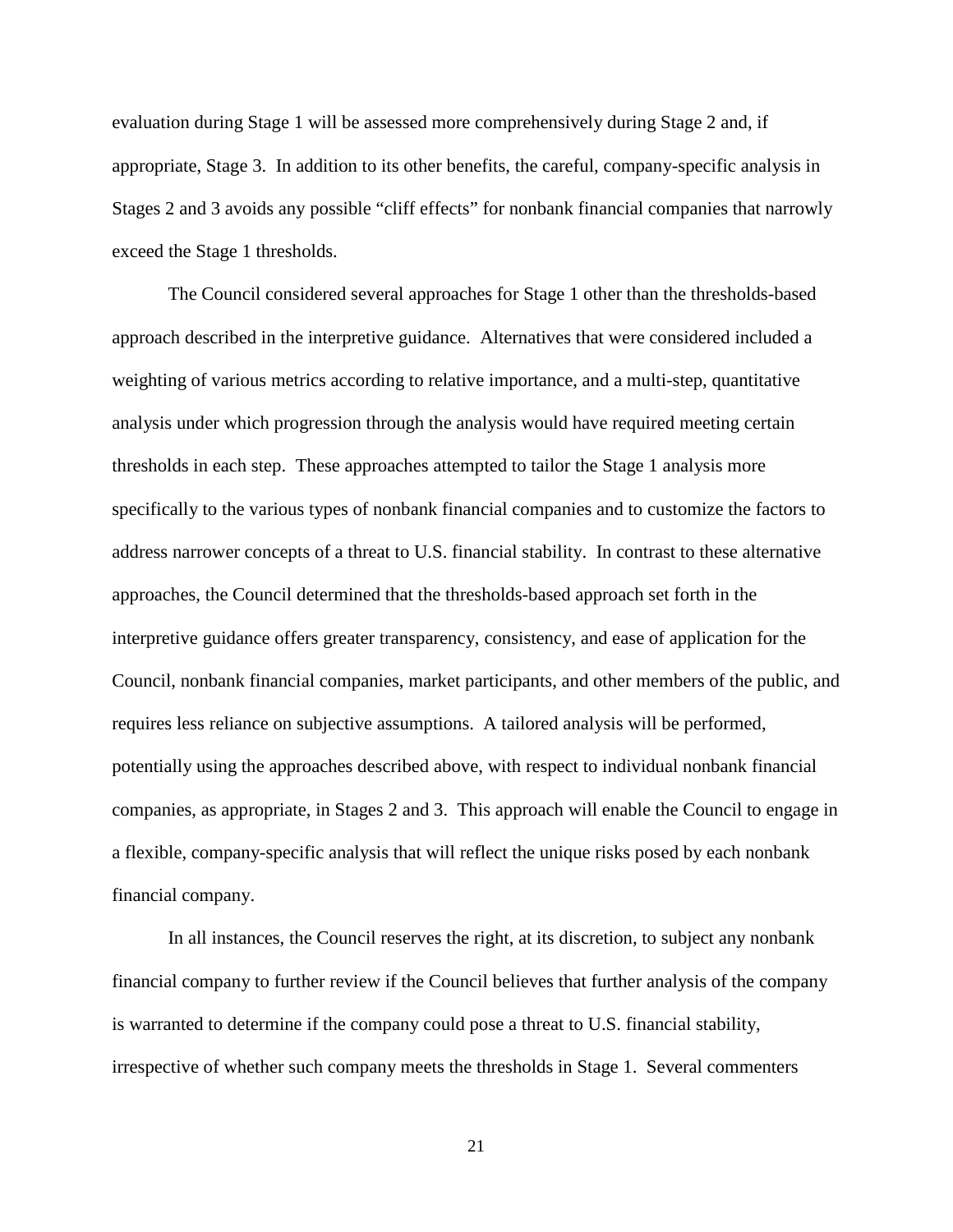evaluation during Stage 1 will be assessed more comprehensively during Stage 2 and, if appropriate, Stage 3. In addition to its other benefits, the careful, company-specific analysis in Stages 2 and 3 avoids any possible "cliff effects" for nonbank financial companies that narrowly exceed the Stage 1 thresholds.

The Council considered several approaches for Stage 1 other than the thresholds-based approach described in the interpretive guidance. Alternatives that were considered included a weighting of various metrics according to relative importance, and a multi-step, quantitative analysis under which progression through the analysis would have required meeting certain thresholds in each step. These approaches attempted to tailor the Stage 1 analysis more specifically to the various types of nonbank financial companies and to customize the factors to address narrower concepts of a threat to U.S. financial stability. In contrast to these alternative approaches, the Council determined that the thresholds-based approach set forth in the interpretive guidance offers greater transparency, consistency, and ease of application for the Council, nonbank financial companies, market participants, and other members of the public, and requires less reliance on subjective assumptions. A tailored analysis will be performed, potentially using the approaches described above, with respect to individual nonbank financial companies, as appropriate, in Stages 2 and 3. This approach will enable the Council to engage in a flexible, company-specific analysis that will reflect the unique risks posed by each nonbank financial company.

In all instances, the Council reserves the right, at its discretion, to subject any nonbank financial company to further review if the Council believes that further analysis of the company is warranted to determine if the company could pose a threat to U.S. financial stability, irrespective of whether such company meets the thresholds in Stage 1. Several commenters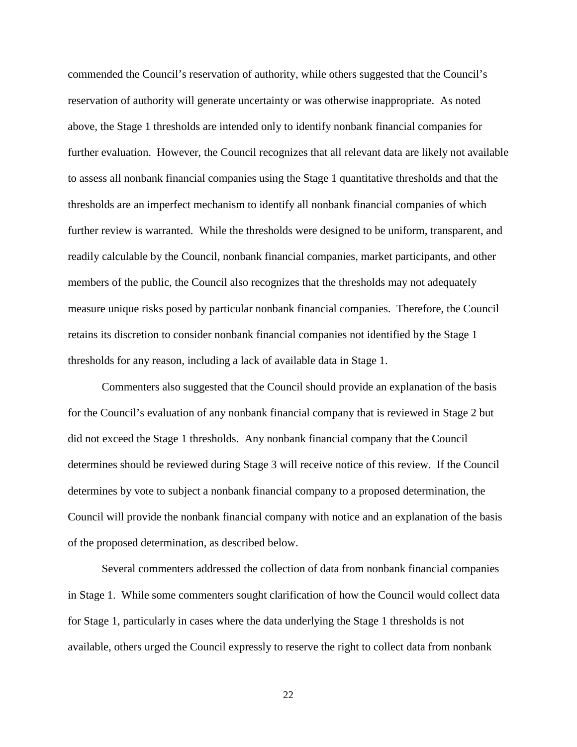commended the Council's reservation of authority, while others suggested that the Council's reservation of authority will generate uncertainty or was otherwise inappropriate. As noted above, the Stage 1 thresholds are intended only to identify nonbank financial companies for further evaluation. However, the Council recognizes that all relevant data are likely not available to assess all nonbank financial companies using the Stage 1 quantitative thresholds and that the thresholds are an imperfect mechanism to identify all nonbank financial companies of which further review is warranted. While the thresholds were designed to be uniform, transparent, and readily calculable by the Council, nonbank financial companies, market participants, and other members of the public, the Council also recognizes that the thresholds may not adequately measure unique risks posed by particular nonbank financial companies. Therefore, the Council retains its discretion to consider nonbank financial companies not identified by the Stage 1 thresholds for any reason, including a lack of available data in Stage 1.

Commenters also suggested that the Council should provide an explanation of the basis for the Council's evaluation of any nonbank financial company that is reviewed in Stage 2 but did not exceed the Stage 1 thresholds. Any nonbank financial company that the Council determines should be reviewed during Stage 3 will receive notice of this review. If the Council determines by vote to subject a nonbank financial company to a proposed determination, the Council will provide the nonbank financial company with notice and an explanation of the basis of the proposed determination, as described below.

Several commenters addressed the collection of data from nonbank financial companies in Stage 1. While some commenters sought clarification of how the Council would collect data for Stage 1, particularly in cases where the data underlying the Stage 1 thresholds is not available, others urged the Council expressly to reserve the right to collect data from nonbank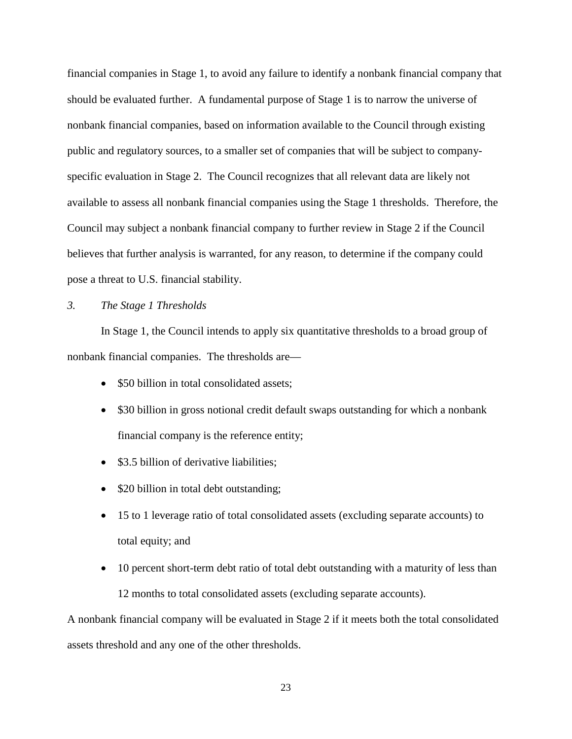financial companies in Stage 1, to avoid any failure to identify a nonbank financial company that should be evaluated further. A fundamental purpose of Stage 1 is to narrow the universe of nonbank financial companies, based on information available to the Council through existing public and regulatory sources, to a smaller set of companies that will be subject to company-specific evaluation in Stage 2. The Council recognizes that all relevant data are likely not available to assess all nonbank financial companies using the Stage 1 thresholds. Therefore, the Council may subject a nonbank financial company to further review in Stage 2 if the Council believes that further analysis is warranted, for any reason, to determine if the company could pose a threat to U.S. financial stability.

*3. The Stage 1 Thresholds*

In Stage 1, the Council intends to apply six quantitative thresholds to a broad group of nonbank financial companies. The thresholds are—

- $50 billion in total consolidated assets;
- $30 billion in gross notional credit default swaps outstanding for which a nonbank financial company is the reference entity;
- $3.5 billion of derivative liabilities;
- $20 billion in total debt outstanding;
- 15 to 1 leverage ratio of total consolidated assets (excluding separate accounts) to total equity; and
- 10 percent short-term debt ratio of total debt outstanding with a maturity of less than 12 months to total consolidated assets (excluding separate accounts).

A nonbank financial company will be evaluated in Stage 2 if it meets both the total consolidated assets threshold and any one of the other thresholds.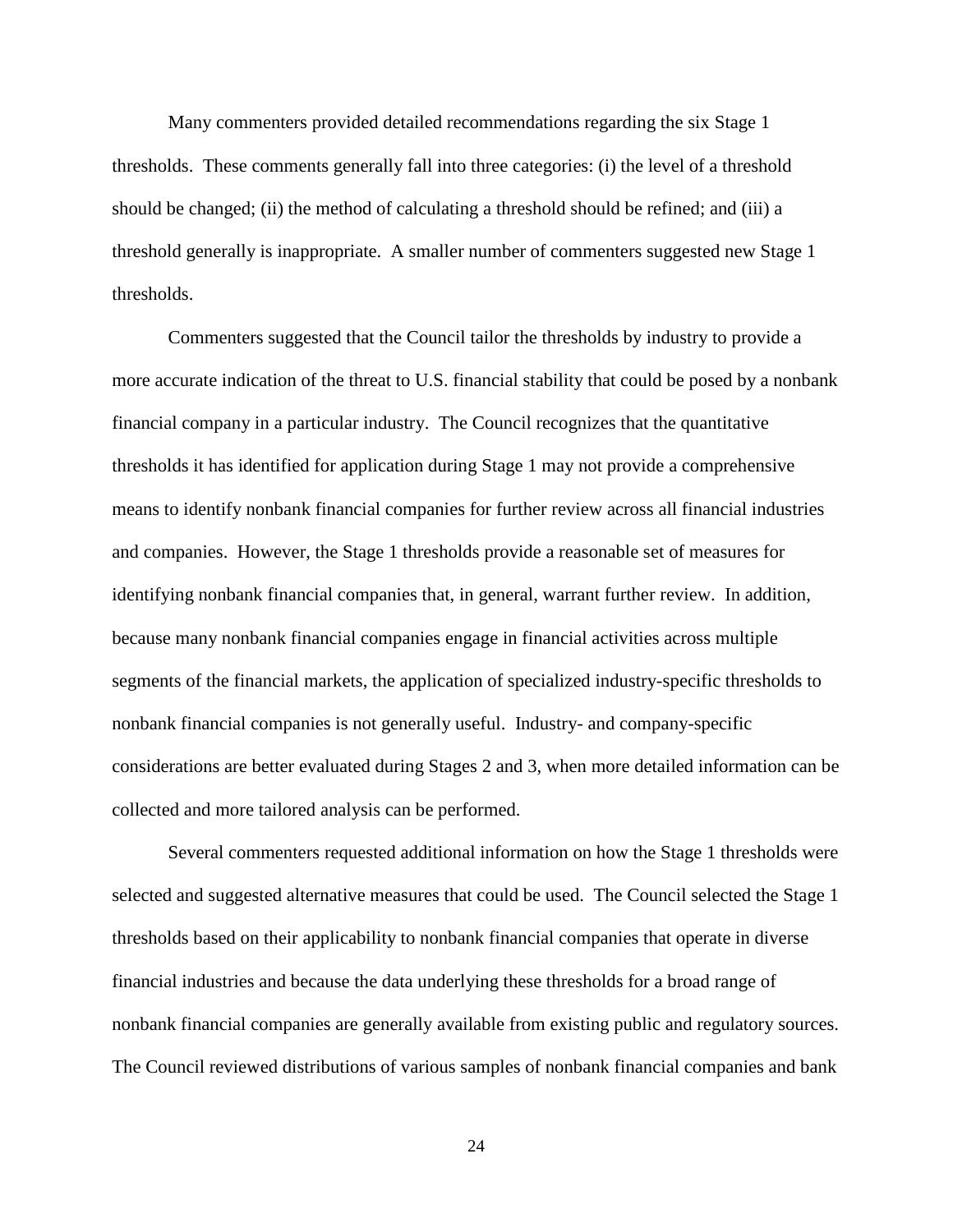Many commenters provided detailed recommendations regarding the six Stage 1 thresholds. These comments generally fall into three categories: (i) the level of a threshold should be changed; (ii) the method of calculating a threshold should be refined; and (iii) a threshold generally is inappropriate. A smaller number of commenters suggested new Stage 1 thresholds.

Commenters suggested that the Council tailor the thresholds by industry to provide a more accurate indication of the threat to U.S. financial stability that could be posed by a nonbank financial company in a particular industry. The Council recognizes that the quantitative thresholds it has identified for application during Stage 1 may not provide a comprehensive means to identify nonbank financial companies for further review across all financial industries and companies. However, the Stage 1 thresholds provide a reasonable set of measures for identifying nonbank financial companies that, in general, warrant further review. In addition, because many nonbank financial companies engage in financial activities across multiple segments of the financial markets, the application of specialized industry-specific thresholds to nonbank financial companies is not generally useful. Industry- and company-specific considerations are better evaluated during Stages 2 and 3, when more detailed information can be collected and more tailored analysis can be performed.

Several commenters requested additional information on how the Stage 1 thresholds were selected and suggested alternative measures that could be used. The Council selected the Stage 1 thresholds based on their applicability to nonbank financial companies that operate in diverse financial industries and because the data underlying these thresholds for a broad range of nonbank financial companies are generally available from existing public and regulatory sources. The Council reviewed distributions of various samples of nonbank financial companies and bank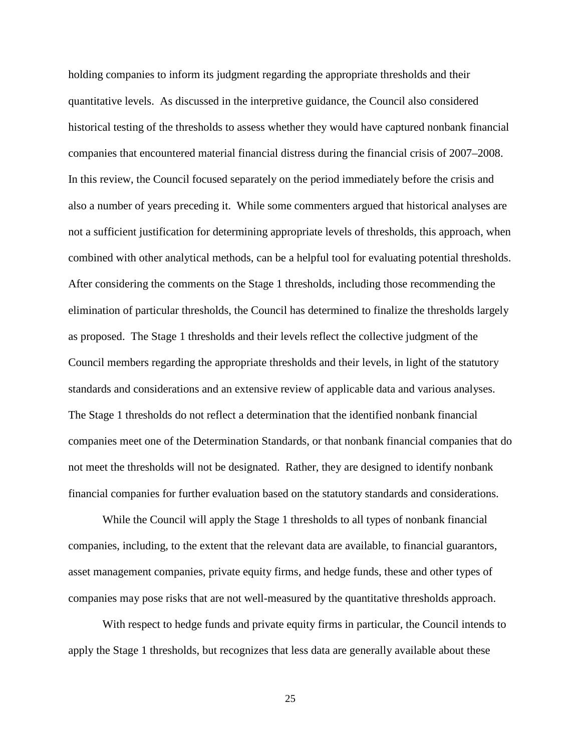holding companies to inform its judgment regarding the appropriate thresholds and their quantitative levels. As discussed in the interpretive guidance, the Council also considered historical testing of the thresholds to assess whether they would have captured nonbank financial companies that encountered material financial distress during the financial crisis of 2007–2008. In this review, the Council focused separately on the period immediately before the crisis and also a number of years preceding it. While some commenters argued that historical analyses are not a sufficient justification for determining appropriate levels of thresholds, this approach, when combined with other analytical methods, can be a helpful tool for evaluating potential thresholds. After considering the comments on the Stage 1 thresholds, including those recommending the elimination of particular thresholds, the Council has determined to finalize the thresholds largely as proposed. The Stage 1 thresholds and their levels reflect the collective judgment of the Council members regarding the appropriate thresholds and their levels, in light of the statutory standards and considerations and an extensive review of applicable data and various analyses. The Stage 1 thresholds do not reflect a determination that the identified nonbank financial companies meet one of the Determination Standards, or that nonbank financial companies that do not meet the thresholds will not be designated. Rather, they are designed to identify nonbank financial companies for further evaluation based on the statutory standards and considerations.

While the Council will apply the Stage 1 thresholds to all types of nonbank financial companies, including, to the extent that the relevant data are available, to financial guarantors, asset management companies, private equity firms, and hedge funds, these and other types of companies may pose risks that are not well-measured by the quantitative thresholds approach.

With respect to hedge funds and private equity firms in particular, the Council intends to apply the Stage 1 thresholds, but recognizes that less data are generally available about these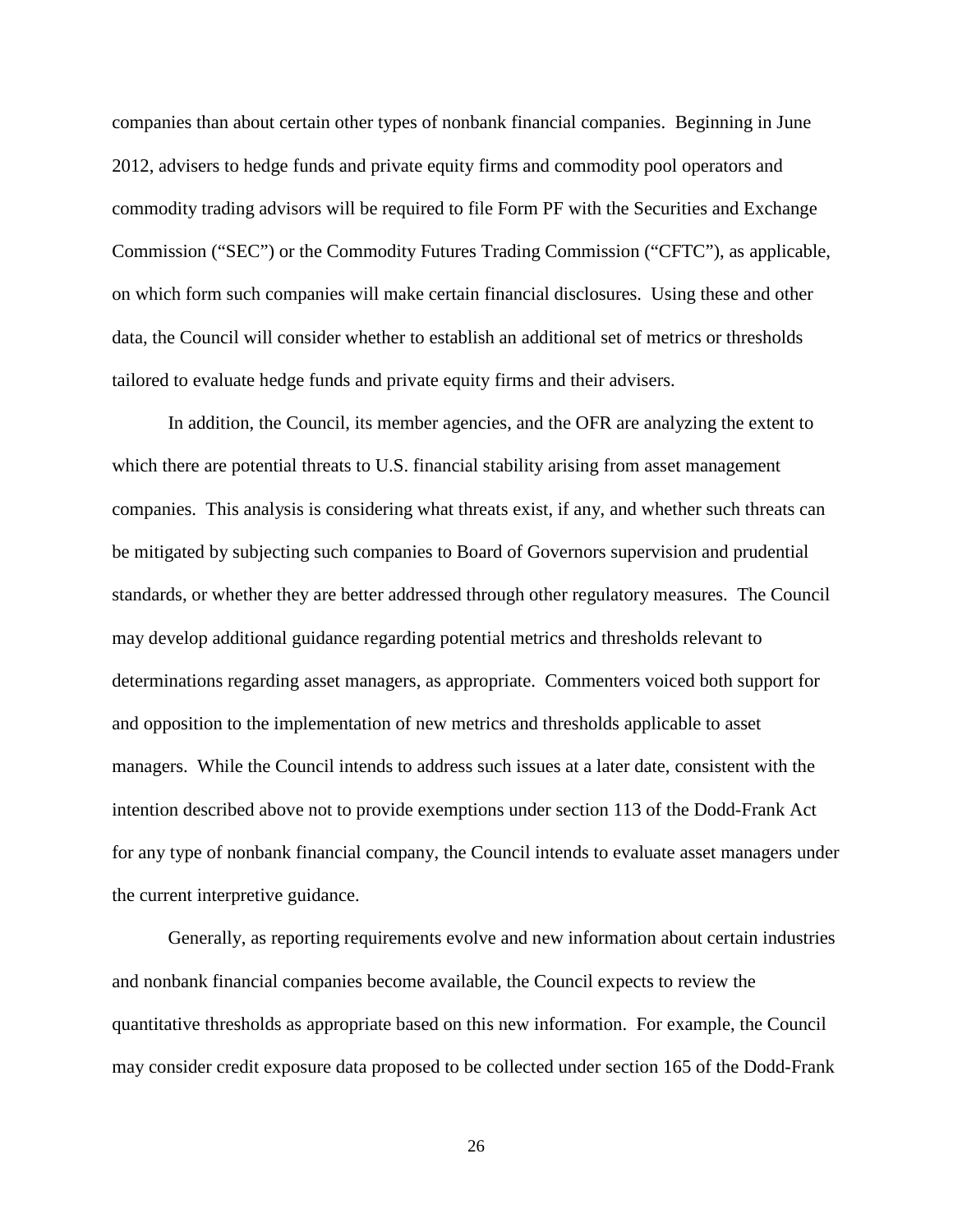companies than about certain other types of nonbank financial companies. Beginning in June 2012, advisers to hedge funds and private equity firms and commodity pool operators and commodity trading advisors will be required to file Form PF with the Securities and Exchange Commission ("SEC") or the Commodity Futures Trading Commission ("CFTC"), as applicable, on which form such companies will make certain financial disclosures. Using these and other data, the Council will consider whether to establish an additional set of metrics or thresholds tailored to evaluate hedge funds and private equity firms and their advisers.

In addition, the Council, its member agencies, and the OFR are analyzing the extent to which there are potential threats to U.S. financial stability arising from asset management companies. This analysis is considering what threats exist, if any, and whether such threats can be mitigated by subjecting such companies to Board of Governors supervision and prudential standards, or whether they are better addressed through other regulatory measures. The Council may develop additional guidance regarding potential metrics and thresholds relevant to determinations regarding asset managers, as appropriate. Commenters voiced both support for and opposition to the implementation of new metrics and thresholds applicable to asset managers. While the Council intends to address such issues at a later date, consistent with the intention described above not to provide exemptions under section 113 of the Dodd-Frank Act for any type of nonbank financial company, the Council intends to evaluate asset managers under the current interpretive guidance.

Generally, as reporting requirements evolve and new information about certain industries and nonbank financial companies become available, the Council expects to review the quantitative thresholds as appropriate based on this new information. For example, the Council may consider credit exposure data proposed to be collected under section 165 of the Dodd-Frank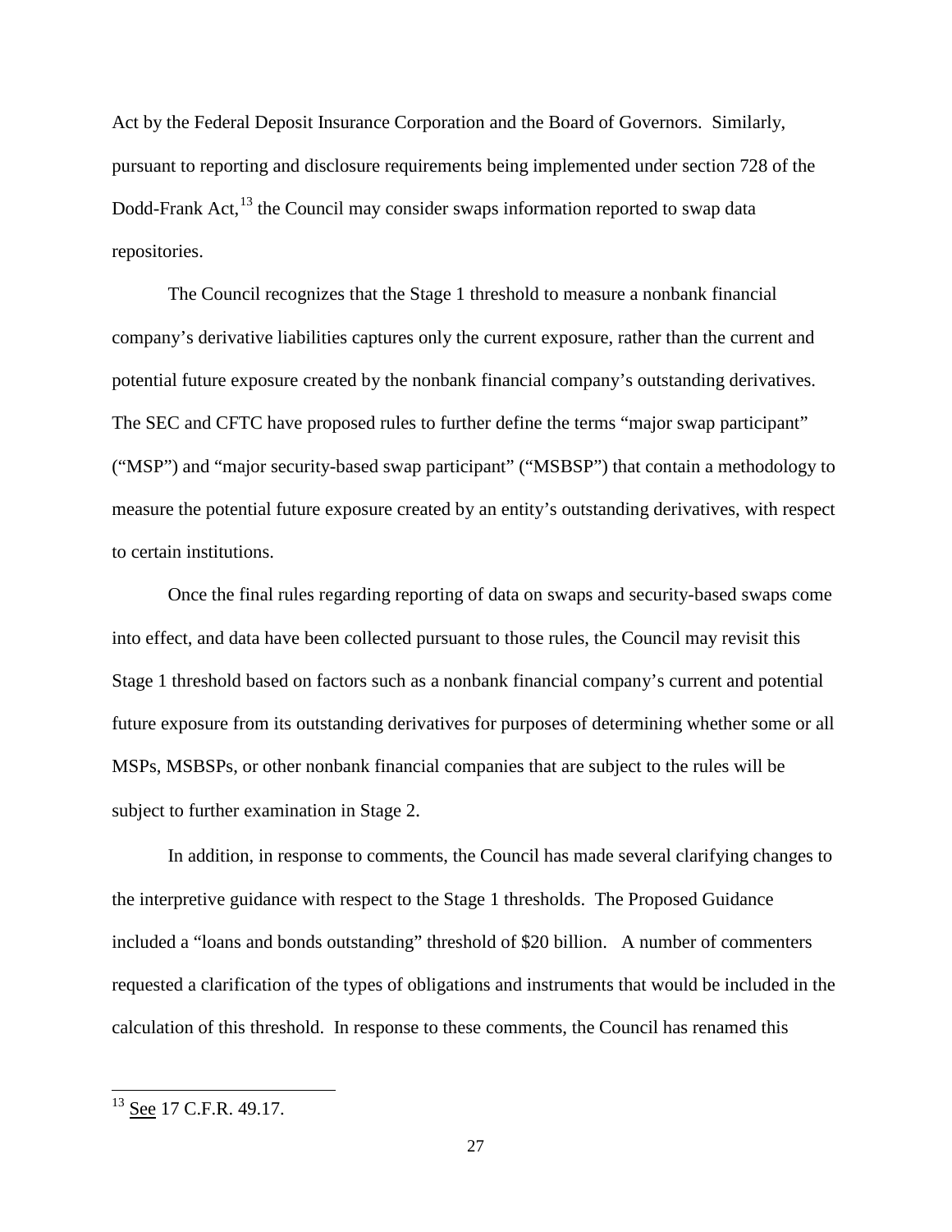Act by the Federal Deposit Insurance Corporation and the Board of Governors. Similarly, pursuant to reporting and disclosure requirements being implemented under section 728 of the Dodd-Frank Act,[13] the Council may consider swaps information reported to swap data repositories.

The Council recognizes that the Stage 1 threshold to measure a nonbank financial company's derivative liabilities captures only the current exposure, rather than the current and potential future exposure created by the nonbank financial company's outstanding derivatives. The SEC and CFTC have proposed rules to further define the terms "major swap participant" ("MSP") and "major security-based swap participant" ("MSBSP") that contain a methodology to measure the potential future exposure created by an entity's outstanding derivatives, with respect to certain institutions.

Once the final rules regarding reporting of data on swaps and security-based swaps come into effect, and data have been collected pursuant to those rules, the Council may revisit this Stage 1 threshold based on factors such as a nonbank financial company's current and potential future exposure from its outstanding derivatives for purposes of determining whether some or all MSPs, MSBSPs, or other nonbank financial companies that are subject to the rules will be subject to further examination in Stage 2.

In addition, in response to comments, the Council has made several clarifying changes to the interpretive guidance with respect to the Stage 1 thresholds. The Proposed Guidance included a "loans and bonds outstanding" threshold of $20 billion. A number of commenters requested a clarification of the types of obligations and instruments that would be included in the calculation of this threshold. In response to these comments, the Council has renamed this

---

[13] See 17 C.F.R. 49.17.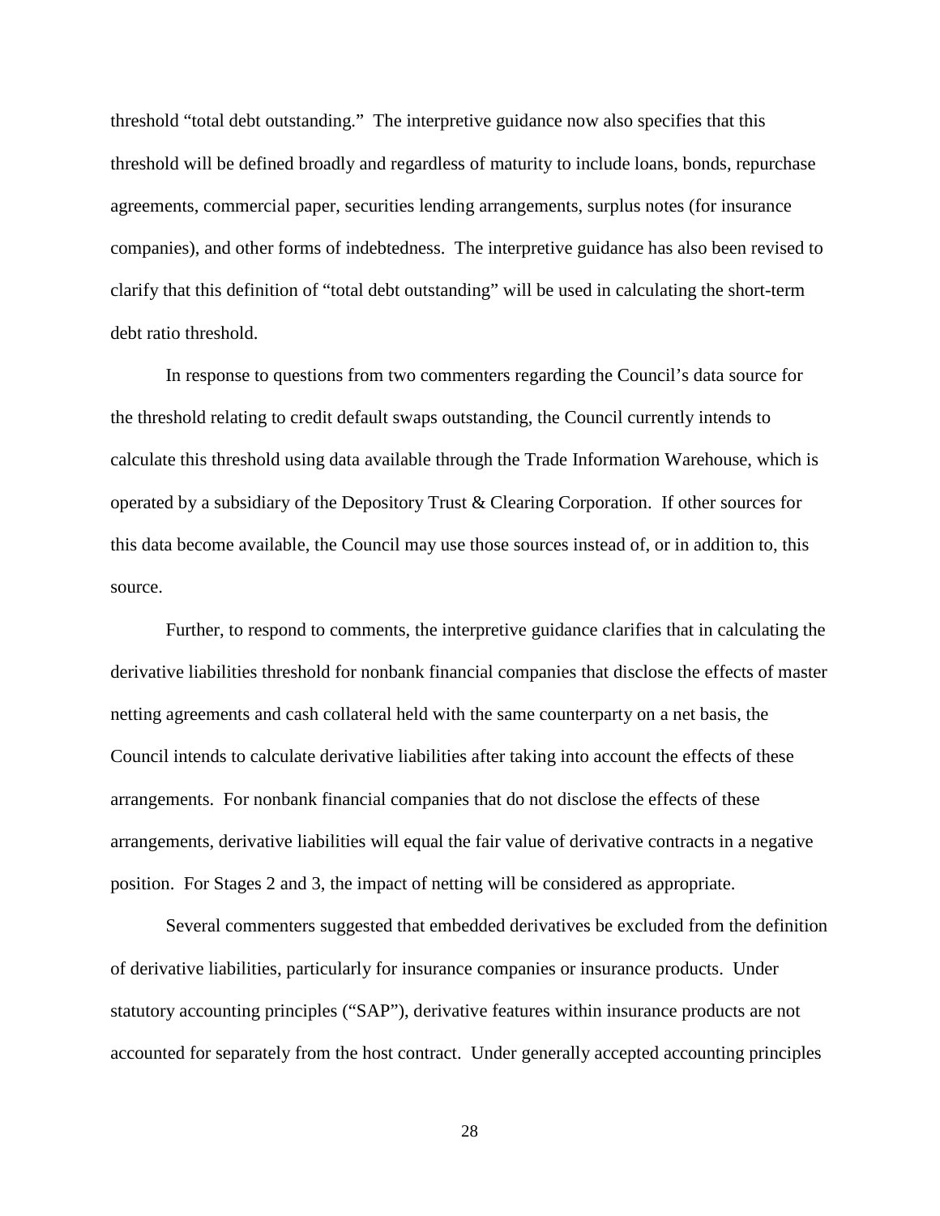threshold "total debt outstanding." The interpretive guidance now also specifies that this threshold will be defined broadly and regardless of maturity to include loans, bonds, repurchase agreements, commercial paper, securities lending arrangements, surplus notes (for insurance companies), and other forms of indebtedness. The interpretive guidance has also been revised to clarify that this definition of "total debt outstanding" will be used in calculating the short-term debt ratio threshold.

In response to questions from two commenters regarding the Council's data source for the threshold relating to credit default swaps outstanding, the Council currently intends to calculate this threshold using data available through the Trade Information Warehouse, which is operated by a subsidiary of the Depository Trust & Clearing Corporation. If other sources for this data become available, the Council may use those sources instead of, or in addition to, this source.

Further, to respond to comments, the interpretive guidance clarifies that in calculating the derivative liabilities threshold for nonbank financial companies that disclose the effects of master netting agreements and cash collateral held with the same counterparty on a net basis, the Council intends to calculate derivative liabilities after taking into account the effects of these arrangements. For nonbank financial companies that do not disclose the effects of these arrangements, derivative liabilities will equal the fair value of derivative contracts in a negative position. For Stages 2 and 3, the impact of netting will be considered as appropriate.

Several commenters suggested that embedded derivatives be excluded from the definition of derivative liabilities, particularly for insurance companies or insurance products. Under statutory accounting principles ("SAP"), derivative features within insurance products are not accounted for separately from the host contract. Under generally accepted accounting principles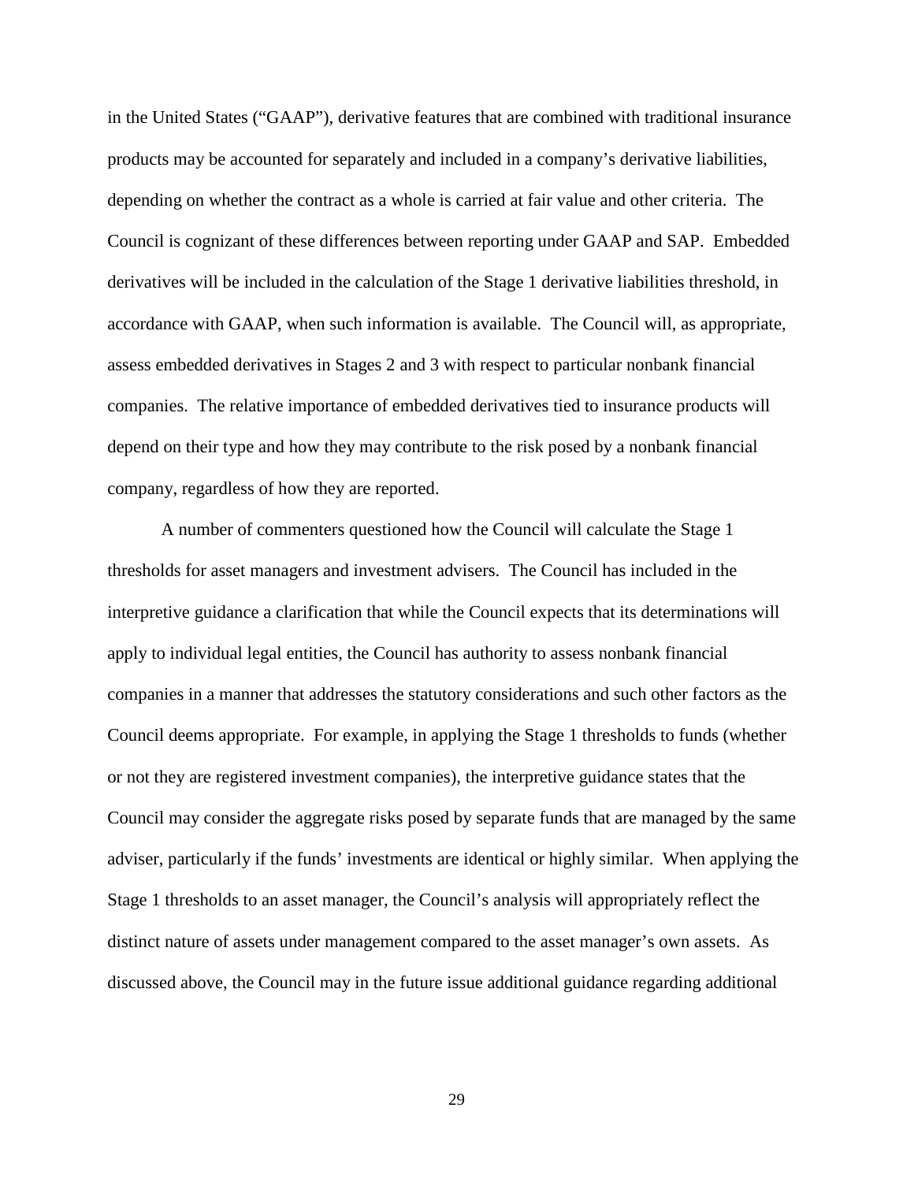in the United States ("GAAP"), derivative features that are combined with traditional insurance products may be accounted for separately and included in a company's derivative liabilities, depending on whether the contract as a whole is carried at fair value and other criteria. The Council is cognizant of these differences between reporting under GAAP and SAP. Embedded derivatives will be included in the calculation of the Stage 1 derivative liabilities threshold, in accordance with GAAP, when such information is available. The Council will, as appropriate, assess embedded derivatives in Stages 2 and 3 with respect to particular nonbank financial companies. The relative importance of embedded derivatives tied to insurance products will depend on their type and how they may contribute to the risk posed by a nonbank financial company, regardless of how they are reported.

A number of commenters questioned how the Council will calculate the Stage 1 thresholds for asset managers and investment advisers. The Council has included in the interpretive guidance a clarification that while the Council expects that its determinations will apply to individual legal entities, the Council has authority to assess nonbank financial companies in a manner that addresses the statutory considerations and such other factors as the Council deems appropriate. For example, in applying the Stage 1 thresholds to funds (whether or not they are registered investment companies), the interpretive guidance states that the Council may consider the aggregate risks posed by separate funds that are managed by the same adviser, particularly if the funds' investments are identical or highly similar. When applying the Stage 1 thresholds to an asset manager, the Council's analysis will appropriately reflect the distinct nature of assets under management compared to the asset manager's own assets. As discussed above, the Council may in the future issue additional guidance regarding additional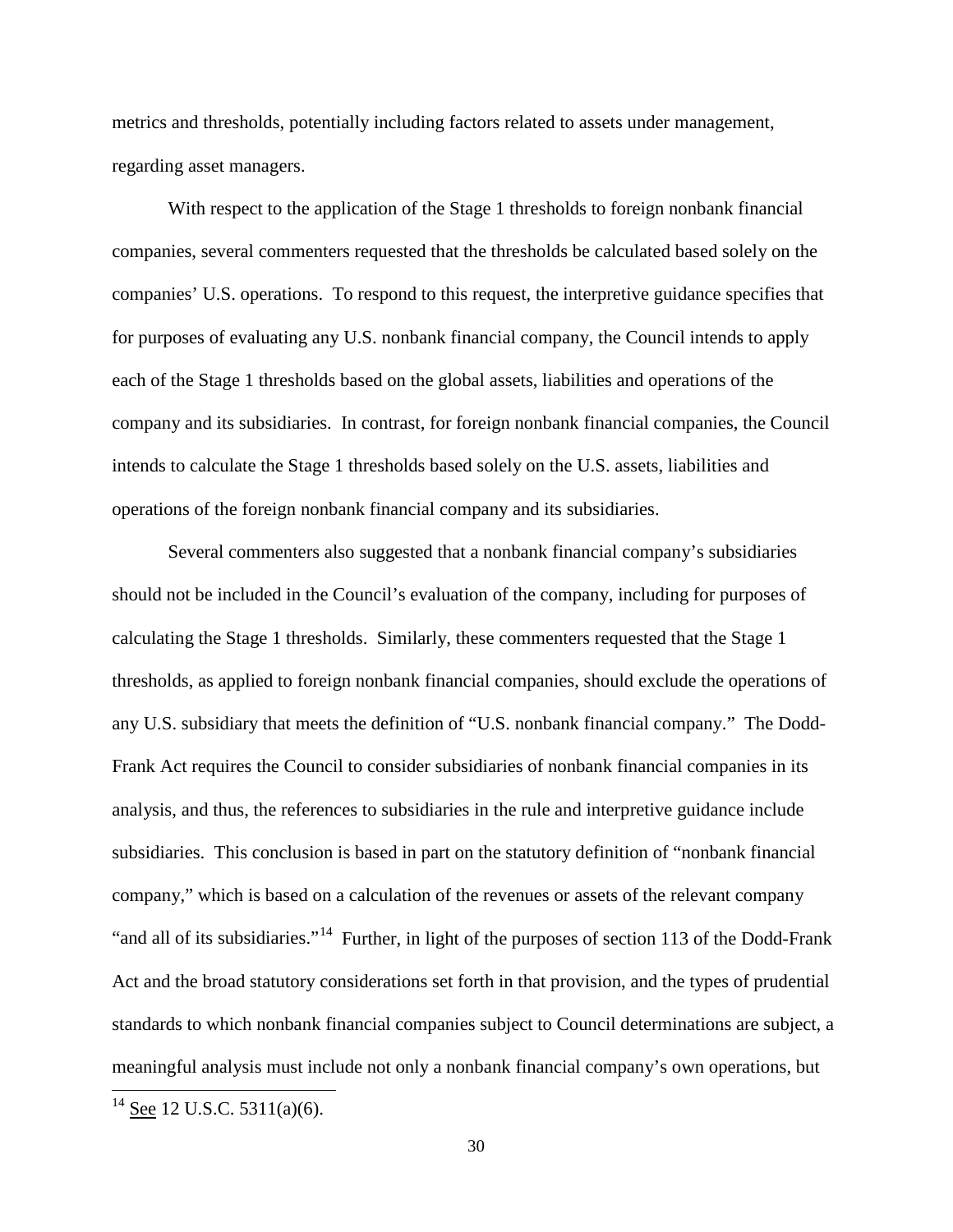metrics and thresholds, potentially including factors related to assets under management, regarding asset managers.

With respect to the application of the Stage 1 thresholds to foreign nonbank financial companies, several commenters requested that the thresholds be calculated based solely on the companies' U.S. operations. To respond to this request, the interpretive guidance specifies that for purposes of evaluating any U.S. nonbank financial company, the Council intends to apply each of the Stage 1 thresholds based on the global assets, liabilities and operations of the company and its subsidiaries. In contrast, for foreign nonbank financial companies, the Council intends to calculate the Stage 1 thresholds based solely on the U.S. assets, liabilities and operations of the foreign nonbank financial company and its subsidiaries.

Several commenters also suggested that a nonbank financial company's subsidiaries should not be included in the Council's evaluation of the company, including for purposes of calculating the Stage 1 thresholds. Similarly, these commenters requested that the Stage 1 thresholds, as applied to foreign nonbank financial companies, should exclude the operations of any U.S. subsidiary that meets the definition of "U.S. nonbank financial company." The Dodd-Frank Act requires the Council to consider subsidiaries of nonbank financial companies in its analysis, and thus, the references to subsidiaries in the rule and interpretive guidance include subsidiaries. This conclusion is based in part on the statutory definition of "nonbank financial company," which is based on a calculation of the revenues or assets of the relevant company "and all of its subsidiaries."[14] Further, in light of the purposes of section 113 of the Dodd-Frank Act and the broad statutory considerations set forth in that provision, and the types of prudential standards to which nonbank financial companies subject to Council determinations are subject, a meaningful analysis must include not only a nonbank financial company's own operations, but

[14] See 12 U.S.C. 5311(a)(6).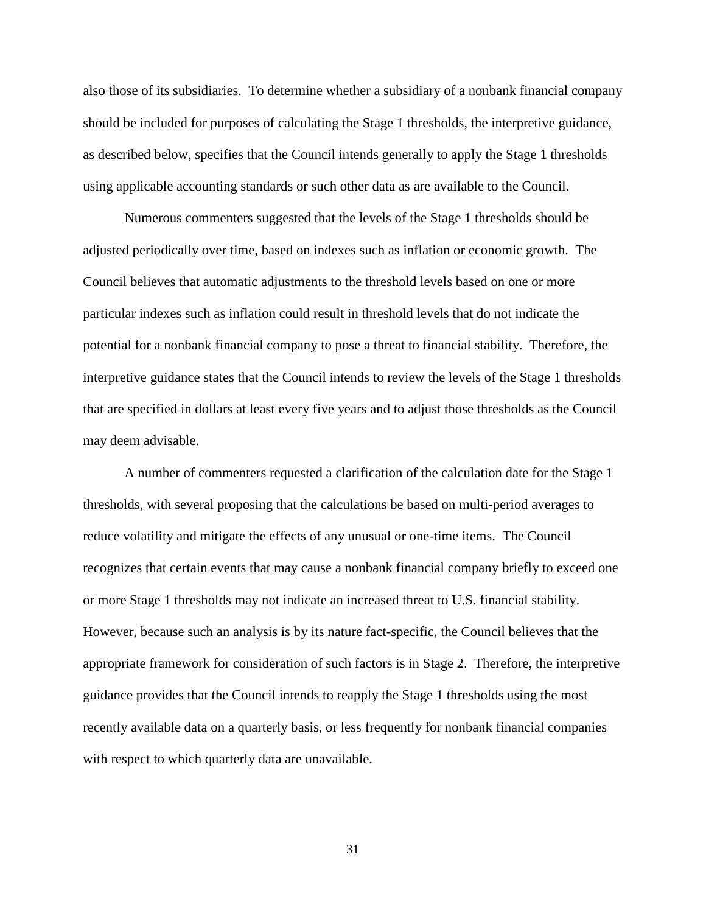also those of its subsidiaries. To determine whether a subsidiary of a nonbank financial company should be included for purposes of calculating the Stage 1 thresholds, the interpretive guidance, as described below, specifies that the Council intends generally to apply the Stage 1 thresholds using applicable accounting standards or such other data as are available to the Council.

Numerous commenters suggested that the levels of the Stage 1 thresholds should be adjusted periodically over time, based on indexes such as inflation or economic growth. The Council believes that automatic adjustments to the threshold levels based on one or more particular indexes such as inflation could result in threshold levels that do not indicate the potential for a nonbank financial company to pose a threat to financial stability. Therefore, the interpretive guidance states that the Council intends to review the levels of the Stage 1 thresholds that are specified in dollars at least every five years and to adjust those thresholds as the Council may deem advisable.

A number of commenters requested a clarification of the calculation date for the Stage 1 thresholds, with several proposing that the calculations be based on multi-period averages to reduce volatility and mitigate the effects of any unusual or one-time items. The Council recognizes that certain events that may cause a nonbank financial company briefly to exceed one or more Stage 1 thresholds may not indicate an increased threat to U.S. financial stability. However, because such an analysis is by its nature fact-specific, the Council believes that the appropriate framework for consideration of such factors is in Stage 2. Therefore, the interpretive guidance provides that the Council intends to reapply the Stage 1 thresholds using the most recently available data on a quarterly basis, or less frequently for nonbank financial companies with respect to which quarterly data are unavailable.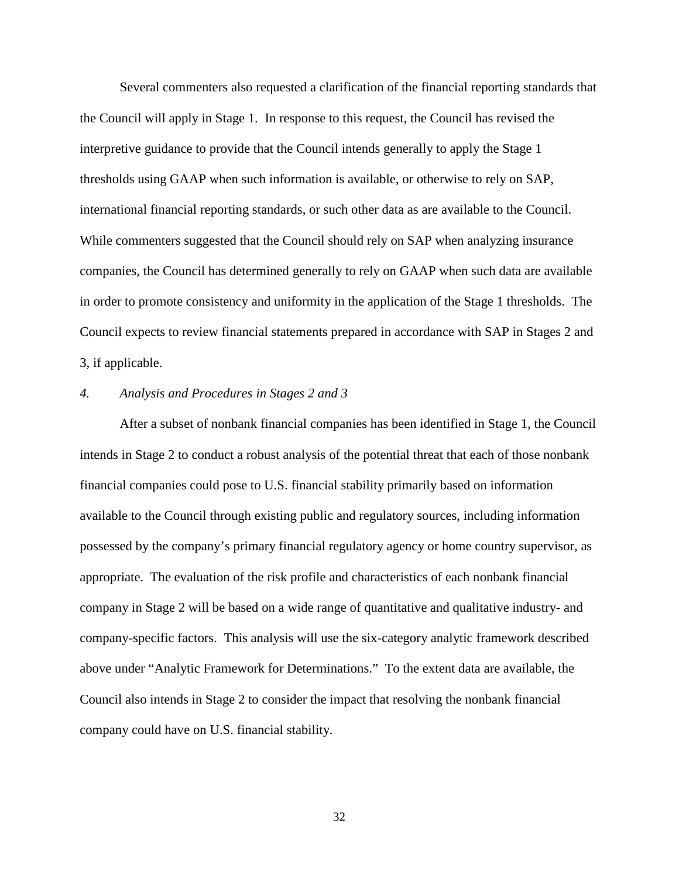Several commenters also requested a clarification of the financial reporting standards that the Council will apply in Stage 1. In response to this request, the Council has revised the interpretive guidance to provide that the Council intends generally to apply the Stage 1 thresholds using GAAP when such information is available, or otherwise to rely on SAP, international financial reporting standards, or such other data as are available to the Council. While commenters suggested that the Council should rely on SAP when analyzing insurance companies, the Council has determined generally to rely on GAAP when such data are available in order to promote consistency and uniformity in the application of the Stage 1 thresholds. The Council expects to review financial statements prepared in accordance with SAP in Stages 2 and 3, if applicable.

*4. Analysis and Procedures in Stages 2 and 3*

After a subset of nonbank financial companies has been identified in Stage 1, the Council intends in Stage 2 to conduct a robust analysis of the potential threat that each of those nonbank financial companies could pose to U.S. financial stability primarily based on information available to the Council through existing public and regulatory sources, including information possessed by the company's primary financial regulatory agency or home country supervisor, as appropriate. The evaluation of the risk profile and characteristics of each nonbank financial company in Stage 2 will be based on a wide range of quantitative and qualitative industry- and company-specific factors. This analysis will use the six-category analytic framework described above under "Analytic Framework for Determinations." To the extent data are available, the Council also intends in Stage 2 to consider the impact that resolving the nonbank financial company could have on U.S. financial stability.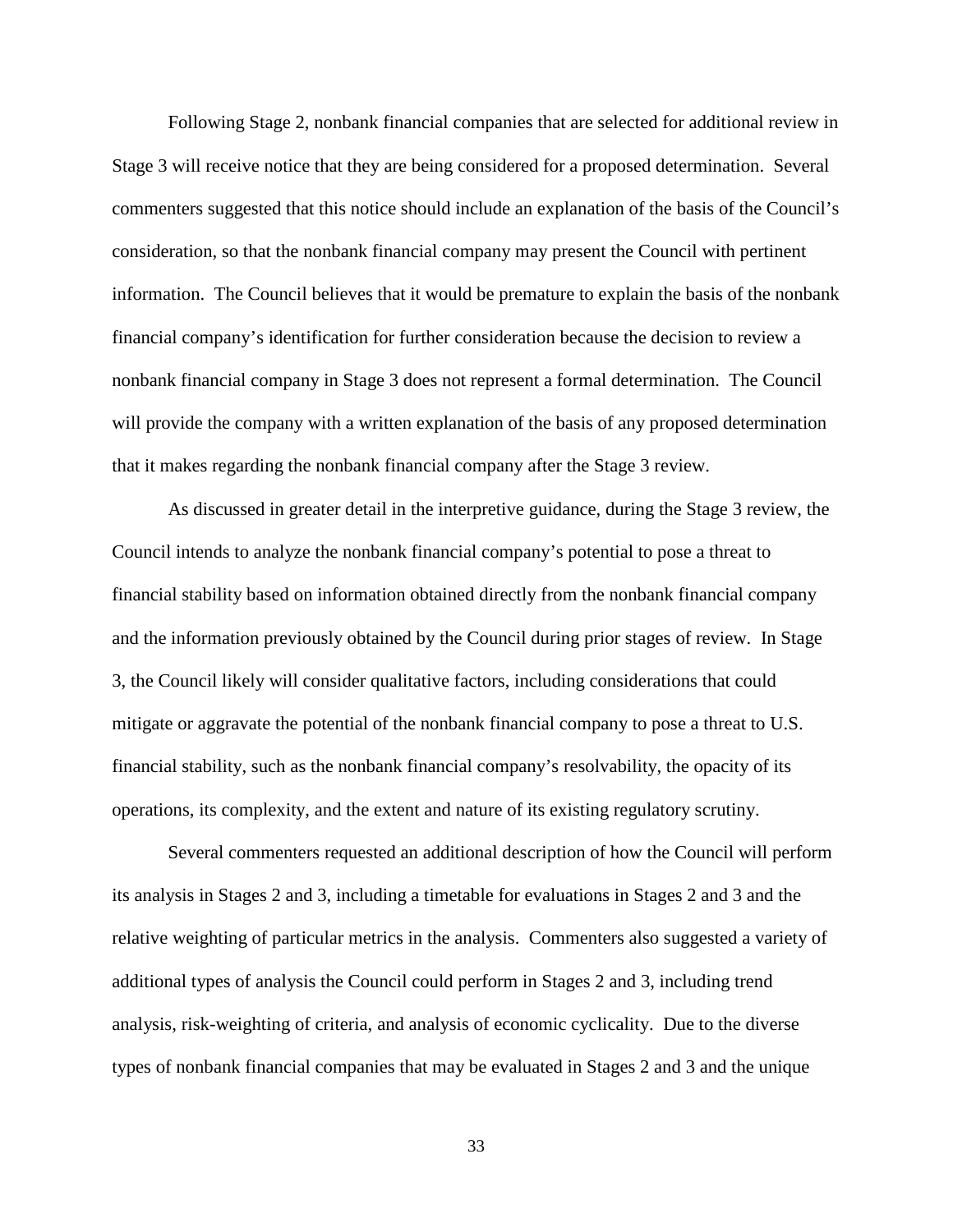Following Stage 2, nonbank financial companies that are selected for additional review in Stage 3 will receive notice that they are being considered for a proposed determination. Several commenters suggested that this notice should include an explanation of the basis of the Council's consideration, so that the nonbank financial company may present the Council with pertinent information. The Council believes that it would be premature to explain the basis of the nonbank financial company's identification for further consideration because the decision to review a nonbank financial company in Stage 3 does not represent a formal determination. The Council will provide the company with a written explanation of the basis of any proposed determination that it makes regarding the nonbank financial company after the Stage 3 review.

As discussed in greater detail in the interpretive guidance, during the Stage 3 review, the Council intends to analyze the nonbank financial company's potential to pose a threat to financial stability based on information obtained directly from the nonbank financial company and the information previously obtained by the Council during prior stages of review. In Stage 3, the Council likely will consider qualitative factors, including considerations that could mitigate or aggravate the potential of the nonbank financial company to pose a threat to U.S. financial stability, such as the nonbank financial company's resolvability, the opacity of its operations, its complexity, and the extent and nature of its existing regulatory scrutiny.

Several commenters requested an additional description of how the Council will perform its analysis in Stages 2 and 3, including a timetable for evaluations in Stages 2 and 3 and the relative weighting of particular metrics in the analysis. Commenters also suggested a variety of additional types of analysis the Council could perform in Stages 2 and 3, including trend analysis, risk-weighting of criteria, and analysis of economic cyclicality. Due to the diverse types of nonbank financial companies that may be evaluated in Stages 2 and 3 and the unique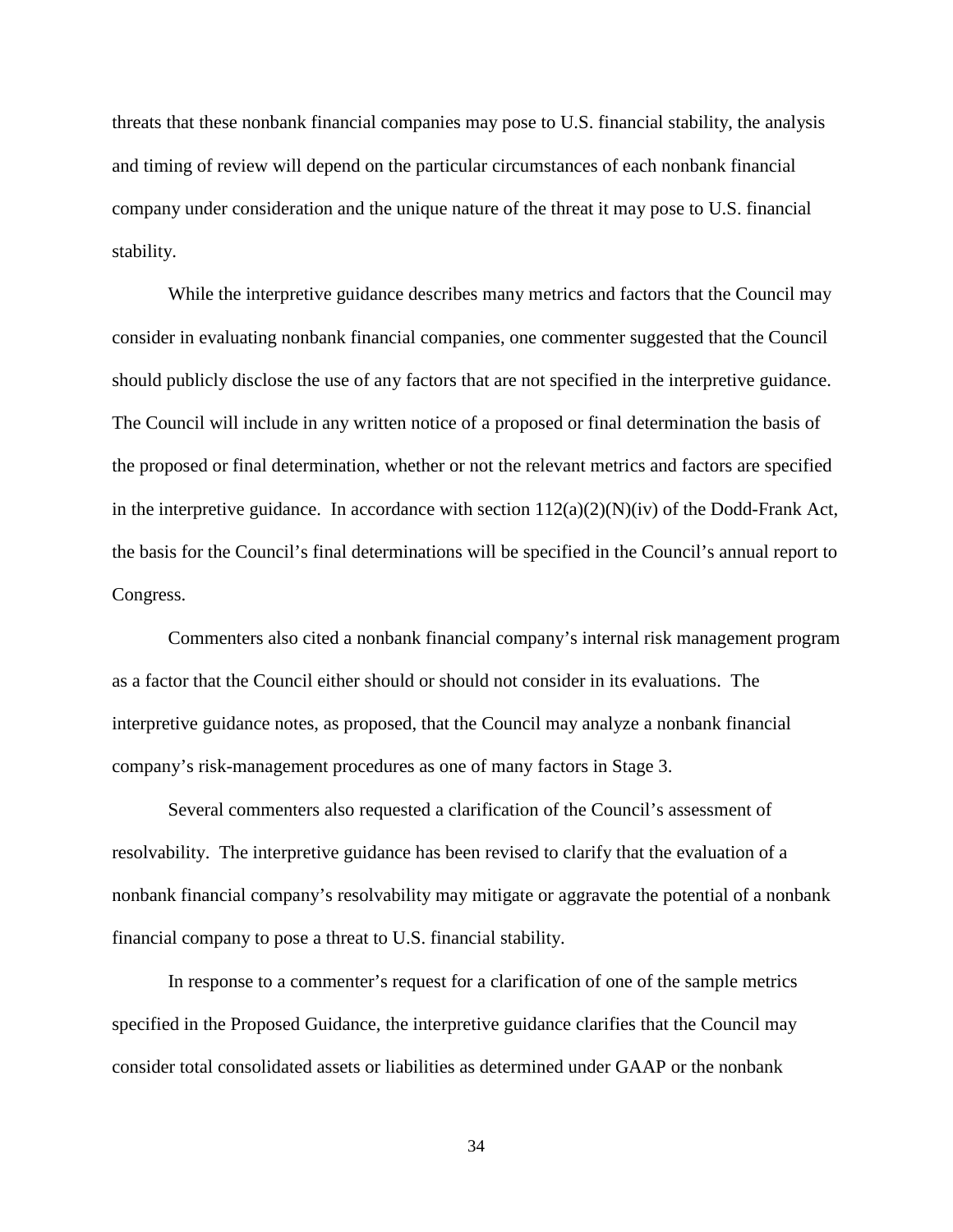threats that these nonbank financial companies may pose to U.S. financial stability, the analysis and timing of review will depend on the particular circumstances of each nonbank financial company under consideration and the unique nature of the threat it may pose to U.S. financial stability.

While the interpretive guidance describes many metrics and factors that the Council may consider in evaluating nonbank financial companies, one commenter suggested that the Council should publicly disclose the use of any factors that are not specified in the interpretive guidance. The Council will include in any written notice of a proposed or final determination the basis of the proposed or final determination, whether or not the relevant metrics and factors are specified in the interpretive guidance. In accordance with section 112(a)(2)(N)(iv) of the Dodd-Frank Act, the basis for the Council's final determinations will be specified in the Council's annual report to Congress.

Commenters also cited a nonbank financial company's internal risk management program as a factor that the Council either should or should not consider in its evaluations. The interpretive guidance notes, as proposed, that the Council may analyze a nonbank financial company's risk-management procedures as one of many factors in Stage 3.

Several commenters also requested a clarification of the Council's assessment of resolvability. The interpretive guidance has been revised to clarify that the evaluation of a nonbank financial company's resolvability may mitigate or aggravate the potential of a nonbank financial company to pose a threat to U.S. financial stability.

In response to a commenter's request for a clarification of one of the sample metrics specified in the Proposed Guidance, the interpretive guidance clarifies that the Council may consider total consolidated assets or liabilities as determined under GAAP or the nonbank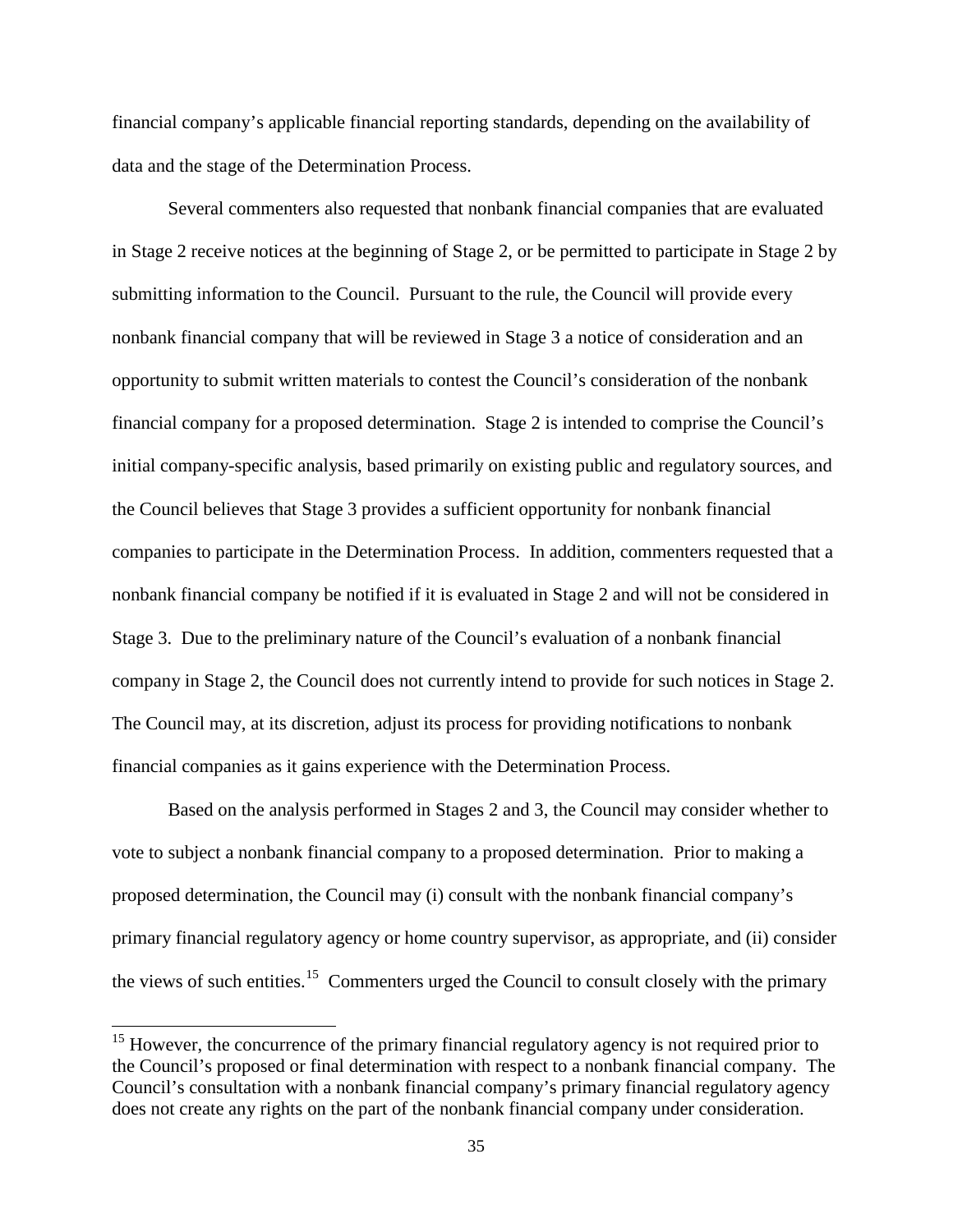financial company's applicable financial reporting standards, depending on the availability of data and the stage of the Determination Process.

Several commenters also requested that nonbank financial companies that are evaluated in Stage 2 receive notices at the beginning of Stage 2, or be permitted to participate in Stage 2 by submitting information to the Council. Pursuant to the rule, the Council will provide every nonbank financial company that will be reviewed in Stage 3 a notice of consideration and an opportunity to submit written materials to contest the Council's consideration of the nonbank financial company for a proposed determination. Stage 2 is intended to comprise the Council's initial company-specific analysis, based primarily on existing public and regulatory sources, and the Council believes that Stage 3 provides a sufficient opportunity for nonbank financial companies to participate in the Determination Process. In addition, commenters requested that a nonbank financial company be notified if it is evaluated in Stage 2 and will not be considered in Stage 3. Due to the preliminary nature of the Council's evaluation of a nonbank financial company in Stage 2, the Council does not currently intend to provide for such notices in Stage 2. The Council may, at its discretion, adjust its process for providing notifications to nonbank financial companies as it gains experience with the Determination Process.

Based on the analysis performed in Stages 2 and 3, the Council may consider whether to vote to subject a nonbank financial company to a proposed determination. Prior to making a proposed determination, the Council may (i) consult with the nonbank financial company's primary financial regulatory agency or home country supervisor, as appropriate, and (ii) consider the views of such entities.[15] Commenters urged the Council to consult closely with the primary

---

[15] However, the concurrence of the primary financial regulatory agency is not required prior to the Council's proposed or final determination with respect to a nonbank financial company. The Council's consultation with a nonbank financial company's primary financial regulatory agency does not create any rights on the part of the nonbank financial company under consideration.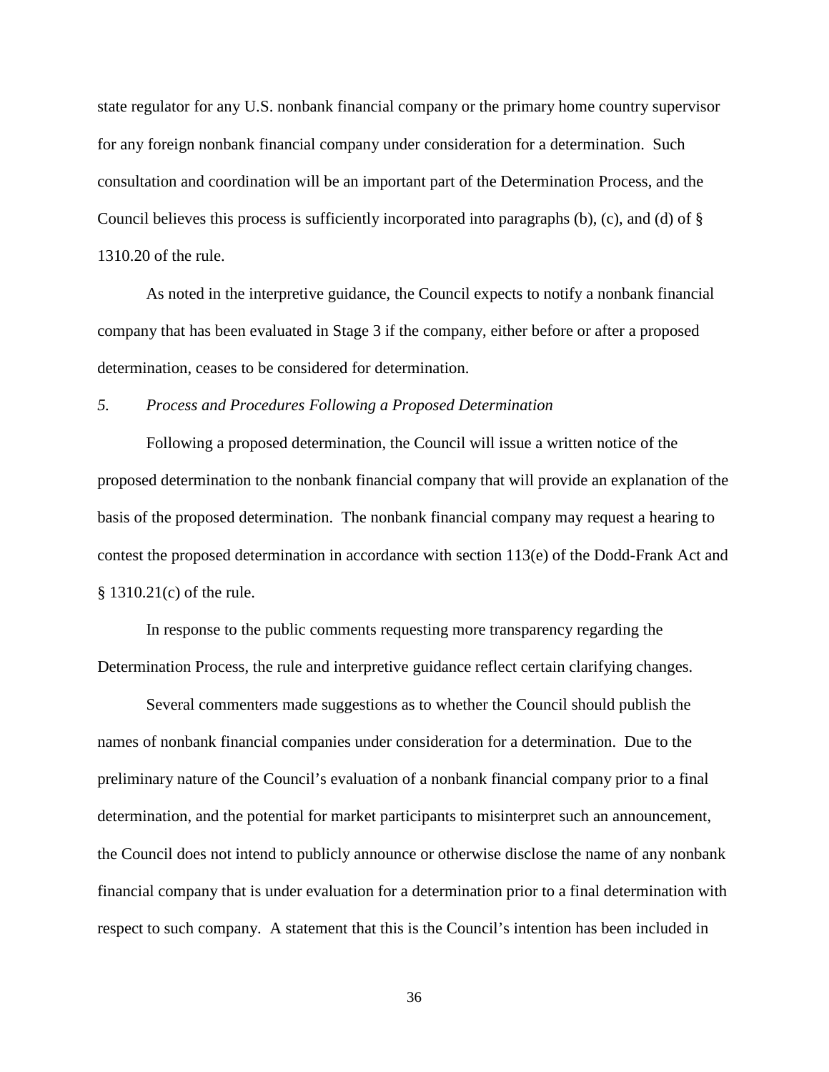state regulator for any U.S. nonbank financial company or the primary home country supervisor for any foreign nonbank financial company under consideration for a determination. Such consultation and coordination will be an important part of the Determination Process, and the Council believes this process is sufficiently incorporated into paragraphs (b), (c), and (d) of § 1310.20 of the rule.

As noted in the interpretive guidance, the Council expects to notify a nonbank financial company that has been evaluated in Stage 3 if the company, either before or after a proposed determination, ceases to be considered for determination.

*5. Process and Procedures Following a Proposed Determination*

Following a proposed determination, the Council will issue a written notice of the proposed determination to the nonbank financial company that will provide an explanation of the basis of the proposed determination. The nonbank financial company may request a hearing to contest the proposed determination in accordance with section 113(e) of the Dodd-Frank Act and § 1310.21(c) of the rule.

In response to the public comments requesting more transparency regarding the Determination Process, the rule and interpretive guidance reflect certain clarifying changes.

Several commenters made suggestions as to whether the Council should publish the names of nonbank financial companies under consideration for a determination. Due to the preliminary nature of the Council's evaluation of a nonbank financial company prior to a final determination, and the potential for market participants to misinterpret such an announcement, the Council does not intend to publicly announce or otherwise disclose the name of any nonbank financial company that is under evaluation for a determination prior to a final determination with respect to such company. A statement that this is the Council's intention has been included in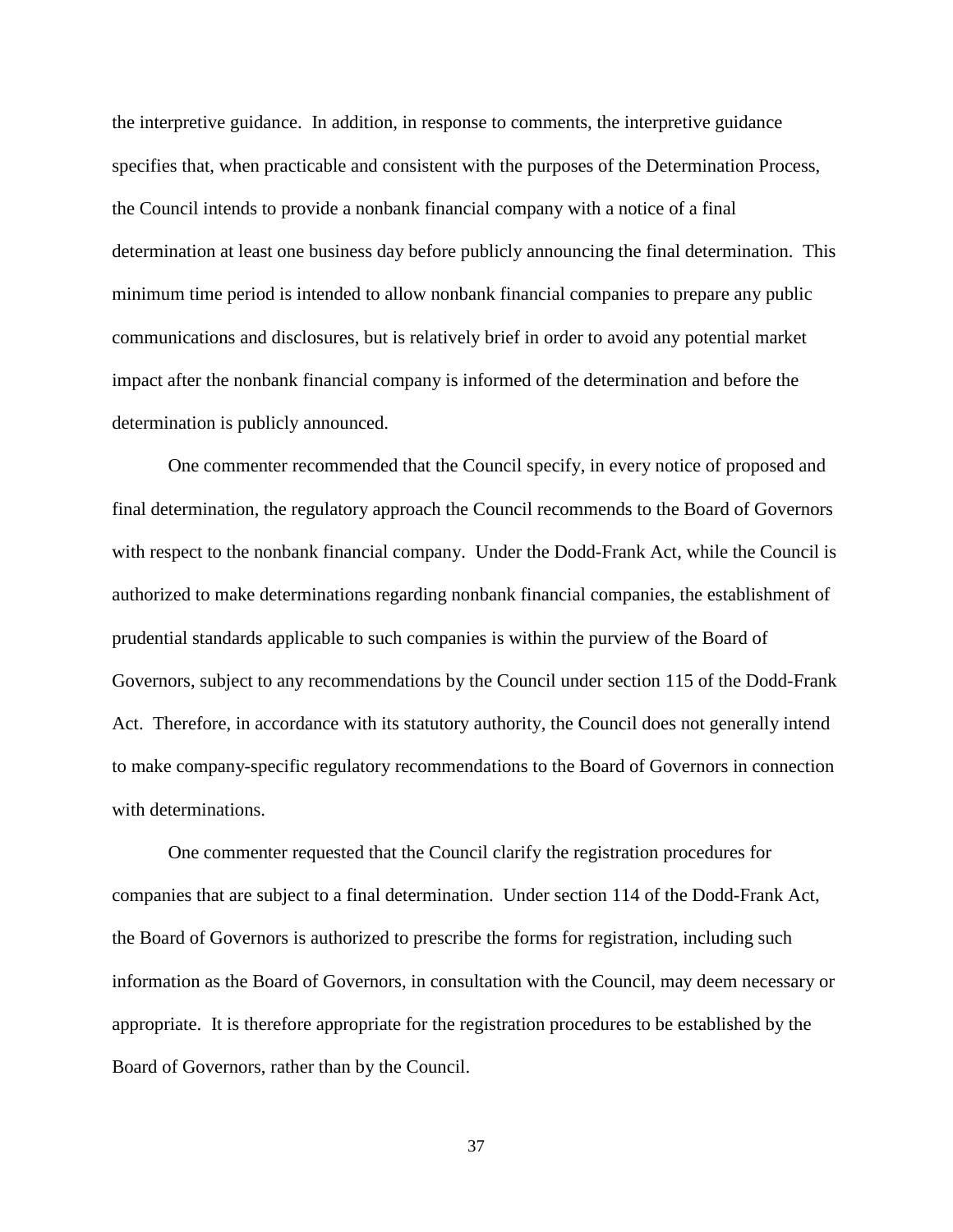the interpretive guidance. In addition, in response to comments, the interpretive guidance specifies that, when practicable and consistent with the purposes of the Determination Process, the Council intends to provide a nonbank financial company with a notice of a final determination at least one business day before publicly announcing the final determination. This minimum time period is intended to allow nonbank financial companies to prepare any public communications and disclosures, but is relatively brief in order to avoid any potential market impact after the nonbank financial company is informed of the determination and before the determination is publicly announced.

One commenter recommended that the Council specify, in every notice of proposed and final determination, the regulatory approach the Council recommends to the Board of Governors with respect to the nonbank financial company. Under the Dodd-Frank Act, while the Council is authorized to make determinations regarding nonbank financial companies, the establishment of prudential standards applicable to such companies is within the purview of the Board of Governors, subject to any recommendations by the Council under section 115 of the Dodd-Frank Act. Therefore, in accordance with its statutory authority, the Council does not generally intend to make company-specific regulatory recommendations to the Board of Governors in connection with determinations.

One commenter requested that the Council clarify the registration procedures for companies that are subject to a final determination. Under section 114 of the Dodd-Frank Act, the Board of Governors is authorized to prescribe the forms for registration, including such information as the Board of Governors, in consultation with the Council, may deem necessary or appropriate. It is therefore appropriate for the registration procedures to be established by the Board of Governors, rather than by the Council.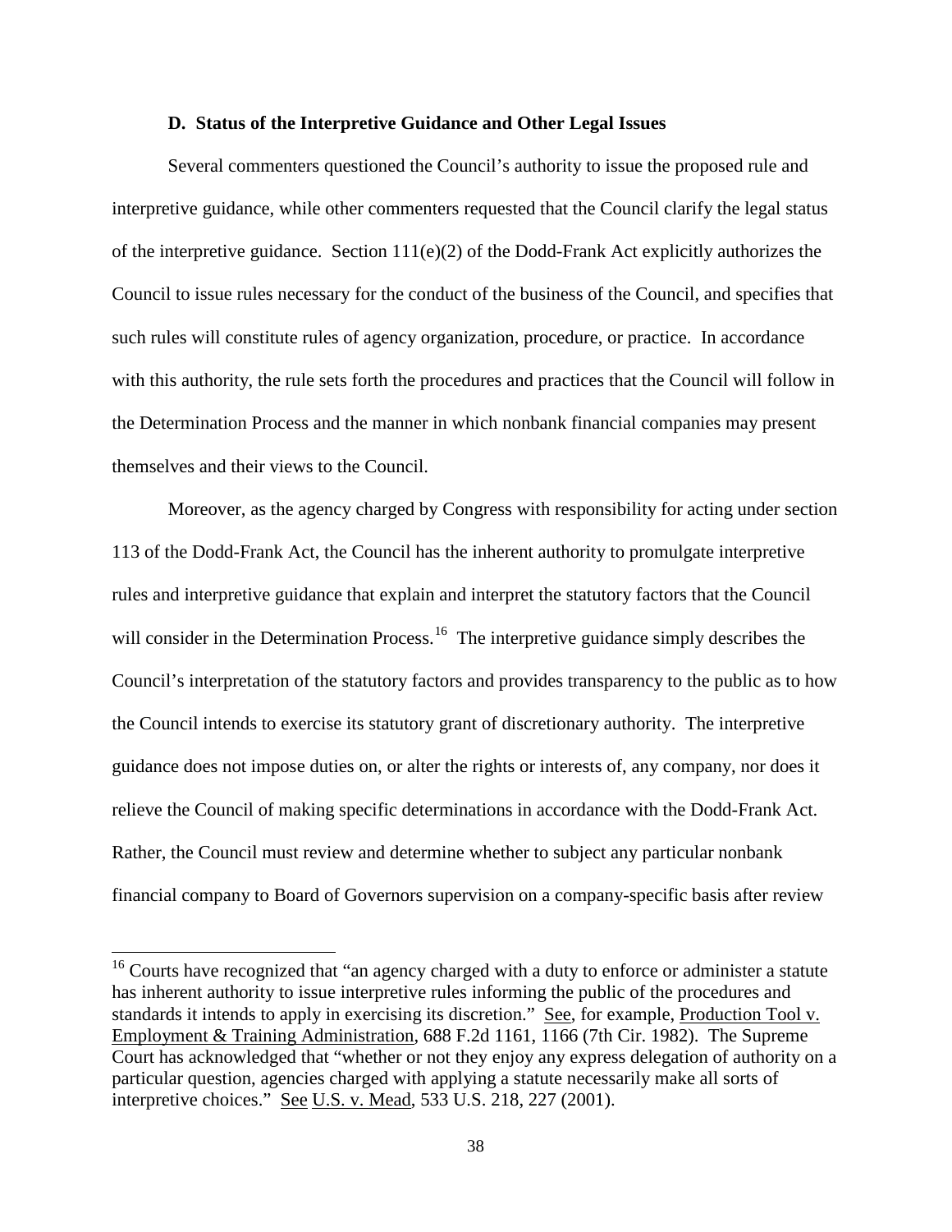### D. Status of the Interpretive Guidance and Other Legal Issues

Several commenters questioned the Council's authority to issue the proposed rule and interpretive guidance, while other commenters requested that the Council clarify the legal status of the interpretive guidance. Section 111(e)(2) of the Dodd-Frank Act explicitly authorizes the Council to issue rules necessary for the conduct of the business of the Council, and specifies that such rules will constitute rules of agency organization, procedure, or practice. In accordance with this authority, the rule sets forth the procedures and practices that the Council will follow in the Determination Process and the manner in which nonbank financial companies may present themselves and their views to the Council.

Moreover, as the agency charged by Congress with responsibility for acting under section 113 of the Dodd-Frank Act, the Council has the inherent authority to promulgate interpretive rules and interpretive guidance that explain and interpret the statutory factors that the Council will consider in the Determination Process.[16] The interpretive guidance simply describes the Council's interpretation of the statutory factors and provides transparency to the public as to how the Council intends to exercise its statutory grant of discretionary authority. The interpretive guidance does not impose duties on, or alter the rights or interests of, any company, nor does it relieve the Council of making specific determinations in accordance with the Dodd-Frank Act. Rather, the Council must review and determine whether to subject any particular nonbank financial company to Board of Governors supervision on a company-specific basis after review

[16] Courts have recognized that "an agency charged with a duty to enforce or administer a statute has inherent authority to issue interpretive rules informing the public of the procedures and standards it intends to apply in exercising its discretion." See, for example, Production Tool v. Employment & Training Administration, 688 F.2d 1161, 1166 (7th Cir. 1982). The Supreme Court has acknowledged that "whether or not they enjoy any express delegation of authority on a particular question, agencies charged with applying a statute necessarily make all sorts of interpretive choices." See U.S. v. Mead, 533 U.S. 218, 227 (2001).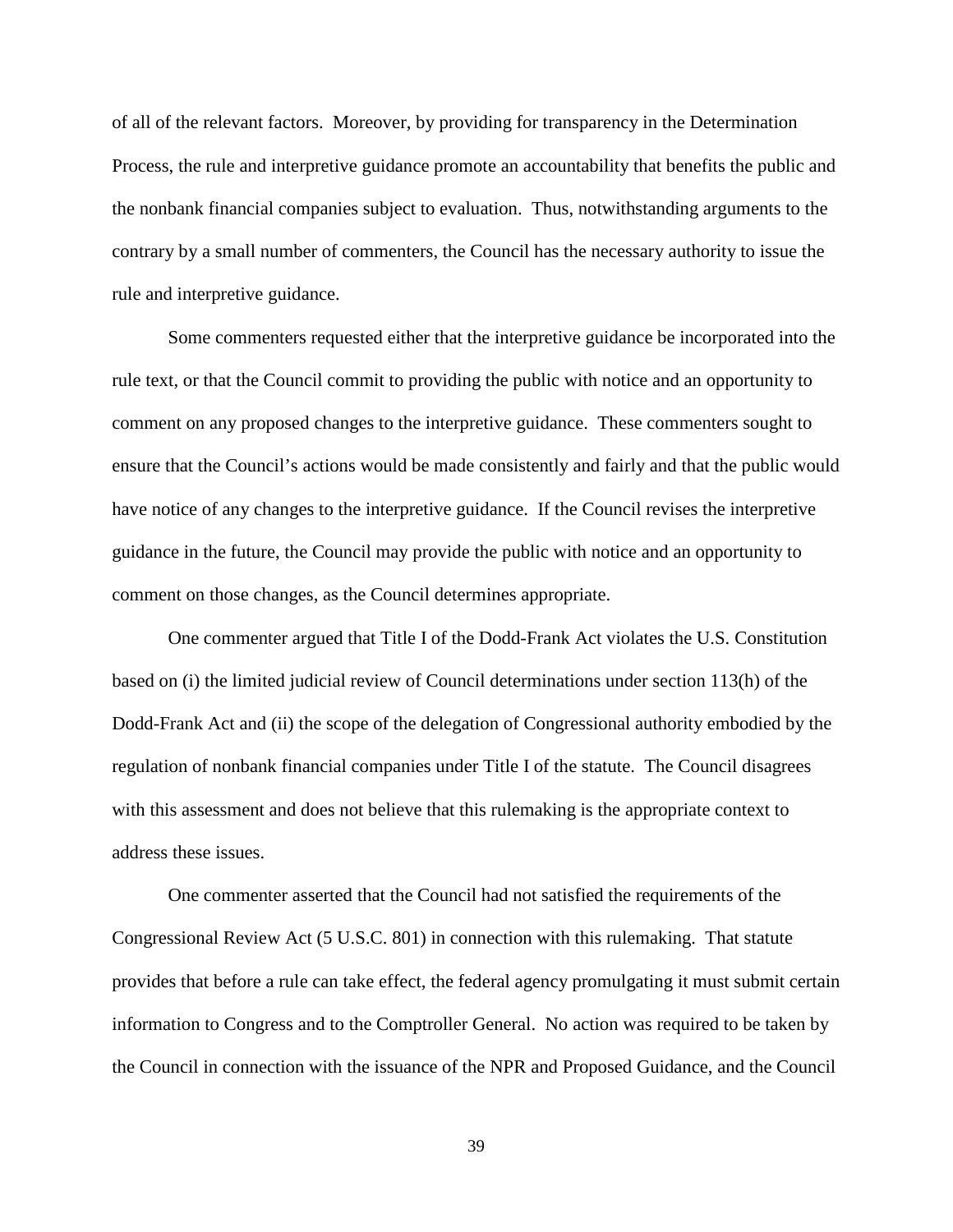of all of the relevant factors. Moreover, by providing for transparency in the Determination Process, the rule and interpretive guidance promote an accountability that benefits the public and the nonbank financial companies subject to evaluation. Thus, notwithstanding arguments to the contrary by a small number of commenters, the Council has the necessary authority to issue the rule and interpretive guidance.

Some commenters requested either that the interpretive guidance be incorporated into the rule text, or that the Council commit to providing the public with notice and an opportunity to comment on any proposed changes to the interpretive guidance. These commenters sought to ensure that the Council's actions would be made consistently and fairly and that the public would have notice of any changes to the interpretive guidance. If the Council revises the interpretive guidance in the future, the Council may provide the public with notice and an opportunity to comment on those changes, as the Council determines appropriate.

One commenter argued that Title I of the Dodd-Frank Act violates the U.S. Constitution based on (i) the limited judicial review of Council determinations under section 113(h) of the Dodd-Frank Act and (ii) the scope of the delegation of Congressional authority embodied by the regulation of nonbank financial companies under Title I of the statute. The Council disagrees with this assessment and does not believe that this rulemaking is the appropriate context to address these issues.

One commenter asserted that the Council had not satisfied the requirements of the Congressional Review Act (5 U.S.C. 801) in connection with this rulemaking. That statute provides that before a rule can take effect, the federal agency promulgating it must submit certain information to Congress and to the Comptroller General. No action was required to be taken by the Council in connection with the issuance of the NPR and Proposed Guidance, and the Council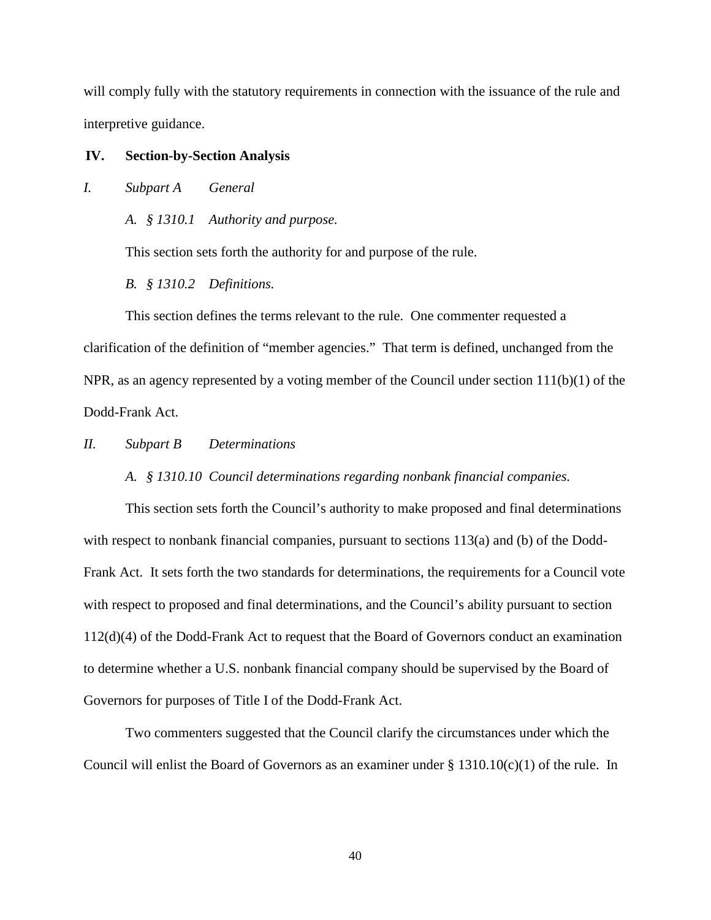will comply fully with the statutory requirements in connection with the issuance of the rule and interpretive guidance.

## IV. Section-by-Section Analysis

### *I. Subpart A General*

#### *A. § 1310.1 Authority and purpose.*

This section sets forth the authority for and purpose of the rule.

#### *B. § 1310.2 Definitions.*

This section defines the terms relevant to the rule. One commenter requested a clarification of the definition of "member agencies." That term is defined, unchanged from the NPR, as an agency represented by a voting member of the Council under section 111(b)(1) of the Dodd-Frank Act.

### *II. Subpart B Determinations*

#### *A. § 1310.10 Council determinations regarding nonbank financial companies.*

This section sets forth the Council's authority to make proposed and final determinations with respect to nonbank financial companies, pursuant to sections 113(a) and (b) of the Dodd-Frank Act. It sets forth the two standards for determinations, the requirements for a Council vote with respect to proposed and final determinations, and the Council's ability pursuant to section 112(d)(4) of the Dodd-Frank Act to request that the Board of Governors conduct an examination to determine whether a U.S. nonbank financial company should be supervised by the Board of Governors for purposes of Title I of the Dodd-Frank Act.

Two commenters suggested that the Council clarify the circumstances under which the Council will enlist the Board of Governors as an examiner under § 1310.10(c)(1) of the rule. In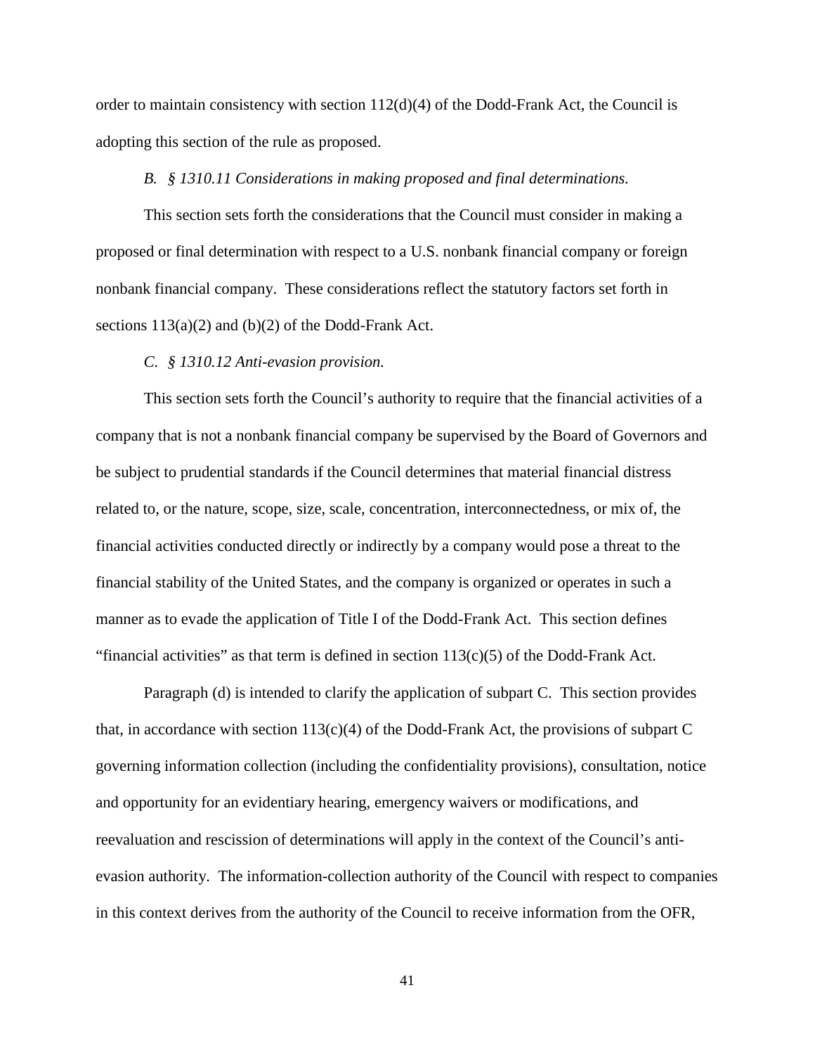order to maintain consistency with section 112(d)(4) of the Dodd-Frank Act, the Council is adopting this section of the rule as proposed.

*B. § 1310.11 Considerations in making proposed and final determinations.*

This section sets forth the considerations that the Council must consider in making a proposed or final determination with respect to a U.S. nonbank financial company or foreign nonbank financial company. These considerations reflect the statutory factors set forth in sections 113(a)(2) and (b)(2) of the Dodd-Frank Act.

*C. § 1310.12 Anti-evasion provision.*

This section sets forth the Council's authority to require that the financial activities of a company that is not a nonbank financial company be supervised by the Board of Governors and be subject to prudential standards if the Council determines that material financial distress related to, or the nature, scope, size, scale, concentration, interconnectedness, or mix of, the financial activities conducted directly or indirectly by a company would pose a threat to the financial stability of the United States, and the company is organized or operates in such a manner as to evade the application of Title I of the Dodd-Frank Act. This section defines "financial activities" as that term is defined in section 113(c)(5) of the Dodd-Frank Act.

Paragraph (d) is intended to clarify the application of subpart C. This section provides that, in accordance with section 113(c)(4) of the Dodd-Frank Act, the provisions of subpart C governing information collection (including the confidentiality provisions), consultation, notice and opportunity for an evidentiary hearing, emergency waivers or modifications, and reevaluation and rescission of determinations will apply in the context of the Council's anti-evasion authority. The information-collection authority of the Council with respect to companies in this context derives from the authority of the Council to receive information from the OFR,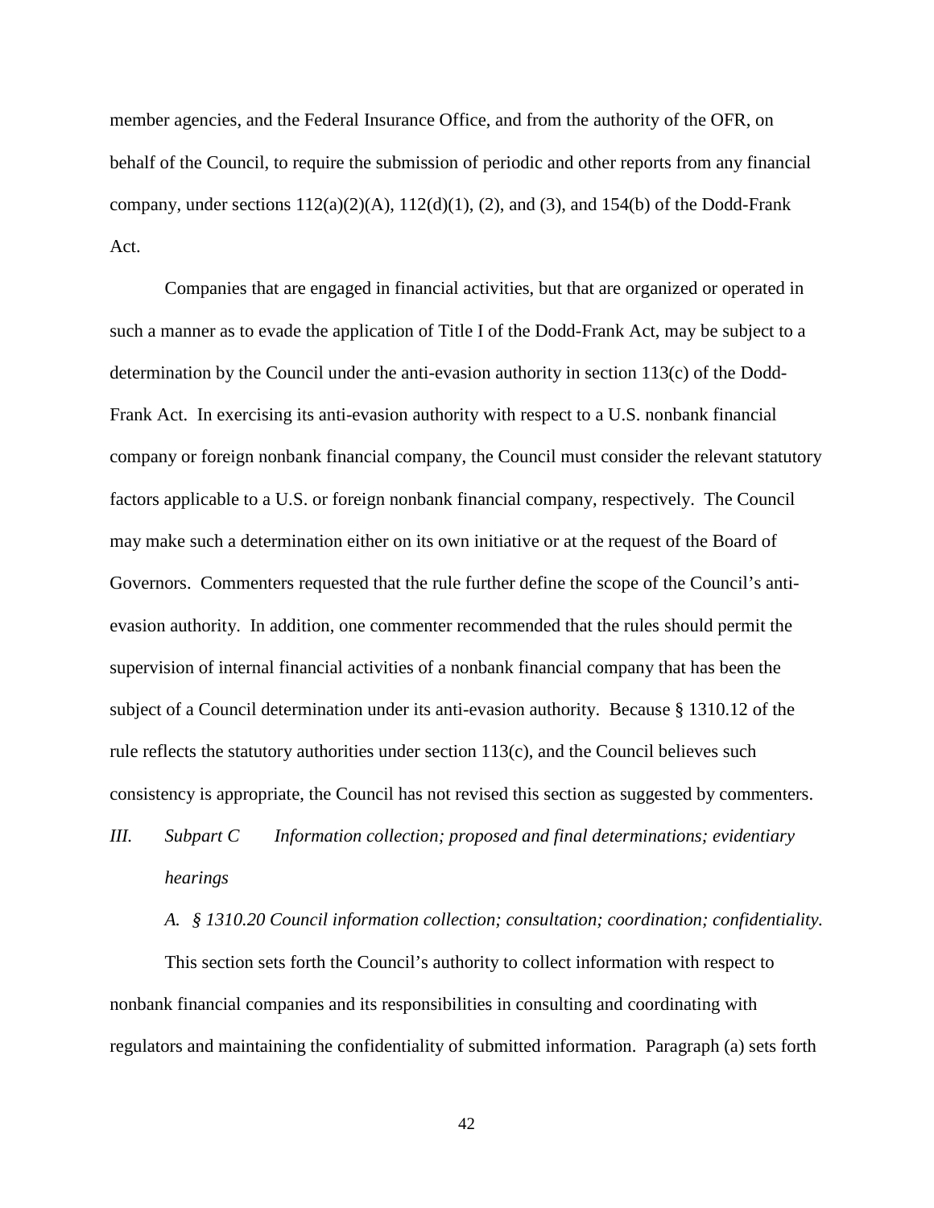member agencies, and the Federal Insurance Office, and from the authority of the OFR, on behalf of the Council, to require the submission of periodic and other reports from any financial company, under sections 112(a)(2)(A), 112(d)(1), (2), and (3), and 154(b) of the Dodd-Frank Act.

Companies that are engaged in financial activities, but that are organized or operated in such a manner as to evade the application of Title I of the Dodd-Frank Act, may be subject to a determination by the Council under the anti-evasion authority in section 113(c) of the Dodd-Frank Act. In exercising its anti-evasion authority with respect to a U.S. nonbank financial company or foreign nonbank financial company, the Council must consider the relevant statutory factors applicable to a U.S. or foreign nonbank financial company, respectively. The Council may make such a determination either on its own initiative or at the request of the Board of Governors. Commenters requested that the rule further define the scope of the Council's anti-evasion authority. In addition, one commenter recommended that the rules should permit the supervision of internal financial activities of a nonbank financial company that has been the subject of a Council determination under its anti-evasion authority. Because § 1310.12 of the rule reflects the statutory authorities under section 113(c), and the Council believes such consistency is appropriate, the Council has not revised this section as suggested by commenters.

## *III. Subpart C Information collection; proposed and final determinations; evidentiary hearings*

### *A. § 1310.20 Council information collection; consultation; coordination; confidentiality.*

This section sets forth the Council's authority to collect information with respect to nonbank financial companies and its responsibilities in consulting and coordinating with regulators and maintaining the confidentiality of submitted information. Paragraph (a) sets forth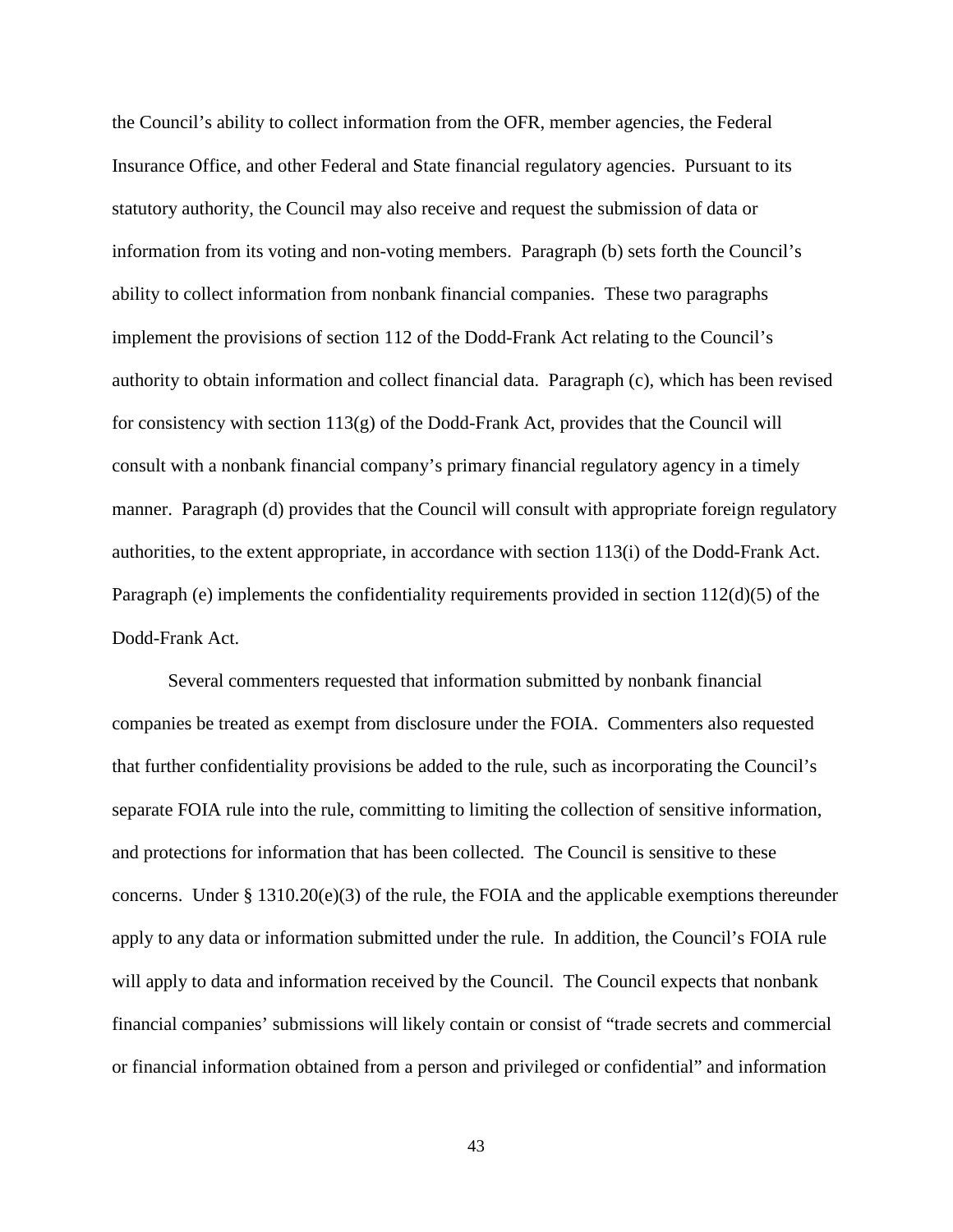the Council's ability to collect information from the OFR, member agencies, the Federal Insurance Office, and other Federal and State financial regulatory agencies. Pursuant to its statutory authority, the Council may also receive and request the submission of data or information from its voting and non-voting members. Paragraph (b) sets forth the Council's ability to collect information from nonbank financial companies. These two paragraphs implement the provisions of section 112 of the Dodd-Frank Act relating to the Council's authority to obtain information and collect financial data. Paragraph (c), which has been revised for consistency with section 113(g) of the Dodd-Frank Act, provides that the Council will consult with a nonbank financial company's primary financial regulatory agency in a timely manner. Paragraph (d) provides that the Council will consult with appropriate foreign regulatory authorities, to the extent appropriate, in accordance with section 113(i) of the Dodd-Frank Act. Paragraph (e) implements the confidentiality requirements provided in section 112(d)(5) of the Dodd-Frank Act.

Several commenters requested that information submitted by nonbank financial companies be treated as exempt from disclosure under the FOIA. Commenters also requested that further confidentiality provisions be added to the rule, such as incorporating the Council's separate FOIA rule into the rule, committing to limiting the collection of sensitive information, and protections for information that has been collected. The Council is sensitive to these concerns. Under § 1310.20(e)(3) of the rule, the FOIA and the applicable exemptions thereunder apply to any data or information submitted under the rule. In addition, the Council's FOIA rule will apply to data and information received by the Council. The Council expects that nonbank financial companies' submissions will likely contain or consist of "trade secrets and commercial or financial information obtained from a person and privileged or confidential" and information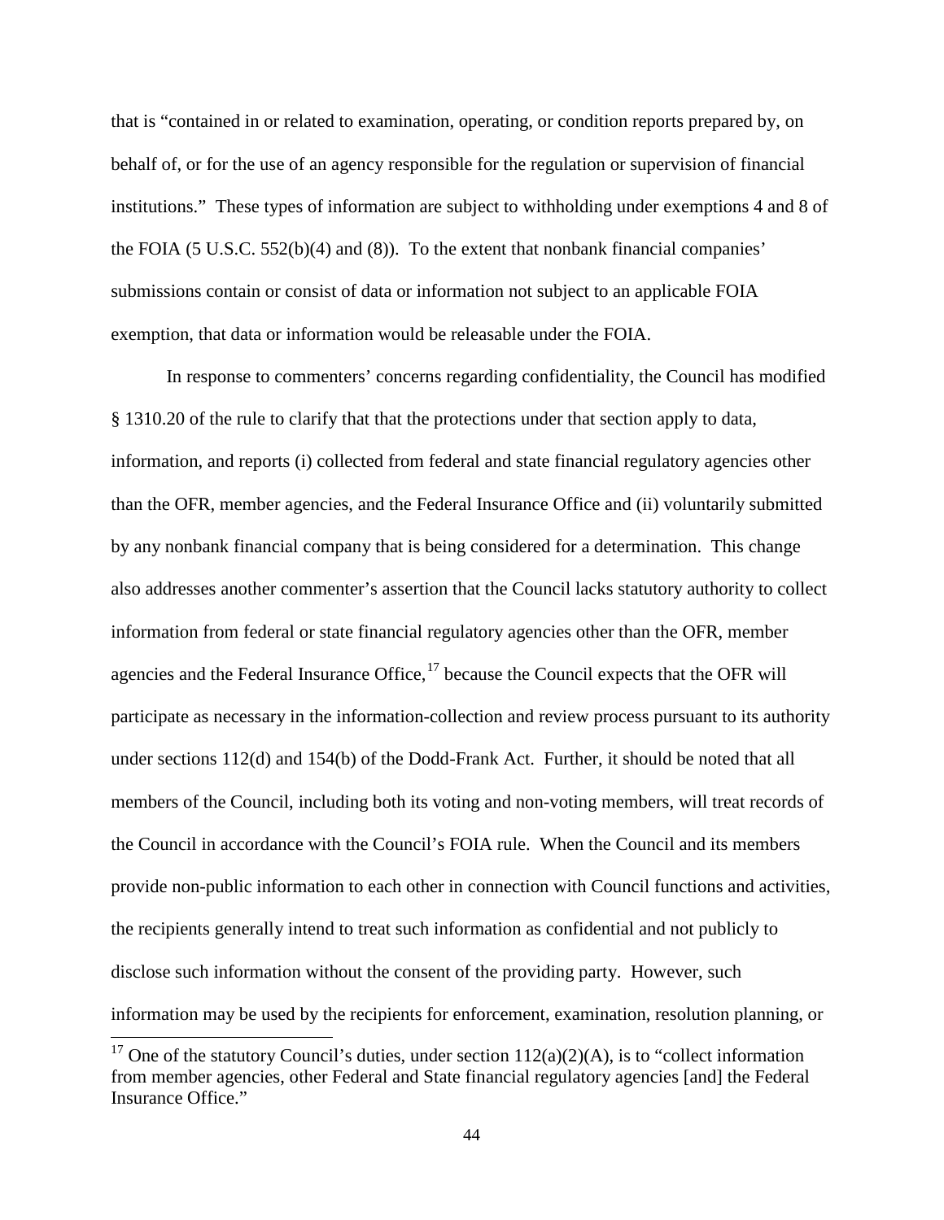that is "contained in or related to examination, operating, or condition reports prepared by, on behalf of, or for the use of an agency responsible for the regulation or supervision of financial institutions." These types of information are subject to withholding under exemptions 4 and 8 of the FOIA (5 U.S.C. 552(b)(4) and (8)). To the extent that nonbank financial companies' submissions contain or consist of data or information not subject to an applicable FOIA exemption, that data or information would be releasable under the FOIA.

In response to commenters' concerns regarding confidentiality, the Council has modified § 1310.20 of the rule to clarify that that the protections under that section apply to data, information, and reports (i) collected from federal and state financial regulatory agencies other than the OFR, member agencies, and the Federal Insurance Office and (ii) voluntarily submitted by any nonbank financial company that is being considered for a determination. This change also addresses another commenter's assertion that the Council lacks statutory authority to collect information from federal or state financial regulatory agencies other than the OFR, member agencies and the Federal Insurance Office,[17] because the Council expects that the OFR will participate as necessary in the information-collection and review process pursuant to its authority under sections 112(d) and 154(b) of the Dodd-Frank Act. Further, it should be noted that all members of the Council, including both its voting and non-voting members, will treat records of the Council in accordance with the Council's FOIA rule. When the Council and its members provide non-public information to each other in connection with Council functions and activities, the recipients generally intend to treat such information as confidential and not publicly to disclose such information without the consent of the providing party. However, such information may be used by the recipients for enforcement, examination, resolution planning, or

[17] One of the statutory Council's duties, under section 112(a)(2)(A), is to "collect information from member agencies, other Federal and State financial regulatory agencies [and] the Federal Insurance Office."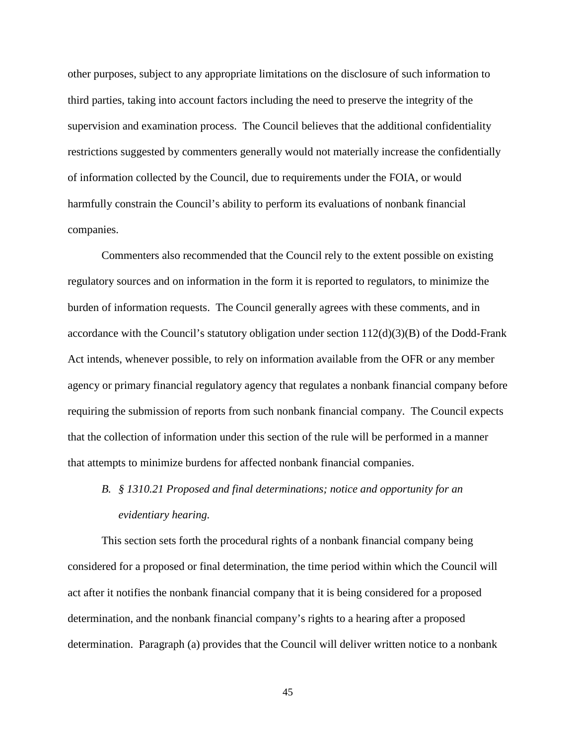other purposes, subject to any appropriate limitations on the disclosure of such information to third parties, taking into account factors including the need to preserve the integrity of the supervision and examination process. The Council believes that the additional confidentiality restrictions suggested by commenters generally would not materially increase the confidentially of information collected by the Council, due to requirements under the FOIA, or would harmfully constrain the Council's ability to perform its evaluations of nonbank financial companies.

Commenters also recommended that the Council rely to the extent possible on existing regulatory sources and on information in the form it is reported to regulators, to minimize the burden of information requests. The Council generally agrees with these comments, and in accordance with the Council's statutory obligation under section 112(d)(3)(B) of the Dodd-Frank Act intends, whenever possible, to rely on information available from the OFR or any member agency or primary financial regulatory agency that regulates a nonbank financial company before requiring the submission of reports from such nonbank financial company. The Council expects that the collection of information under this section of the rule will be performed in a manner that attempts to minimize burdens for affected nonbank financial companies.

### *B. § 1310.21 Proposed and final determinations; notice and opportunity for an evidentiary hearing.*

This section sets forth the procedural rights of a nonbank financial company being considered for a proposed or final determination, the time period within which the Council will act after it notifies the nonbank financial company that it is being considered for a proposed determination, and the nonbank financial company's rights to a hearing after a proposed determination. Paragraph (a) provides that the Council will deliver written notice to a nonbank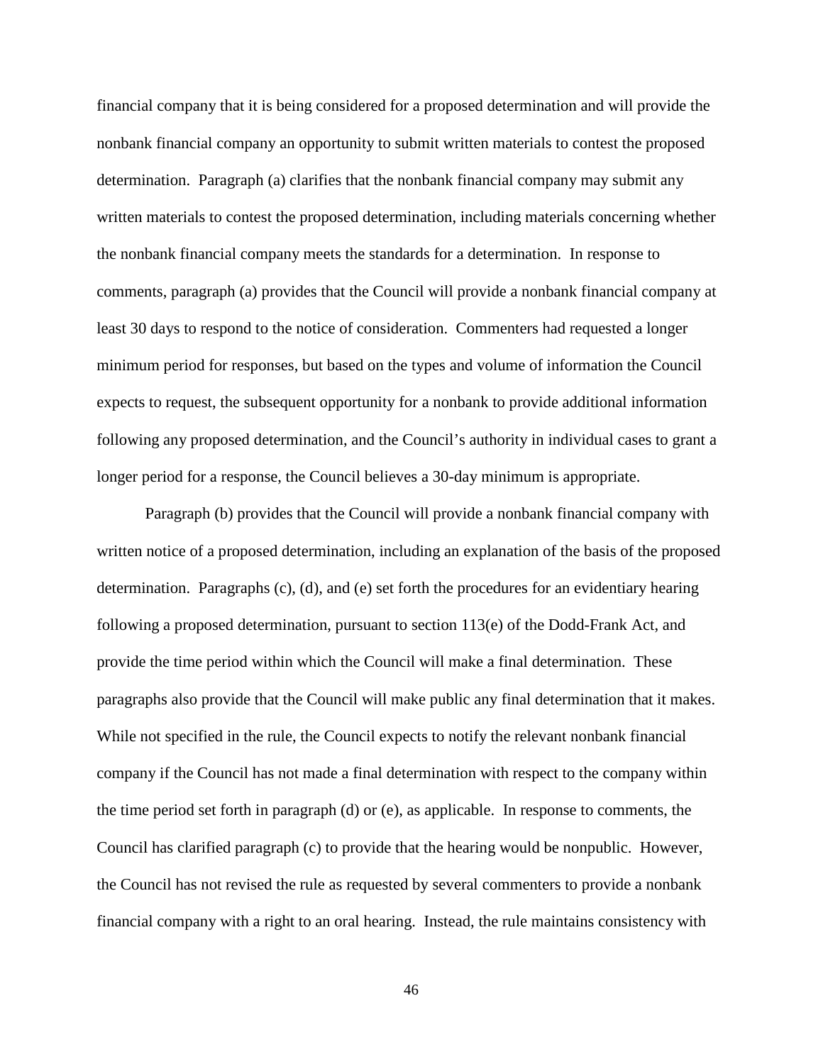financial company that it is being considered for a proposed determination and will provide the nonbank financial company an opportunity to submit written materials to contest the proposed determination. Paragraph (a) clarifies that the nonbank financial company may submit any written materials to contest the proposed determination, including materials concerning whether the nonbank financial company meets the standards for a determination. In response to comments, paragraph (a) provides that the Council will provide a nonbank financial company at least 30 days to respond to the notice of consideration. Commenters had requested a longer minimum period for responses, but based on the types and volume of information the Council expects to request, the subsequent opportunity for a nonbank to provide additional information following any proposed determination, and the Council's authority in individual cases to grant a longer period for a response, the Council believes a 30-day minimum is appropriate.

Paragraph (b) provides that the Council will provide a nonbank financial company with written notice of a proposed determination, including an explanation of the basis of the proposed determination. Paragraphs (c), (d), and (e) set forth the procedures for an evidentiary hearing following a proposed determination, pursuant to section 113(e) of the Dodd-Frank Act, and provide the time period within which the Council will make a final determination. These paragraphs also provide that the Council will make public any final determination that it makes. While not specified in the rule, the Council expects to notify the relevant nonbank financial company if the Council has not made a final determination with respect to the company within the time period set forth in paragraph (d) or (e), as applicable. In response to comments, the Council has clarified paragraph (c) to provide that the hearing would be nonpublic. However, the Council has not revised the rule as requested by several commenters to provide a nonbank financial company with a right to an oral hearing. Instead, the rule maintains consistency with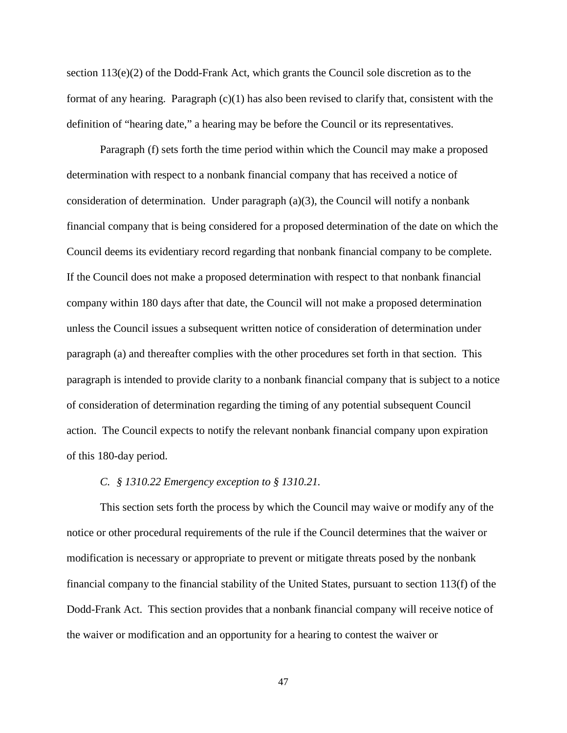section 113(e)(2) of the Dodd-Frank Act, which grants the Council sole discretion as to the format of any hearing. Paragraph (c)(1) has also been revised to clarify that, consistent with the definition of "hearing date," a hearing may be before the Council or its representatives.

Paragraph (f) sets forth the time period within which the Council may make a proposed determination with respect to a nonbank financial company that has received a notice of consideration of determination. Under paragraph (a)(3), the Council will notify a nonbank financial company that is being considered for a proposed determination of the date on which the Council deems its evidentiary record regarding that nonbank financial company to be complete. If the Council does not make a proposed determination with respect to that nonbank financial company within 180 days after that date, the Council will not make a proposed determination unless the Council issues a subsequent written notice of consideration of determination under paragraph (a) and thereafter complies with the other procedures set forth in that section. This paragraph is intended to provide clarity to a nonbank financial company that is subject to a notice of consideration of determination regarding the timing of any potential subsequent Council action. The Council expects to notify the relevant nonbank financial company upon expiration of this 180-day period.

*C. § 1310.22 Emergency exception to § 1310.21.*

This section sets forth the process by which the Council may waive or modify any of the notice or other procedural requirements of the rule if the Council determines that the waiver or modification is necessary or appropriate to prevent or mitigate threats posed by the nonbank financial company to the financial stability of the United States, pursuant to section 113(f) of the Dodd-Frank Act. This section provides that a nonbank financial company will receive notice of the waiver or modification and an opportunity for a hearing to contest the waiver or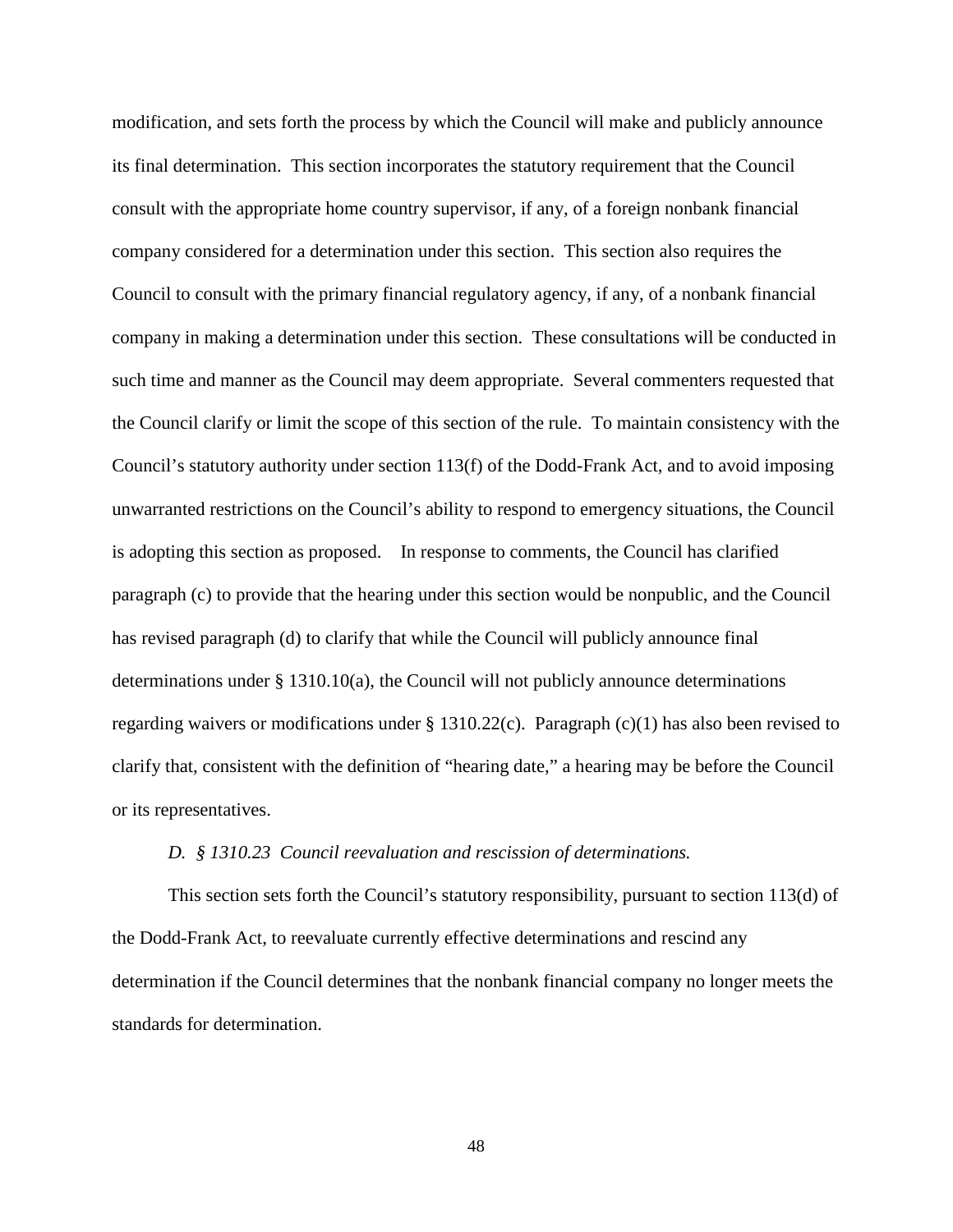modification, and sets forth the process by which the Council will make and publicly announce its final determination. This section incorporates the statutory requirement that the Council consult with the appropriate home country supervisor, if any, of a foreign nonbank financial company considered for a determination under this section. This section also requires the Council to consult with the primary financial regulatory agency, if any, of a nonbank financial company in making a determination under this section. These consultations will be conducted in such time and manner as the Council may deem appropriate. Several commenters requested that the Council clarify or limit the scope of this section of the rule. To maintain consistency with the Council's statutory authority under section 113(f) of the Dodd-Frank Act, and to avoid imposing unwarranted restrictions on the Council's ability to respond to emergency situations, the Council is adopting this section as proposed. In response to comments, the Council has clarified paragraph (c) to provide that the hearing under this section would be nonpublic, and the Council has revised paragraph (d) to clarify that while the Council will publicly announce final determinations under § 1310.10(a), the Council will not publicly announce determinations regarding waivers or modifications under § 1310.22(c). Paragraph (c)(1) has also been revised to clarify that, consistent with the definition of "hearing date," a hearing may be before the Council or its representatives.

*D. § 1310.23 Council reevaluation and rescission of determinations.*

This section sets forth the Council's statutory responsibility, pursuant to section 113(d) of the Dodd-Frank Act, to reevaluate currently effective determinations and rescind any determination if the Council determines that the nonbank financial company no longer meets the standards for determination.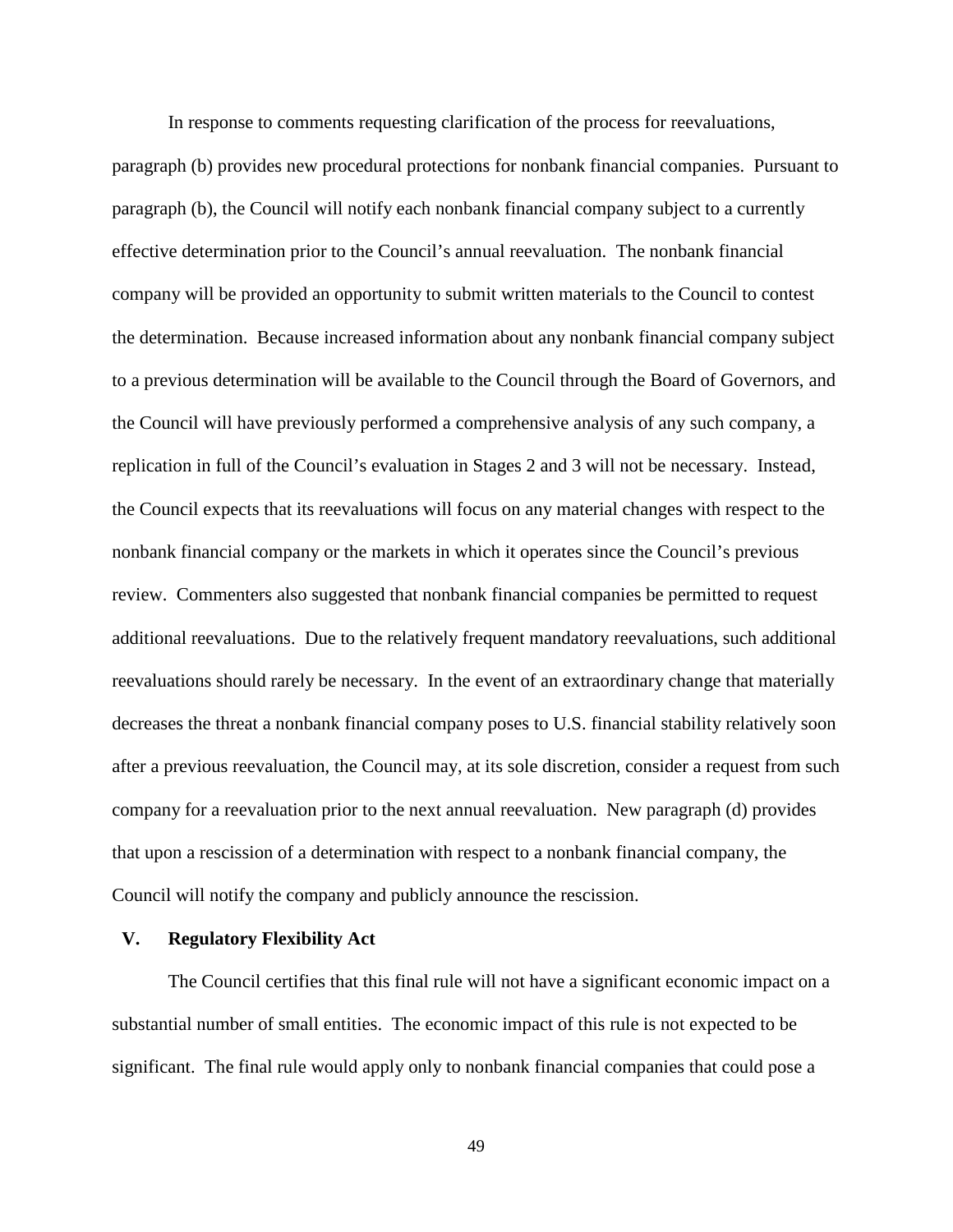In response to comments requesting clarification of the process for reevaluations, paragraph (b) provides new procedural protections for nonbank financial companies. Pursuant to paragraph (b), the Council will notify each nonbank financial company subject to a currently effective determination prior to the Council's annual reevaluation. The nonbank financial company will be provided an opportunity to submit written materials to the Council to contest the determination. Because increased information about any nonbank financial company subject to a previous determination will be available to the Council through the Board of Governors, and the Council will have previously performed a comprehensive analysis of any such company, a replication in full of the Council's evaluation in Stages 2 and 3 will not be necessary. Instead, the Council expects that its reevaluations will focus on any material changes with respect to the nonbank financial company or the markets in which it operates since the Council's previous review. Commenters also suggested that nonbank financial companies be permitted to request additional reevaluations. Due to the relatively frequent mandatory reevaluations, such additional reevaluations should rarely be necessary. In the event of an extraordinary change that materially decreases the threat a nonbank financial company poses to U.S. financial stability relatively soon after a previous reevaluation, the Council may, at its sole discretion, consider a request from such company for a reevaluation prior to the next annual reevaluation. New paragraph (d) provides that upon a rescission of a determination with respect to a nonbank financial company, the Council will notify the company and publicly announce the rescission.

## V. Regulatory Flexibility Act

The Council certifies that this final rule will not have a significant economic impact on a substantial number of small entities. The economic impact of this rule is not expected to be significant. The final rule would apply only to nonbank financial companies that could pose a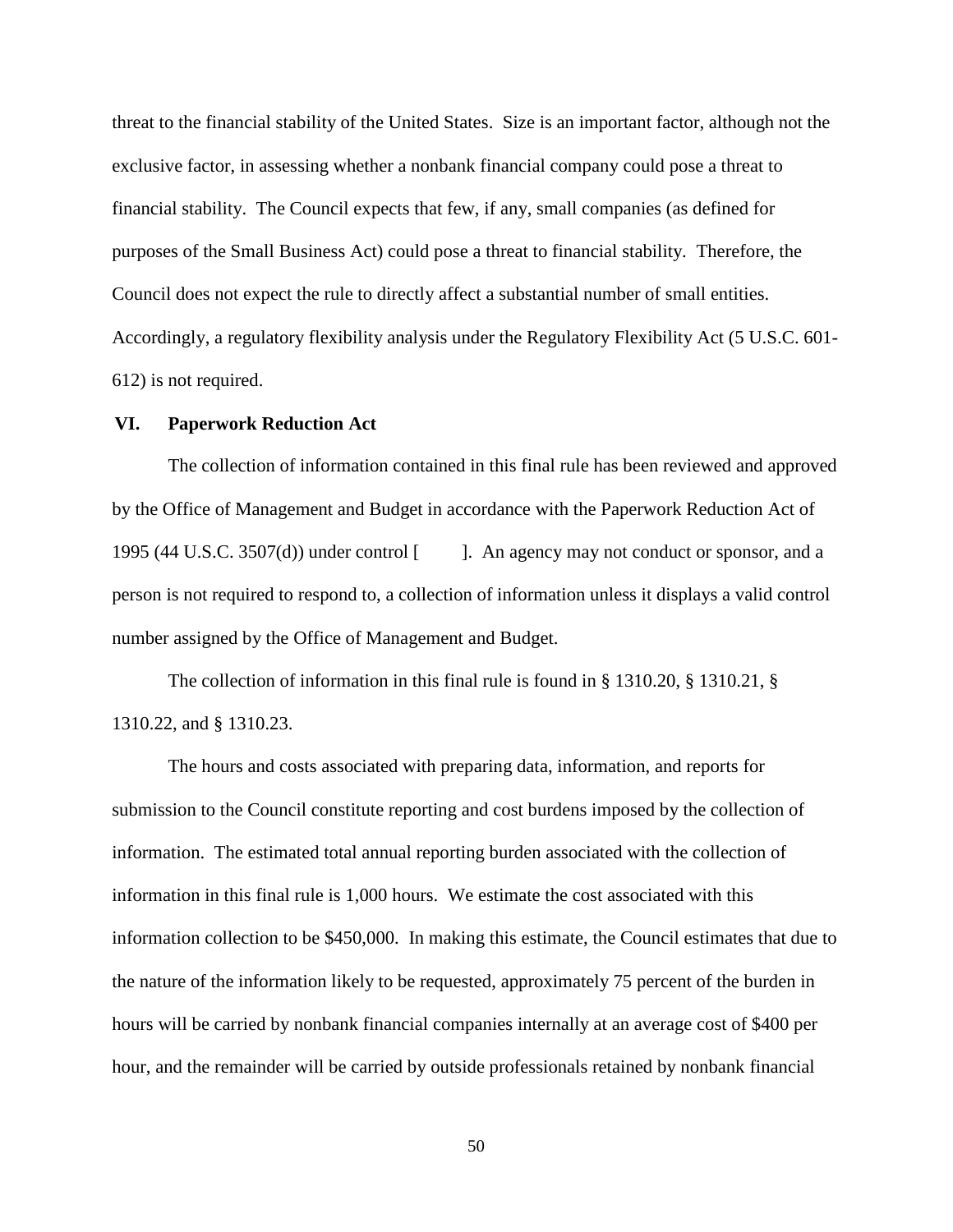threat to the financial stability of the United States. Size is an important factor, although not the exclusive factor, in assessing whether a nonbank financial company could pose a threat to financial stability. The Council expects that few, if any, small companies (as defined for purposes of the Small Business Act) could pose a threat to financial stability. Therefore, the Council does not expect the rule to directly affect a substantial number of small entities. Accordingly, a regulatory flexibility analysis under the Regulatory Flexibility Act (5 U.S.C. 601-612) is not required.

## VI. Paperwork Reduction Act

The collection of information contained in this final rule has been reviewed and approved by the Office of Management and Budget in accordance with the Paperwork Reduction Act of 1995 (44 U.S.C. 3507(d)) under control [ ]. An agency may not conduct or sponsor, and a person is not required to respond to, a collection of information unless it displays a valid control number assigned by the Office of Management and Budget.

The collection of information in this final rule is found in § 1310.20, § 1310.21, § 1310.22, and § 1310.23.

The hours and costs associated with preparing data, information, and reports for submission to the Council constitute reporting and cost burdens imposed by the collection of information. The estimated total annual reporting burden associated with the collection of information in this final rule is 1,000 hours. We estimate the cost associated with this information collection to be $450,000. In making this estimate, the Council estimates that due to the nature of the information likely to be requested, approximately 75 percent of the burden in hours will be carried by nonbank financial companies internally at an average cost of $400 per hour, and the remainder will be carried by outside professionals retained by nonbank financial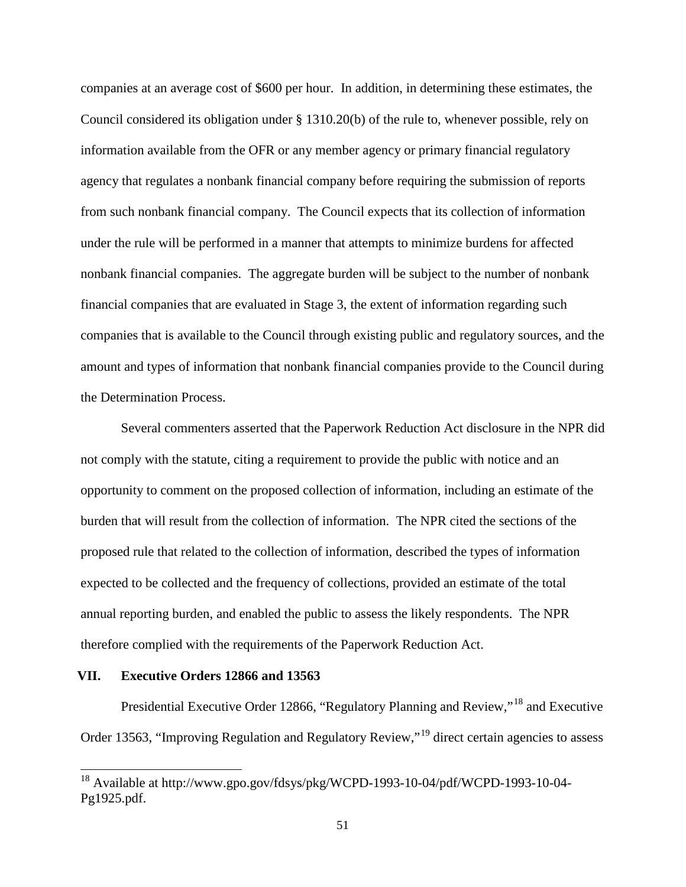companies at an average cost of $600 per hour. In addition, in determining these estimates, the Council considered its obligation under § 1310.20(b) of the rule to, whenever possible, rely on information available from the OFR or any member agency or primary financial regulatory agency that regulates a nonbank financial company before requiring the submission of reports from such nonbank financial company. The Council expects that its collection of information under the rule will be performed in a manner that attempts to minimize burdens for affected nonbank financial companies. The aggregate burden will be subject to the number of nonbank financial companies that are evaluated in Stage 3, the extent of information regarding such companies that is available to the Council through existing public and regulatory sources, and the amount and types of information that nonbank financial companies provide to the Council during the Determination Process.

Several commenters asserted that the Paperwork Reduction Act disclosure in the NPR did not comply with the statute, citing a requirement to provide the public with notice and an opportunity to comment on the proposed collection of information, including an estimate of the burden that will result from the collection of information. The NPR cited the sections of the proposed rule that related to the collection of information, described the types of information expected to be collected and the frequency of collections, provided an estimate of the total annual reporting burden, and enabled the public to assess the likely respondents. The NPR therefore complied with the requirements of the Paperwork Reduction Act.

## VII. Executive Orders 12866 and 13563

Presidential Executive Order 12866, "Regulatory Planning and Review,"[18] and Executive Order 13563, "Improving Regulation and Regulatory Review,"[19] direct certain agencies to assess

[18] Available at http://www.gpo.gov/fdsys/pkg/WCPD-1993-10-04/pdf/WCPD-1993-10-04-Pg1925.pdf.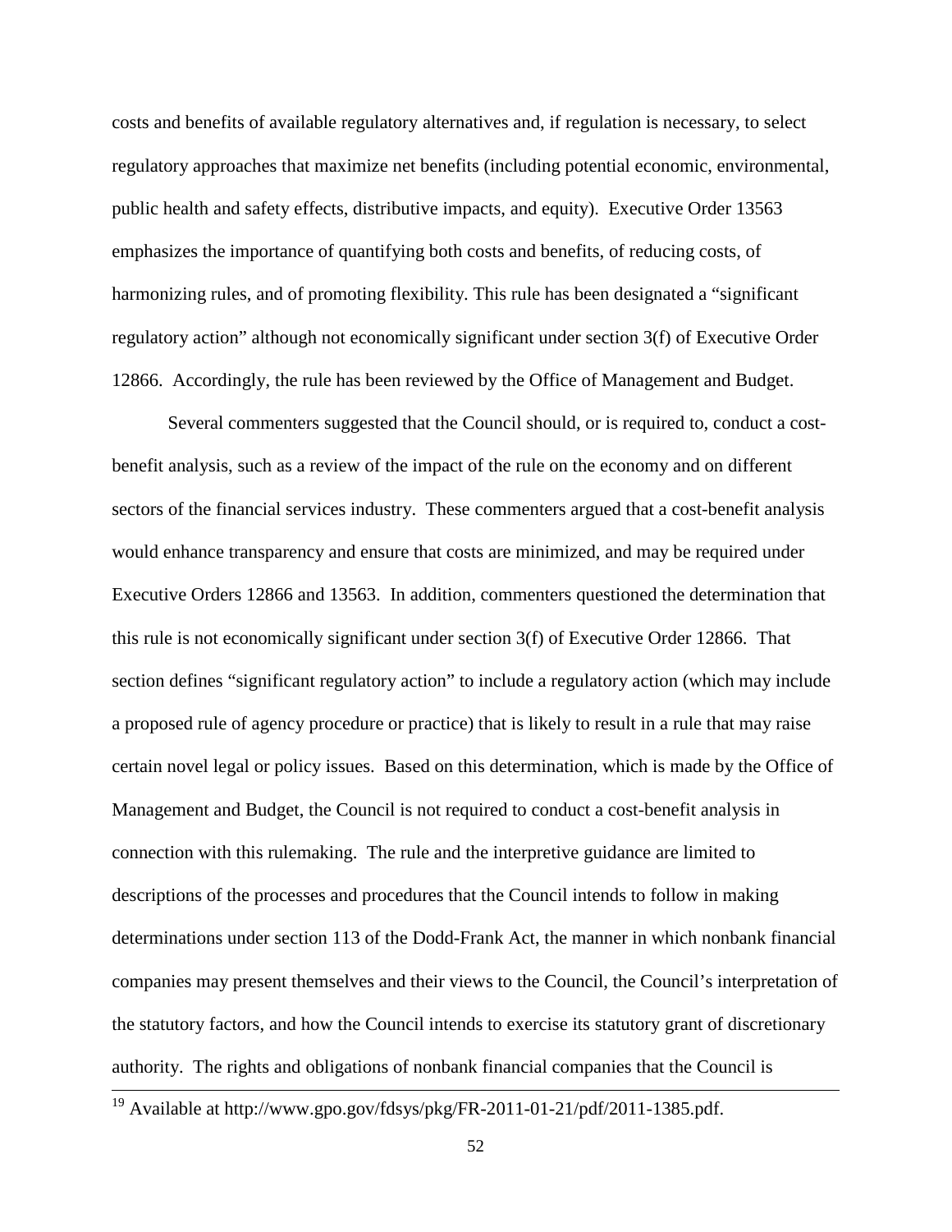costs and benefits of available regulatory alternatives and, if regulation is necessary, to select regulatory approaches that maximize net benefits (including potential economic, environmental, public health and safety effects, distributive impacts, and equity). Executive Order 13563 emphasizes the importance of quantifying both costs and benefits, of reducing costs, of harmonizing rules, and of promoting flexibility. This rule has been designated a "significant regulatory action" although not economically significant under section 3(f) of Executive Order 12866. Accordingly, the rule has been reviewed by the Office of Management and Budget.

Several commenters suggested that the Council should, or is required to, conduct a cost-benefit analysis, such as a review of the impact of the rule on the economy and on different sectors of the financial services industry. These commenters argued that a cost-benefit analysis would enhance transparency and ensure that costs are minimized, and may be required under Executive Orders 12866 and 13563. In addition, commenters questioned the determination that this rule is not economically significant under section 3(f) of Executive Order 12866. That section defines "significant regulatory action" to include a regulatory action (which may include a proposed rule of agency procedure or practice) that is likely to result in a rule that may raise certain novel legal or policy issues. Based on this determination, which is made by the Office of Management and Budget, the Council is not required to conduct a cost-benefit analysis in connection with this rulemaking. The rule and the interpretive guidance are limited to descriptions of the processes and procedures that the Council intends to follow in making determinations under section 113 of the Dodd-Frank Act, the manner in which nonbank financial companies may present themselves and their views to the Council, the Council's interpretation of the statutory factors, and how the Council intends to exercise its statutory grant of discretionary authority. The rights and obligations of nonbank financial companies that the Council is

---

[19] Available at http://www.gpo.gov/fdsys/pkg/FR-2011-01-21/pdf/2011-1385.pdf.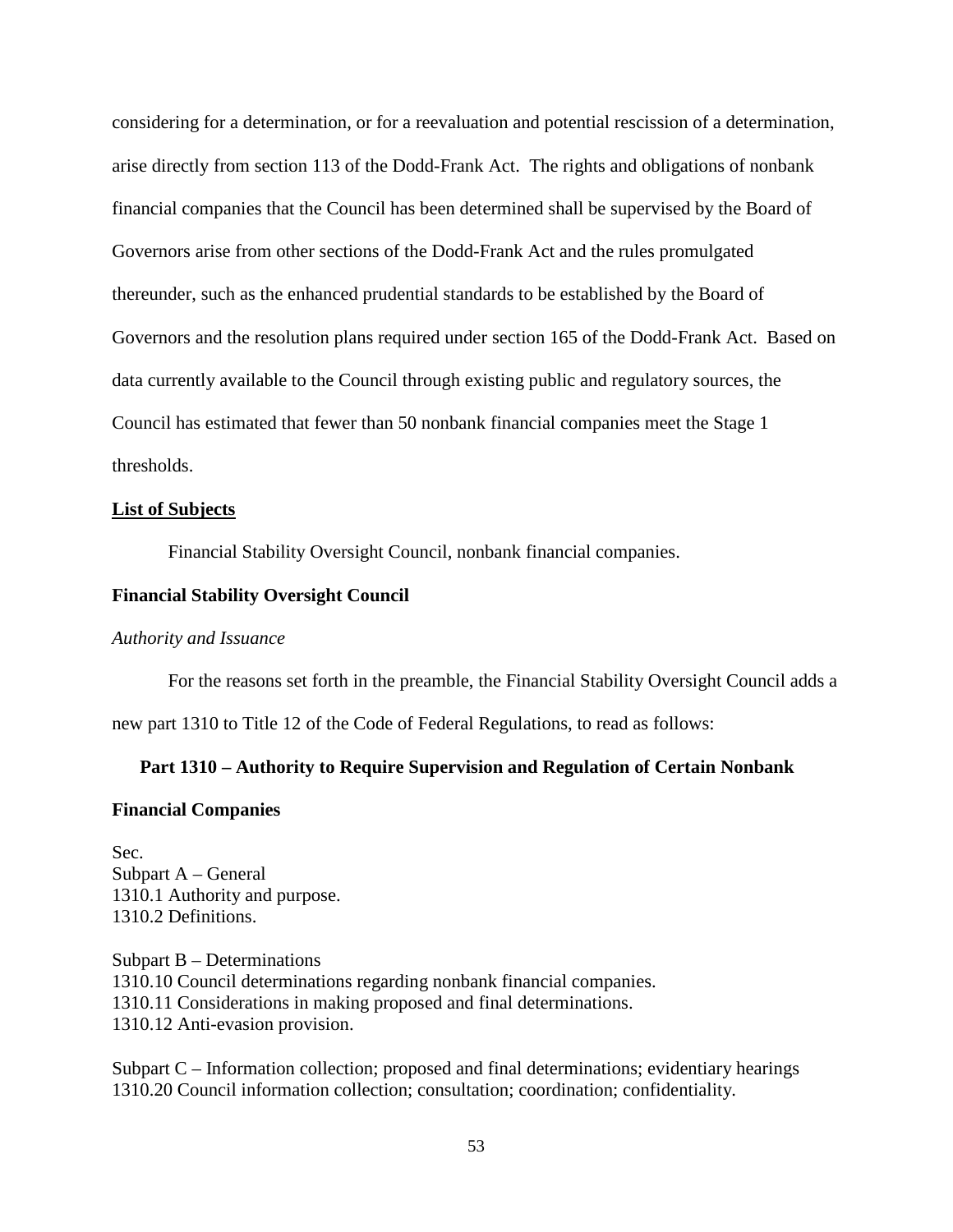considering for a determination, or for a reevaluation and potential rescission of a determination, arise directly from section 113 of the Dodd-Frank Act. The rights and obligations of nonbank financial companies that the Council has been determined shall be supervised by the Board of Governors arise from other sections of the Dodd-Frank Act and the rules promulgated thereunder, such as the enhanced prudential standards to be established by the Board of Governors and the resolution plans required under section 165 of the Dodd-Frank Act. Based on data currently available to the Council through existing public and regulatory sources, the Council has estimated that fewer than 50 nonbank financial companies meet the Stage 1 thresholds.

**List of Subjects**

Financial Stability Oversight Council, nonbank financial companies.

**Financial Stability Oversight Council**

*Authority and Issuance*

For the reasons set forth in the preamble, the Financial Stability Oversight Council adds a new part 1310 to Title 12 of the Code of Federal Regulations, to read as follows:

## Part 1310 – Authority to Require Supervision and Regulation of Certain Nonbank Financial Companies

Sec.
Subpart A – General
1310.1 Authority and purpose.
1310.2 Definitions.

Subpart B – Determinations
1310.10 Council determinations regarding nonbank financial companies.
1310.11 Considerations in making proposed and final determinations.
1310.12 Anti-evasion provision.

Subpart C – Information collection; proposed and final determinations; evidentiary hearings
1310.20 Council information collection; consultation; coordination; confidentiality.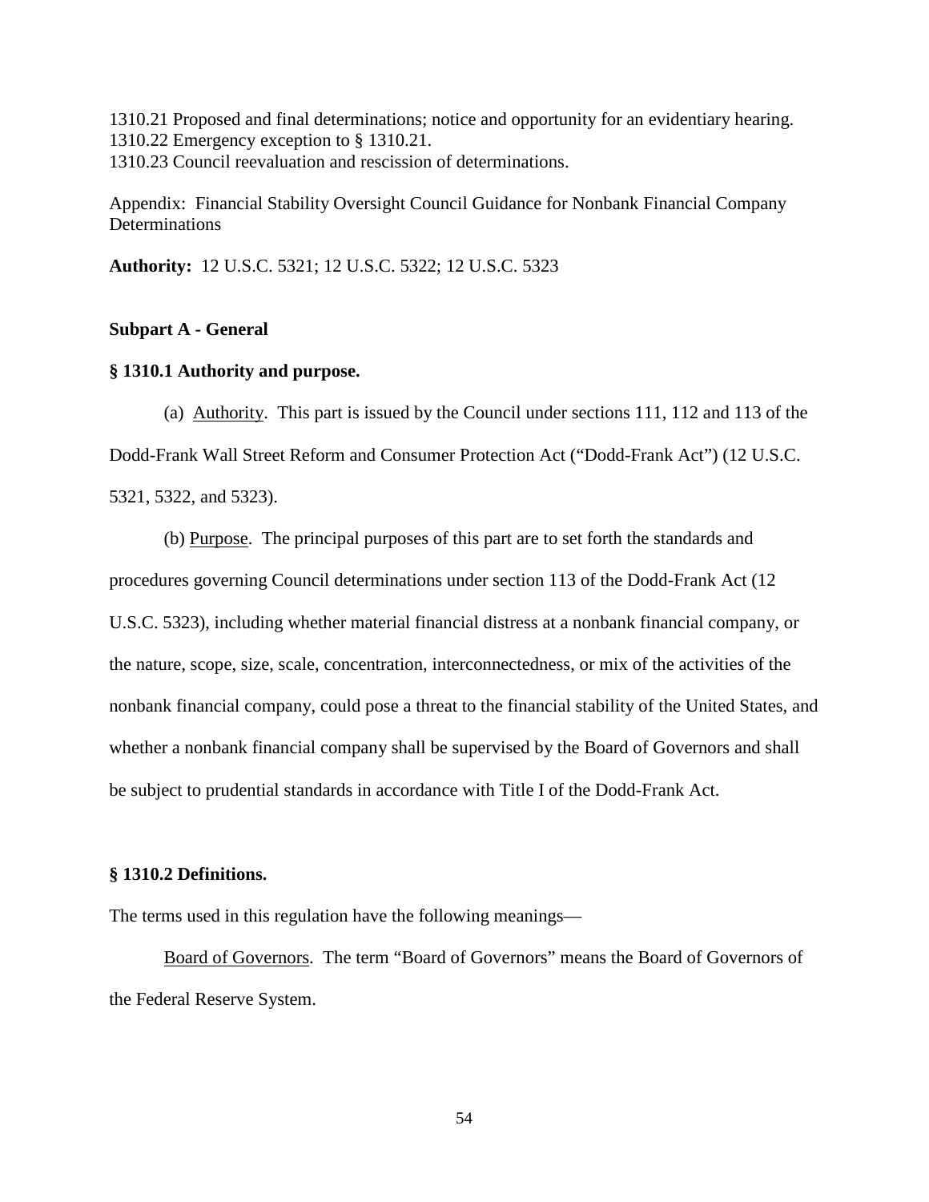1310.21 Proposed and final determinations; notice and opportunity for an evidentiary hearing.
1310.22 Emergency exception to § 1310.21.
1310.23 Council reevaluation and rescission of determinations.

Appendix: Financial Stability Oversight Council Guidance for Nonbank Financial Company Determinations

**Authority:** 12 U.S.C. 5321; 12 U.S.C. 5322; 12 U.S.C. 5323

**Subpart A - General**

**§ 1310.1 Authority and purpose.**

(a) Authority. This part is issued by the Council under sections 111, 112 and 113 of the Dodd-Frank Wall Street Reform and Consumer Protection Act ("Dodd-Frank Act") (12 U.S.C. 5321, 5322, and 5323).

(b) Purpose. The principal purposes of this part are to set forth the standards and procedures governing Council determinations under section 113 of the Dodd-Frank Act (12 U.S.C. 5323), including whether material financial distress at a nonbank financial company, or the nature, scope, size, scale, concentration, interconnectedness, or mix of the activities of the nonbank financial company, could pose a threat to the financial stability of the United States, and whether a nonbank financial company shall be supervised by the Board of Governors and shall be subject to prudential standards in accordance with Title I of the Dodd-Frank Act.

**§ 1310.2 Definitions.**

The terms used in this regulation have the following meanings—

Board of Governors. The term "Board of Governors" means the Board of Governors of the Federal Reserve System.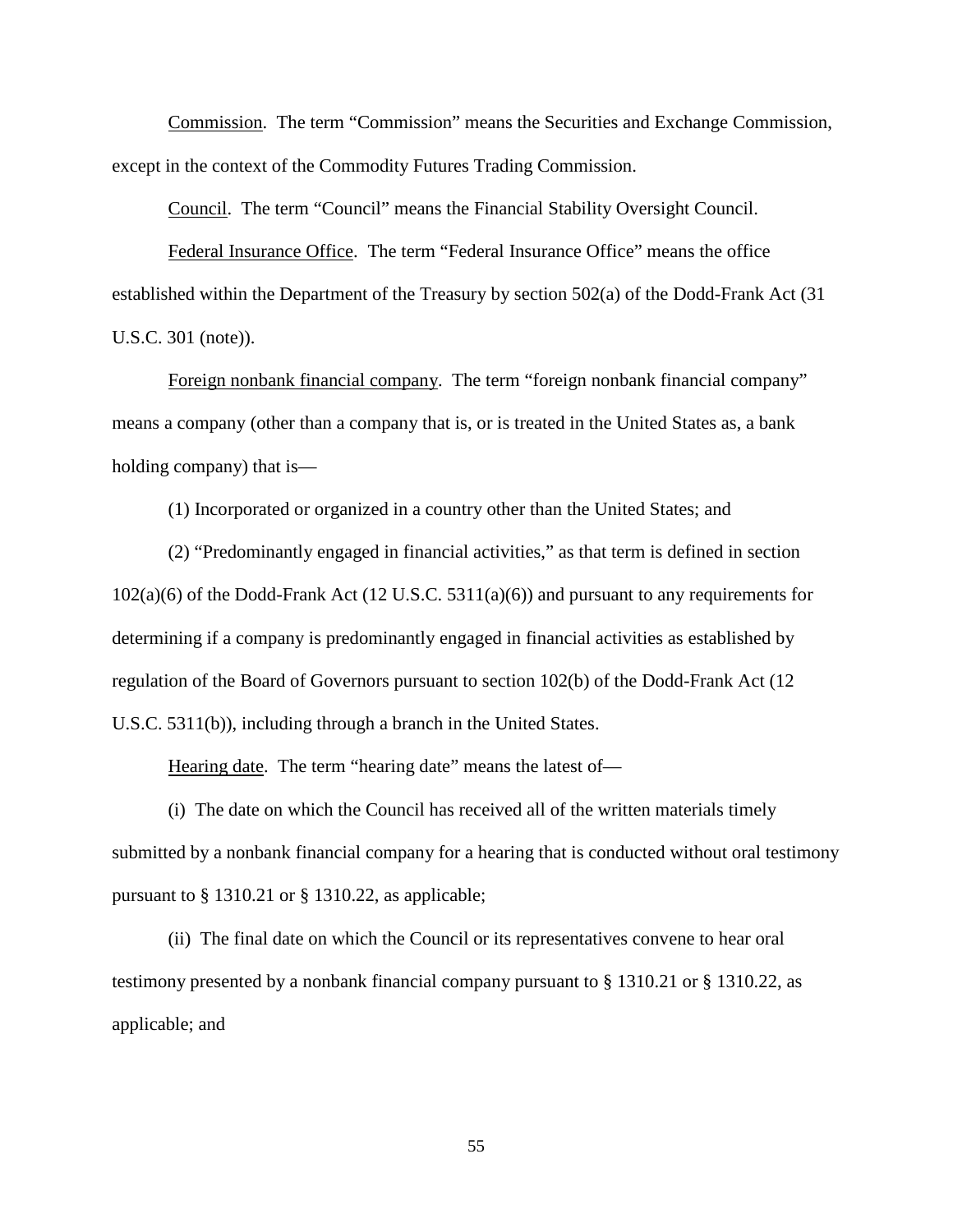Commission. The term "Commission" means the Securities and Exchange Commission, except in the context of the Commodity Futures Trading Commission.

Council. The term "Council" means the Financial Stability Oversight Council.

Federal Insurance Office. The term "Federal Insurance Office" means the office established within the Department of the Treasury by section 502(a) of the Dodd-Frank Act (31 U.S.C. 301 (note)).

Foreign nonbank financial company. The term "foreign nonbank financial company" means a company (other than a company that is, or is treated in the United States as, a bank holding company) that is—

(1) Incorporated or organized in a country other than the United States; and

(2) "Predominantly engaged in financial activities," as that term is defined in section 102(a)(6) of the Dodd-Frank Act (12 U.S.C. 5311(a)(6)) and pursuant to any requirements for determining if a company is predominantly engaged in financial activities as established by regulation of the Board of Governors pursuant to section 102(b) of the Dodd-Frank Act (12 U.S.C. 5311(b)), including through a branch in the United States.

Hearing date. The term "hearing date" means the latest of—

(i) The date on which the Council has received all of the written materials timely submitted by a nonbank financial company for a hearing that is conducted without oral testimony pursuant to § 1310.21 or § 1310.22, as applicable;

(ii) The final date on which the Council or its representatives convene to hear oral testimony presented by a nonbank financial company pursuant to § 1310.21 or § 1310.22, as applicable; and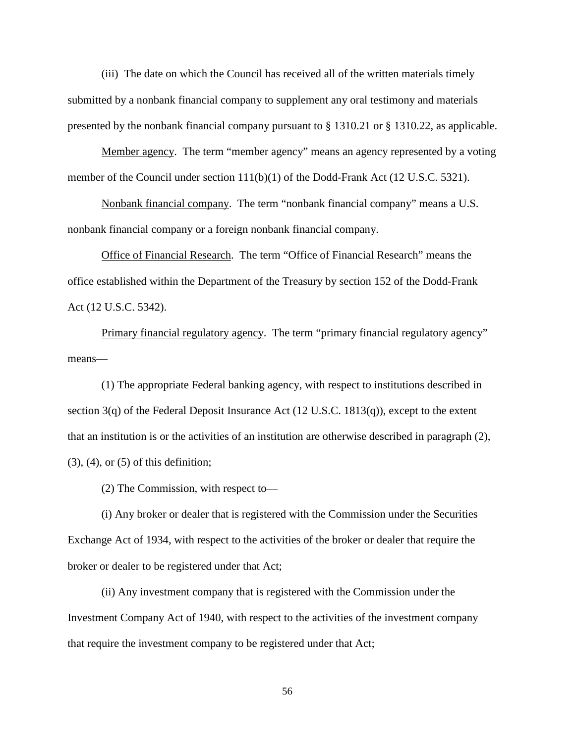(iii) The date on which the Council has received all of the written materials timely submitted by a nonbank financial company to supplement any oral testimony and materials presented by the nonbank financial company pursuant to § 1310.21 or § 1310.22, as applicable.

Member agency. The term "member agency" means an agency represented by a voting member of the Council under section 111(b)(1) of the Dodd-Frank Act (12 U.S.C. 5321).

Nonbank financial company. The term "nonbank financial company" means a U.S. nonbank financial company or a foreign nonbank financial company.

Office of Financial Research. The term "Office of Financial Research" means the office established within the Department of the Treasury by section 152 of the Dodd-Frank Act (12 U.S.C. 5342).

Primary financial regulatory agency. The term "primary financial regulatory agency" means—

(1) The appropriate Federal banking agency, with respect to institutions described in section 3(q) of the Federal Deposit Insurance Act (12 U.S.C. 1813(q)), except to the extent that an institution is or the activities of an institution are otherwise described in paragraph (2), (3), (4), or (5) of this definition;

(2) The Commission, with respect to—

(i) Any broker or dealer that is registered with the Commission under the Securities Exchange Act of 1934, with respect to the activities of the broker or dealer that require the broker or dealer to be registered under that Act;

(ii) Any investment company that is registered with the Commission under the Investment Company Act of 1940, with respect to the activities of the investment company that require the investment company to be registered under that Act;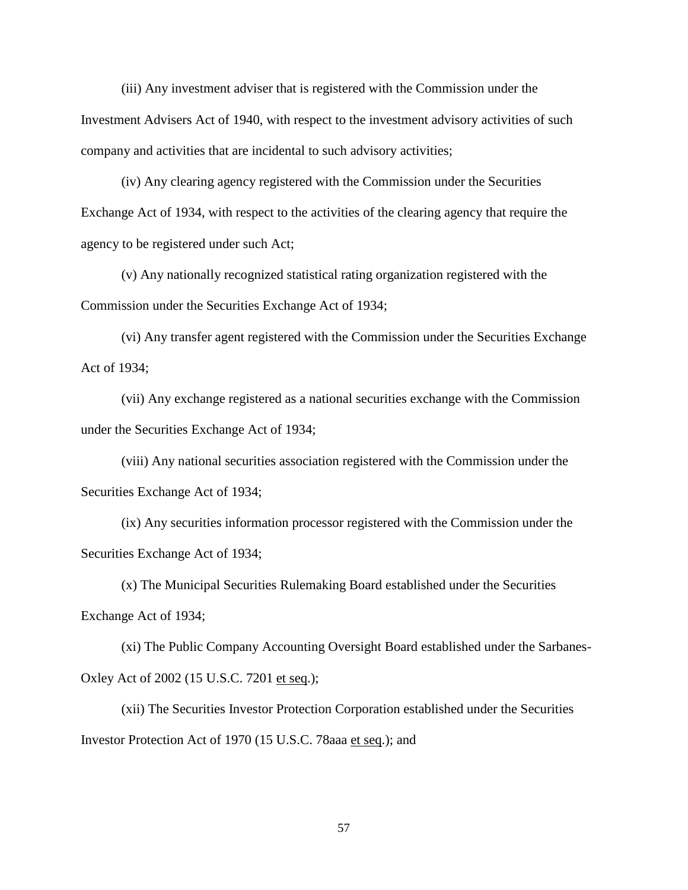(iii) Any investment adviser that is registered with the Commission under the Investment Advisers Act of 1940, with respect to the investment advisory activities of such company and activities that are incidental to such advisory activities;

(iv) Any clearing agency registered with the Commission under the Securities Exchange Act of 1934, with respect to the activities of the clearing agency that require the agency to be registered under such Act;

(v) Any nationally recognized statistical rating organization registered with the Commission under the Securities Exchange Act of 1934;

(vi) Any transfer agent registered with the Commission under the Securities Exchange Act of 1934;

(vii) Any exchange registered as a national securities exchange with the Commission under the Securities Exchange Act of 1934;

(viii) Any national securities association registered with the Commission under the Securities Exchange Act of 1934;

(ix) Any securities information processor registered with the Commission under the Securities Exchange Act of 1934;

(x) The Municipal Securities Rulemaking Board established under the Securities Exchange Act of 1934;

(xi) The Public Company Accounting Oversight Board established under the Sarbanes-Oxley Act of 2002 (15 U.S.C. 7201 et seq.);

(xii) The Securities Investor Protection Corporation established under the Securities Investor Protection Act of 1970 (15 U.S.C. 78aaa et seq.); and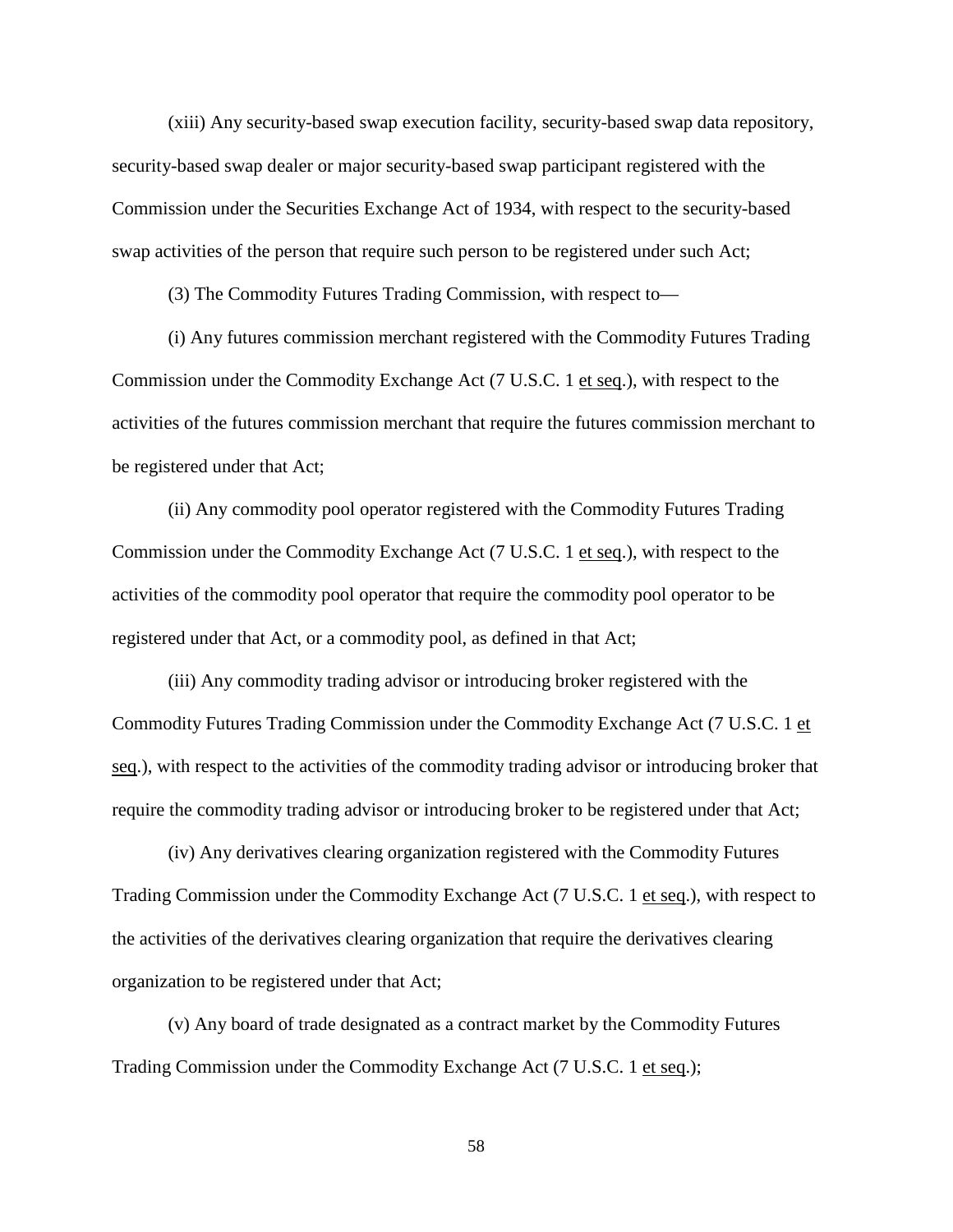(xiii) Any security-based swap execution facility, security-based swap data repository, security-based swap dealer or major security-based swap participant registered with the Commission under the Securities Exchange Act of 1934, with respect to the security-based swap activities of the person that require such person to be registered under such Act;

(3) The Commodity Futures Trading Commission, with respect to—

(i) Any futures commission merchant registered with the Commodity Futures Trading Commission under the Commodity Exchange Act (7 U.S.C. 1 et seq.), with respect to the activities of the futures commission merchant that require the futures commission merchant to be registered under that Act;

(ii) Any commodity pool operator registered with the Commodity Futures Trading Commission under the Commodity Exchange Act (7 U.S.C. 1 et seq.), with respect to the activities of the commodity pool operator that require the commodity pool operator to be registered under that Act, or a commodity pool, as defined in that Act;

(iii) Any commodity trading advisor or introducing broker registered with the Commodity Futures Trading Commission under the Commodity Exchange Act (7 U.S.C. 1 et seq.), with respect to the activities of the commodity trading advisor or introducing broker that require the commodity trading advisor or introducing broker to be registered under that Act;

(iv) Any derivatives clearing organization registered with the Commodity Futures Trading Commission under the Commodity Exchange Act (7 U.S.C. 1 et seq.), with respect to the activities of the derivatives clearing organization that require the derivatives clearing organization to be registered under that Act;

(v) Any board of trade designated as a contract market by the Commodity Futures Trading Commission under the Commodity Exchange Act (7 U.S.C. 1 et seq.);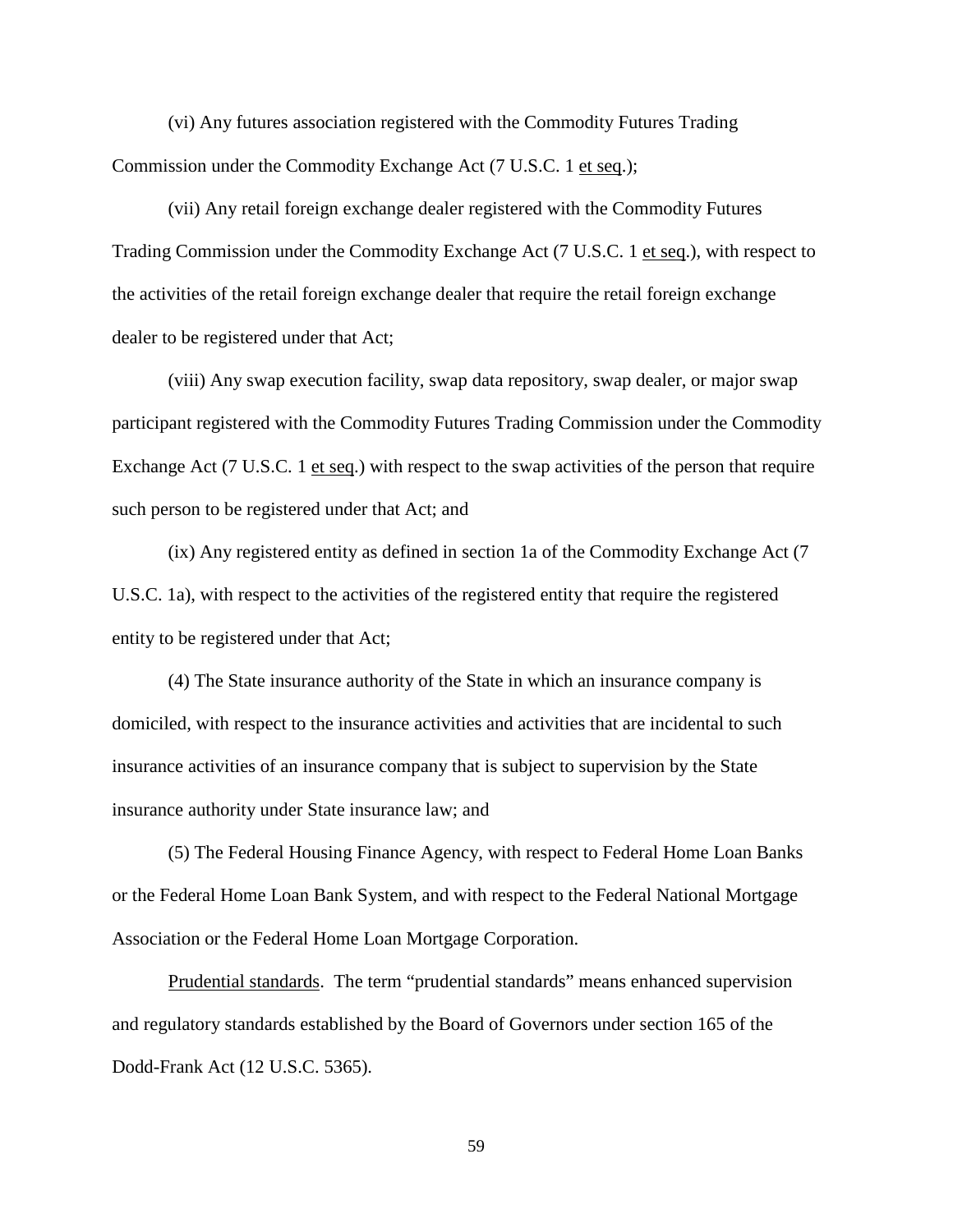(vi) Any futures association registered with the Commodity Futures Trading Commission under the Commodity Exchange Act (7 U.S.C. 1 et seq.);

(vii) Any retail foreign exchange dealer registered with the Commodity Futures Trading Commission under the Commodity Exchange Act (7 U.S.C. 1 et seq.), with respect to the activities of the retail foreign exchange dealer that require the retail foreign exchange dealer to be registered under that Act;

(viii) Any swap execution facility, swap data repository, swap dealer, or major swap participant registered with the Commodity Futures Trading Commission under the Commodity Exchange Act (7 U.S.C. 1 et seq.) with respect to the swap activities of the person that require such person to be registered under that Act; and

(ix) Any registered entity as defined in section 1a of the Commodity Exchange Act (7 U.S.C. 1a), with respect to the activities of the registered entity that require the registered entity to be registered under that Act;

(4) The State insurance authority of the State in which an insurance company is domiciled, with respect to the insurance activities and activities that are incidental to such insurance activities of an insurance company that is subject to supervision by the State insurance authority under State insurance law; and

(5) The Federal Housing Finance Agency, with respect to Federal Home Loan Banks or the Federal Home Loan Bank System, and with respect to the Federal National Mortgage Association or the Federal Home Loan Mortgage Corporation.

Prudential standards. The term "prudential standards" means enhanced supervision and regulatory standards established by the Board of Governors under section 165 of the Dodd-Frank Act (12 U.S.C. 5365).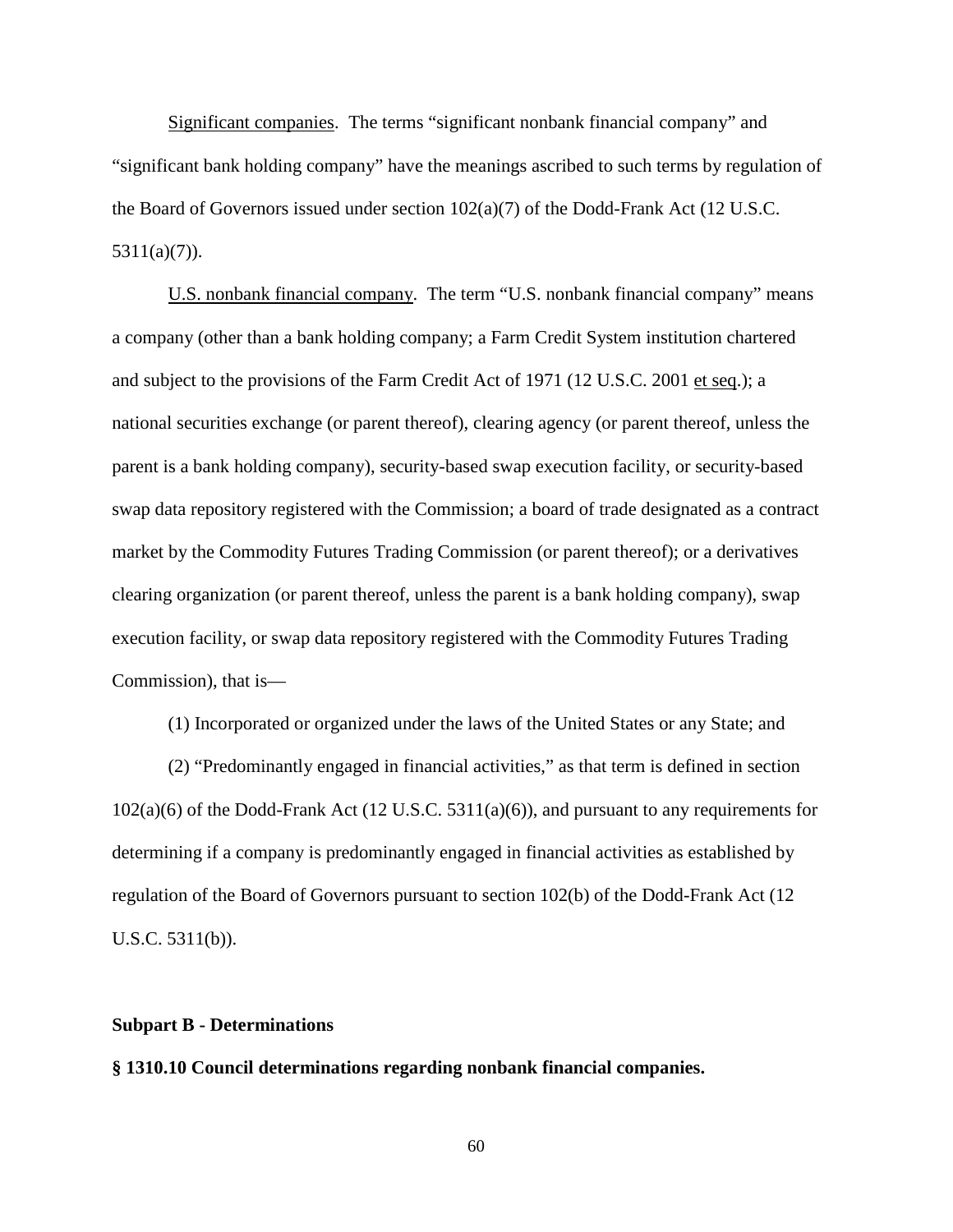Significant companies. The terms “significant nonbank financial company” and “significant bank holding company” have the meanings ascribed to such terms by regulation of the Board of Governors issued under section 102(a)(7) of the Dodd-Frank Act (12 U.S.C. 5311(a)(7)).

U.S. nonbank financial company. The term “U.S. nonbank financial company” means a company (other than a bank holding company; a Farm Credit System institution chartered and subject to the provisions of the Farm Credit Act of 1971 (12 U.S.C. 2001 et seq.); a national securities exchange (or parent thereof), clearing agency (or parent thereof, unless the parent is a bank holding company), security-based swap execution facility, or security-based swap data repository registered with the Commission; a board of trade designated as a contract market by the Commodity Futures Trading Commission (or parent thereof); or a derivatives clearing organization (or parent thereof, unless the parent is a bank holding company), swap execution facility, or swap data repository registered with the Commodity Futures Trading Commission), that is—

(1) Incorporated or organized under the laws of the United States or any State; and

(2) “Predominantly engaged in financial activities,” as that term is defined in section 102(a)(6) of the Dodd-Frank Act (12 U.S.C. 5311(a)(6)), and pursuant to any requirements for determining if a company is predominantly engaged in financial activities as established by regulation of the Board of Governors pursuant to section 102(b) of the Dodd-Frank Act (12 U.S.C. 5311(b)).

**Subpart B - Determinations**

**§ 1310.10 Council determinations regarding nonbank financial companies.**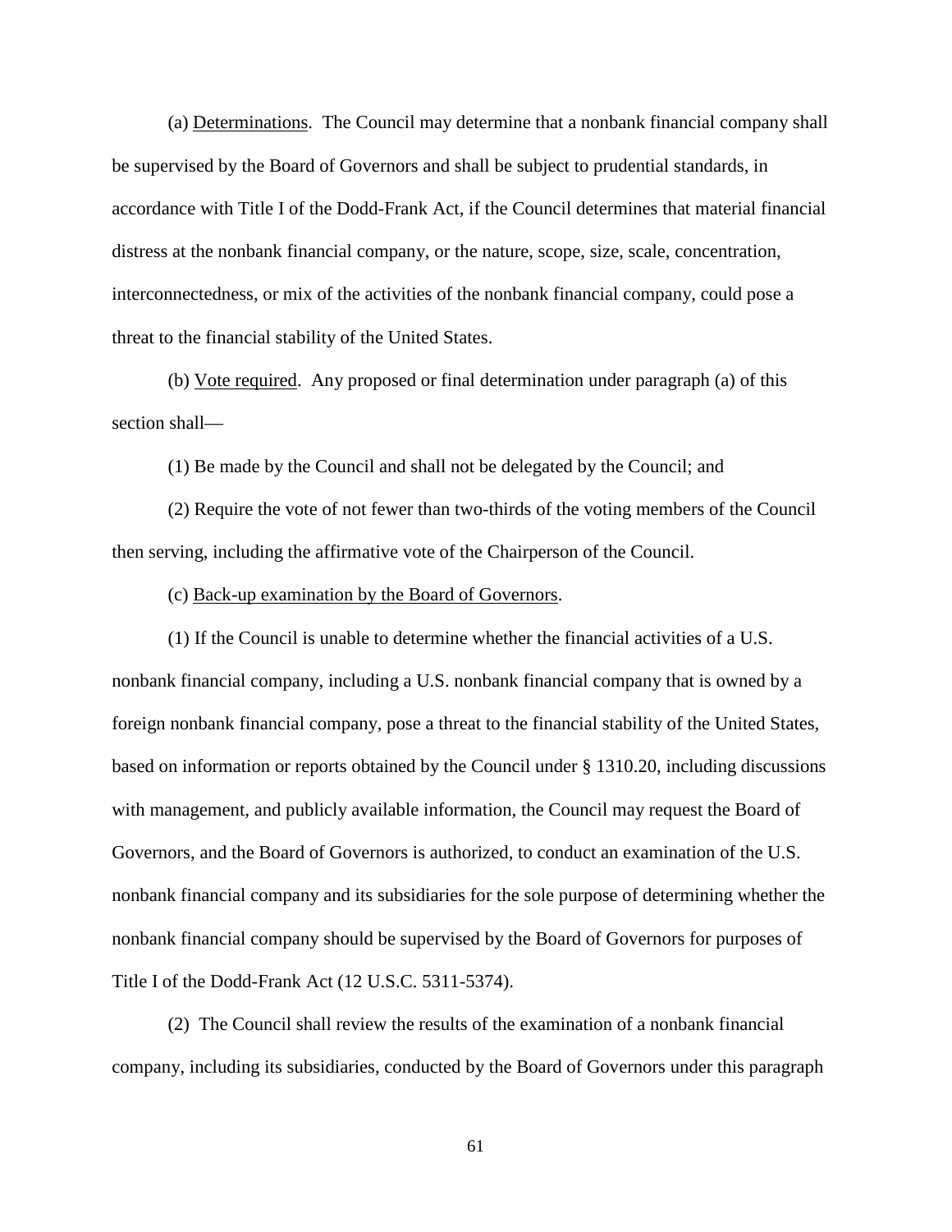(a) Determinations. The Council may determine that a nonbank financial company shall be supervised by the Board of Governors and shall be subject to prudential standards, in accordance with Title I of the Dodd-Frank Act, if the Council determines that material financial distress at the nonbank financial company, or the nature, scope, size, scale, concentration, interconnectedness, or mix of the activities of the nonbank financial company, could pose a threat to the financial stability of the United States.

(b) Vote required. Any proposed or final determination under paragraph (a) of this section shall—

(1) Be made by the Council and shall not be delegated by the Council; and

(2) Require the vote of not fewer than two-thirds of the voting members of the Council then serving, including the affirmative vote of the Chairperson of the Council.

(c) Back-up examination by the Board of Governors.

(1) If the Council is unable to determine whether the financial activities of a U.S. nonbank financial company, including a U.S. nonbank financial company that is owned by a foreign nonbank financial company, pose a threat to the financial stability of the United States, based on information or reports obtained by the Council under § 1310.20, including discussions with management, and publicly available information, the Council may request the Board of Governors, and the Board of Governors is authorized, to conduct an examination of the U.S. nonbank financial company and its subsidiaries for the sole purpose of determining whether the nonbank financial company should be supervised by the Board of Governors for purposes of Title I of the Dodd-Frank Act (12 U.S.C. 5311-5374).

(2) The Council shall review the results of the examination of a nonbank financial company, including its subsidiaries, conducted by the Board of Governors under this paragraph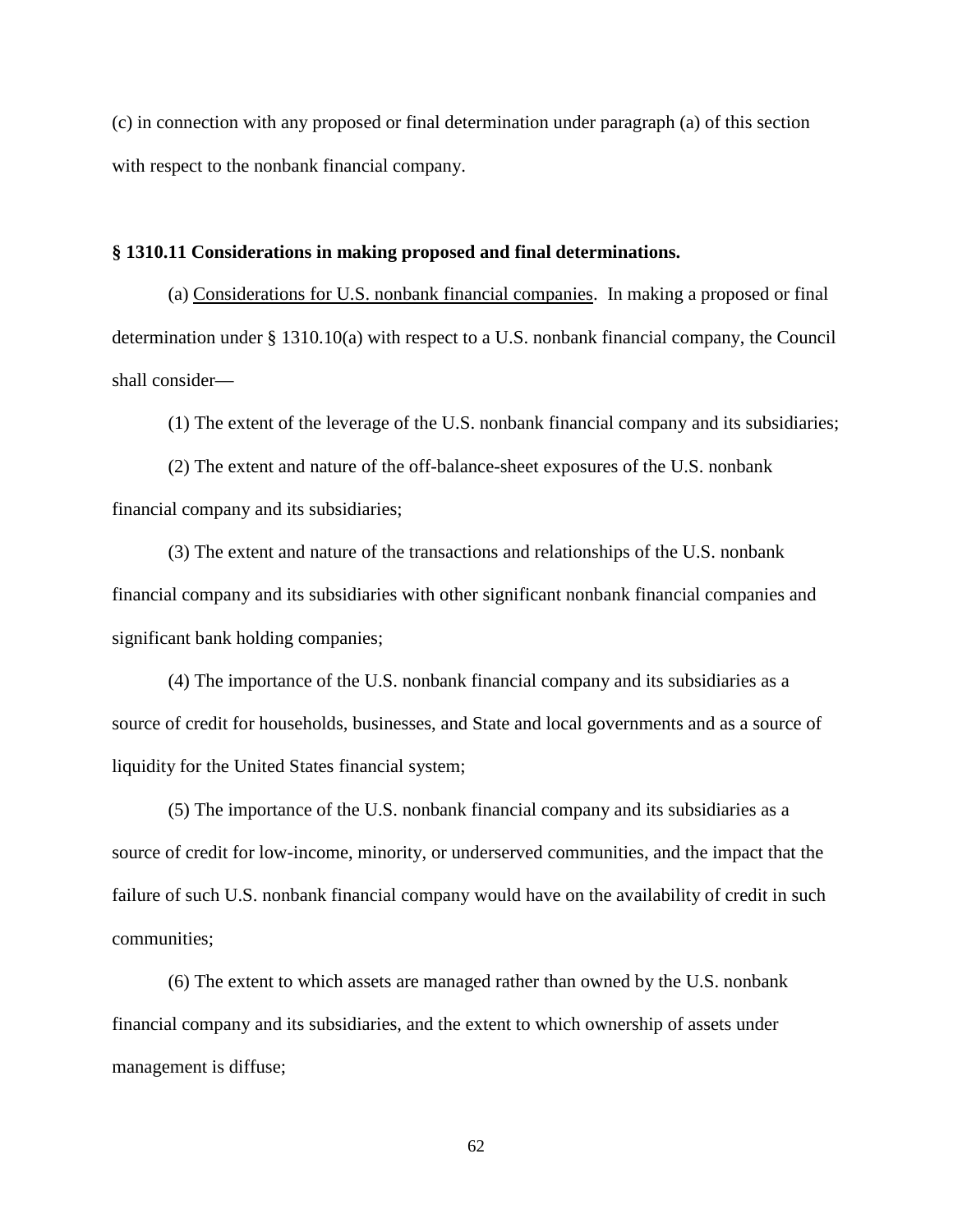(c) in connection with any proposed or final determination under paragraph (a) of this section with respect to the nonbank financial company.

**§ 1310.11 Considerations in making proposed and final determinations.**

(a) Considerations for U.S. nonbank financial companies. In making a proposed or final determination under § 1310.10(a) with respect to a U.S. nonbank financial company, the Council shall consider—

(1) The extent of the leverage of the U.S. nonbank financial company and its subsidiaries;

(2) The extent and nature of the off-balance-sheet exposures of the U.S. nonbank financial company and its subsidiaries;

(3) The extent and nature of the transactions and relationships of the U.S. nonbank financial company and its subsidiaries with other significant nonbank financial companies and significant bank holding companies;

(4) The importance of the U.S. nonbank financial company and its subsidiaries as a source of credit for households, businesses, and State and local governments and as a source of liquidity for the United States financial system;

(5) The importance of the U.S. nonbank financial company and its subsidiaries as a source of credit for low-income, minority, or underserved communities, and the impact that the failure of such U.S. nonbank financial company would have on the availability of credit in such communities;

(6) The extent to which assets are managed rather than owned by the U.S. nonbank financial company and its subsidiaries, and the extent to which ownership of assets under management is diffuse;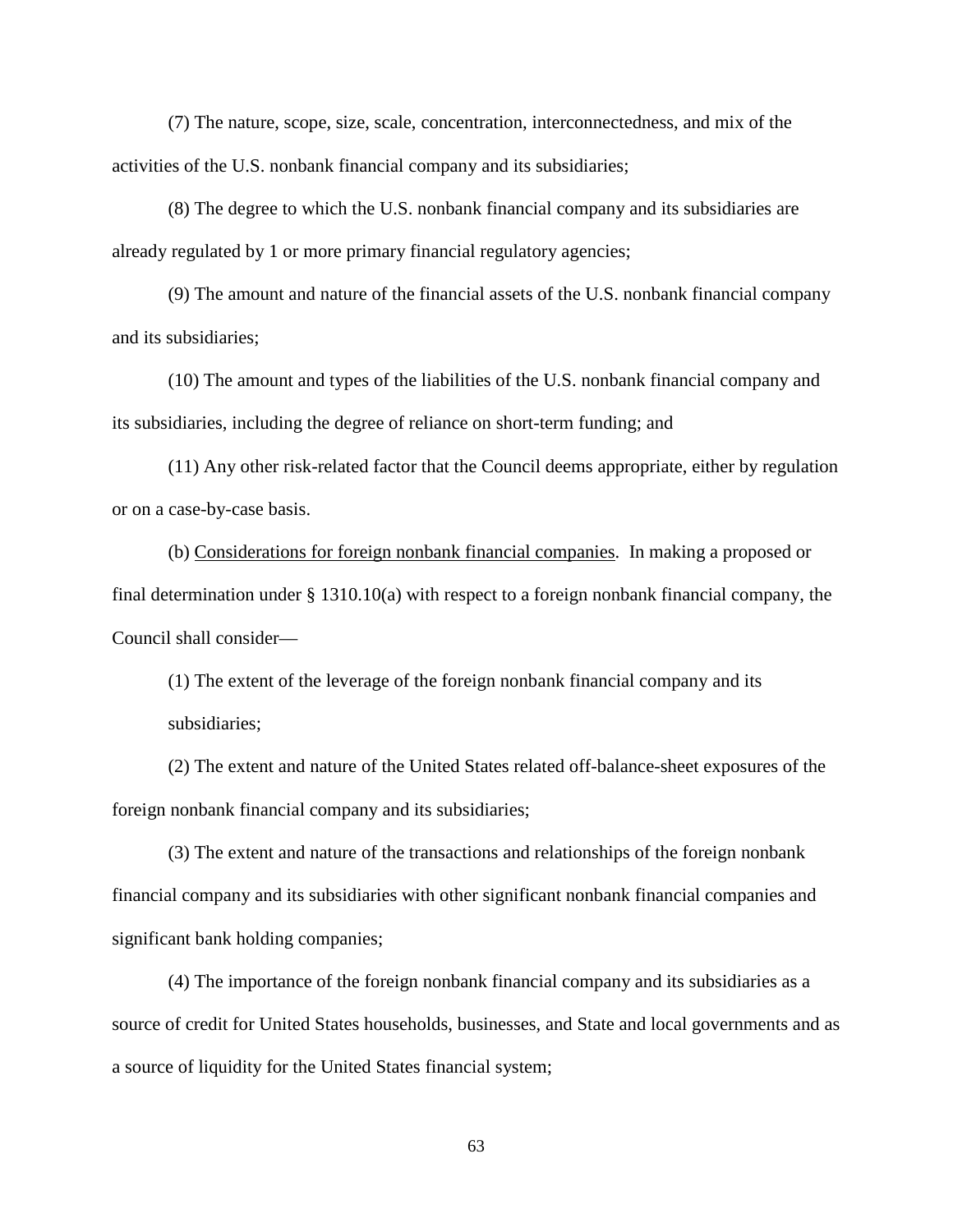(7) The nature, scope, size, scale, concentration, interconnectedness, and mix of the activities of the U.S. nonbank financial company and its subsidiaries;

(8) The degree to which the U.S. nonbank financial company and its subsidiaries are already regulated by 1 or more primary financial regulatory agencies;

(9) The amount and nature of the financial assets of the U.S. nonbank financial company and its subsidiaries;

(10) The amount and types of the liabilities of the U.S. nonbank financial company and its subsidiaries, including the degree of reliance on short-term funding; and

(11) Any other risk-related factor that the Council deems appropriate, either by regulation or on a case-by-case basis.

(b) Considerations for foreign nonbank financial companies. In making a proposed or final determination under § 1310.10(a) with respect to a foreign nonbank financial company, the Council shall consider—

(1) The extent of the leverage of the foreign nonbank financial company and its subsidiaries;

(2) The extent and nature of the United States related off-balance-sheet exposures of the foreign nonbank financial company and its subsidiaries;

(3) The extent and nature of the transactions and relationships of the foreign nonbank financial company and its subsidiaries with other significant nonbank financial companies and significant bank holding companies;

(4) The importance of the foreign nonbank financial company and its subsidiaries as a source of credit for United States households, businesses, and State and local governments and as a source of liquidity for the United States financial system;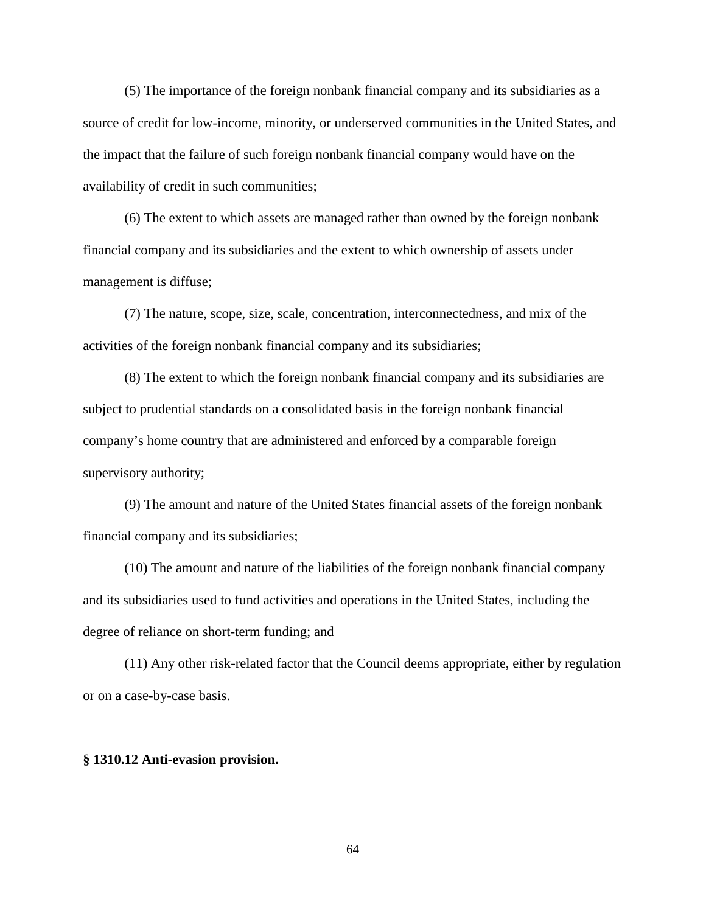(5) The importance of the foreign nonbank financial company and its subsidiaries as a source of credit for low-income, minority, or underserved communities in the United States, and the impact that the failure of such foreign nonbank financial company would have on the availability of credit in such communities;

(6) The extent to which assets are managed rather than owned by the foreign nonbank financial company and its subsidiaries and the extent to which ownership of assets under management is diffuse;

(7) The nature, scope, size, scale, concentration, interconnectedness, and mix of the activities of the foreign nonbank financial company and its subsidiaries;

(8) The extent to which the foreign nonbank financial company and its subsidiaries are subject to prudential standards on a consolidated basis in the foreign nonbank financial company's home country that are administered and enforced by a comparable foreign supervisory authority;

(9) The amount and nature of the United States financial assets of the foreign nonbank financial company and its subsidiaries;

(10) The amount and nature of the liabilities of the foreign nonbank financial company and its subsidiaries used to fund activities and operations in the United States, including the degree of reliance on short-term funding; and

(11) Any other risk-related factor that the Council deems appropriate, either by regulation or on a case-by-case basis.

**§ 1310.12 Anti-evasion provision.**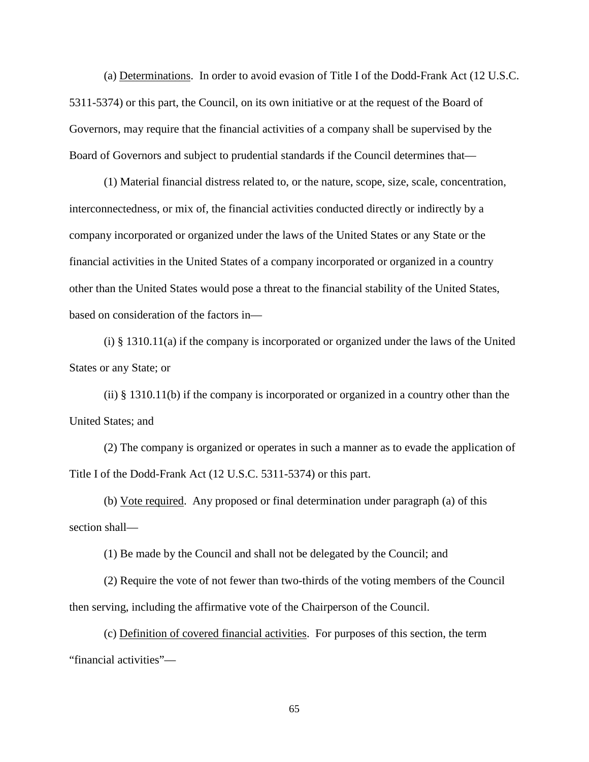(a) Determinations. In order to avoid evasion of Title I of the Dodd-Frank Act (12 U.S.C. 5311-5374) or this part, the Council, on its own initiative or at the request of the Board of Governors, may require that the financial activities of a company shall be supervised by the Board of Governors and subject to prudential standards if the Council determines that—

(1) Material financial distress related to, or the nature, scope, size, scale, concentration, interconnectedness, or mix of, the financial activities conducted directly or indirectly by a company incorporated or organized under the laws of the United States or any State or the financial activities in the United States of a company incorporated or organized in a country other than the United States would pose a threat to the financial stability of the United States, based on consideration of the factors in—

(i) § 1310.11(a) if the company is incorporated or organized under the laws of the United States or any State; or

(ii) § 1310.11(b) if the company is incorporated or organized in a country other than the United States; and

(2) The company is organized or operates in such a manner as to evade the application of Title I of the Dodd-Frank Act (12 U.S.C. 5311-5374) or this part.

(b) Vote required. Any proposed or final determination under paragraph (a) of this section shall—

(1) Be made by the Council and shall not be delegated by the Council; and

(2) Require the vote of not fewer than two-thirds of the voting members of the Council then serving, including the affirmative vote of the Chairperson of the Council.

(c) Definition of covered financial activities. For purposes of this section, the term "financial activities"—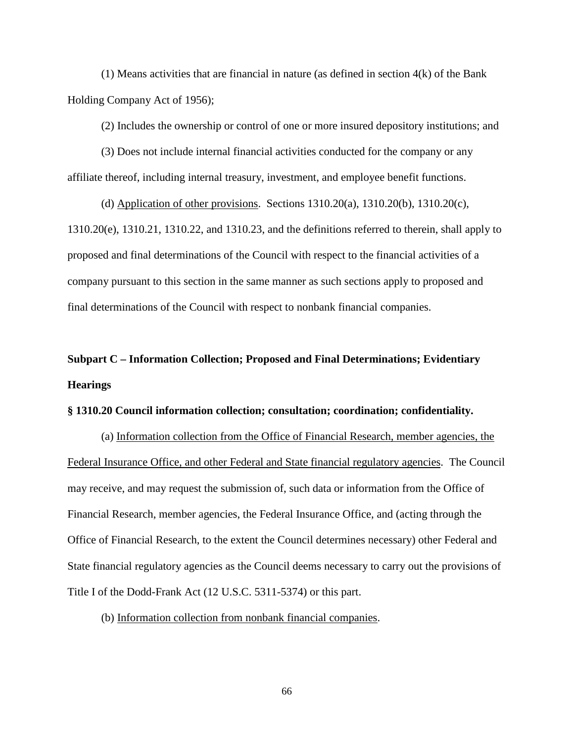(1) Means activities that are financial in nature (as defined in section 4(k) of the Bank Holding Company Act of 1956);

(2) Includes the ownership or control of one or more insured depository institutions; and

(3) Does not include internal financial activities conducted for the company or any affiliate thereof, including internal treasury, investment, and employee benefit functions.

(d) Application of other provisions. Sections 1310.20(a), 1310.20(b), 1310.20(c), 1310.20(e), 1310.21, 1310.22, and 1310.23, and the definitions referred to therein, shall apply to proposed and final determinations of the Council with respect to the financial activities of a company pursuant to this section in the same manner as such sections apply to proposed and final determinations of the Council with respect to nonbank financial companies.

## Subpart C – Information Collection; Proposed and Final Determinations; Evidentiary Hearings

### § 1310.20 Council information collection; consultation; coordination; confidentiality.

(a) Information collection from the Office of Financial Research, member agencies, the Federal Insurance Office, and other Federal and State financial regulatory agencies. The Council may receive, and may request the submission of, such data or information from the Office of Financial Research, member agencies, the Federal Insurance Office, and (acting through the Office of Financial Research, to the extent the Council determines necessary) other Federal and State financial regulatory agencies as the Council deems necessary to carry out the provisions of Title I of the Dodd-Frank Act (12 U.S.C. 5311-5374) or this part.

(b) Information collection from nonbank financial companies.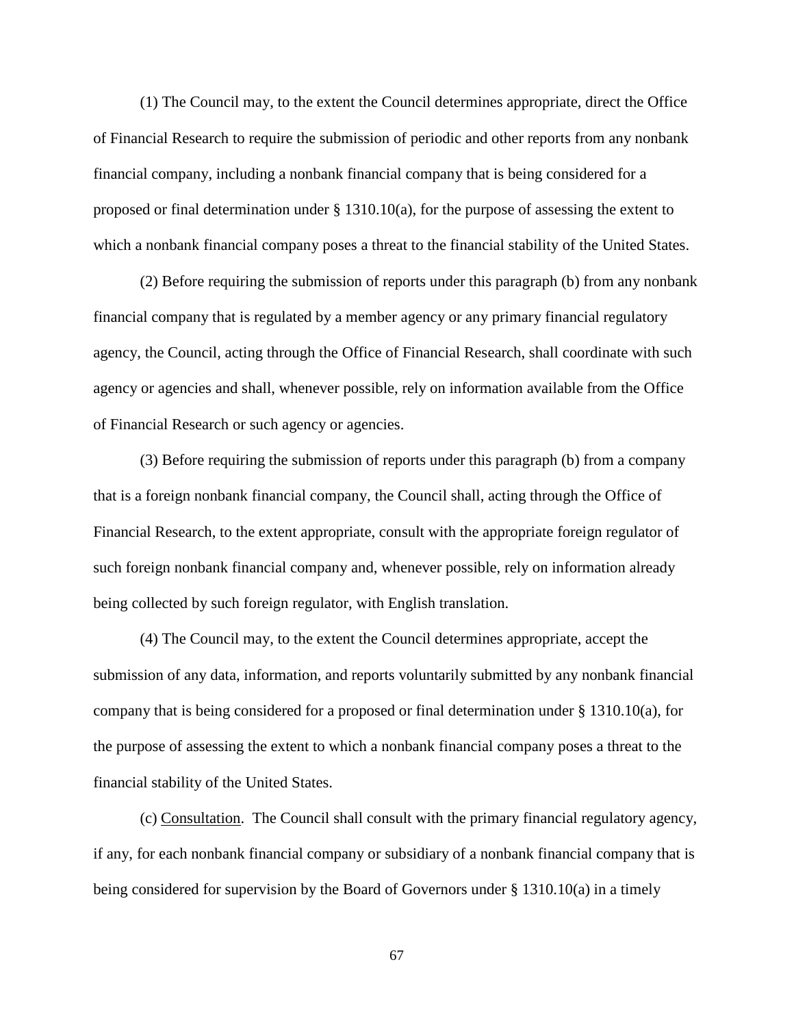(1) The Council may, to the extent the Council determines appropriate, direct the Office of Financial Research to require the submission of periodic and other reports from any nonbank financial company, including a nonbank financial company that is being considered for a proposed or final determination under § 1310.10(a), for the purpose of assessing the extent to which a nonbank financial company poses a threat to the financial stability of the United States.

(2) Before requiring the submission of reports under this paragraph (b) from any nonbank financial company that is regulated by a member agency or any primary financial regulatory agency, the Council, acting through the Office of Financial Research, shall coordinate with such agency or agencies and shall, whenever possible, rely on information available from the Office of Financial Research or such agency or agencies.

(3) Before requiring the submission of reports under this paragraph (b) from a company that is a foreign nonbank financial company, the Council shall, acting through the Office of Financial Research, to the extent appropriate, consult with the appropriate foreign regulator of such foreign nonbank financial company and, whenever possible, rely on information already being collected by such foreign regulator, with English translation.

(4) The Council may, to the extent the Council determines appropriate, accept the submission of any data, information, and reports voluntarily submitted by any nonbank financial company that is being considered for a proposed or final determination under § 1310.10(a), for the purpose of assessing the extent to which a nonbank financial company poses a threat to the financial stability of the United States.

(c) Consultation. The Council shall consult with the primary financial regulatory agency, if any, for each nonbank financial company or subsidiary of a nonbank financial company that is being considered for supervision by the Board of Governors under § 1310.10(a) in a timely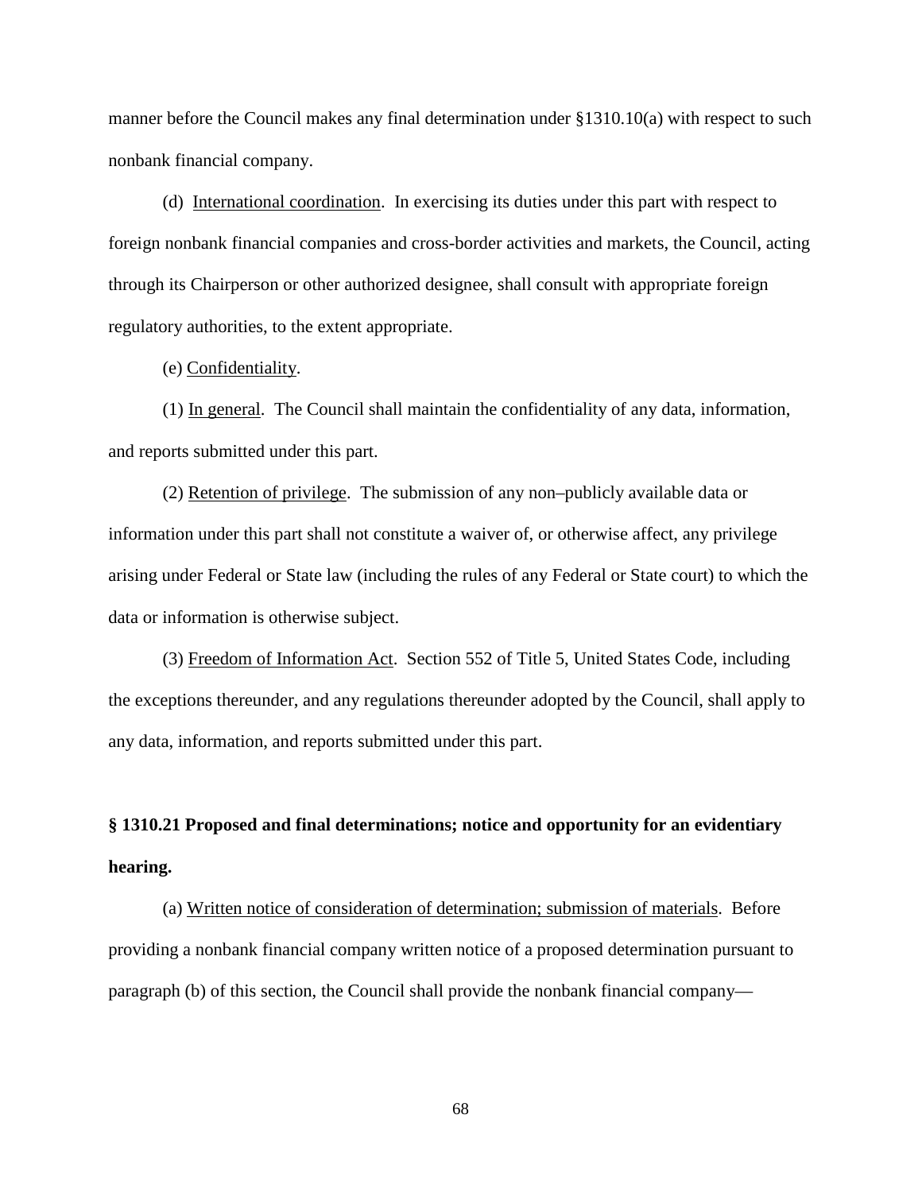manner before the Council makes any final determination under §1310.10(a) with respect to such nonbank financial company.

(d) International coordination. In exercising its duties under this part with respect to foreign nonbank financial companies and cross-border activities and markets, the Council, acting through its Chairperson or other authorized designee, shall consult with appropriate foreign regulatory authorities, to the extent appropriate.

(e) Confidentiality.

(1) In general. The Council shall maintain the confidentiality of any data, information, and reports submitted under this part.

(2) Retention of privilege. The submission of any non–publicly available data or information under this part shall not constitute a waiver of, or otherwise affect, any privilege arising under Federal or State law (including the rules of any Federal or State court) to which the data or information is otherwise subject.

(3) Freedom of Information Act. Section 552 of Title 5, United States Code, including the exceptions thereunder, and any regulations thereunder adopted by the Council, shall apply to any data, information, and reports submitted under this part.

**§ 1310.21 Proposed and final determinations; notice and opportunity for an evidentiary hearing.**

(a) Written notice of consideration of determination; submission of materials. Before providing a nonbank financial company written notice of a proposed determination pursuant to paragraph (b) of this section, the Council shall provide the nonbank financial company—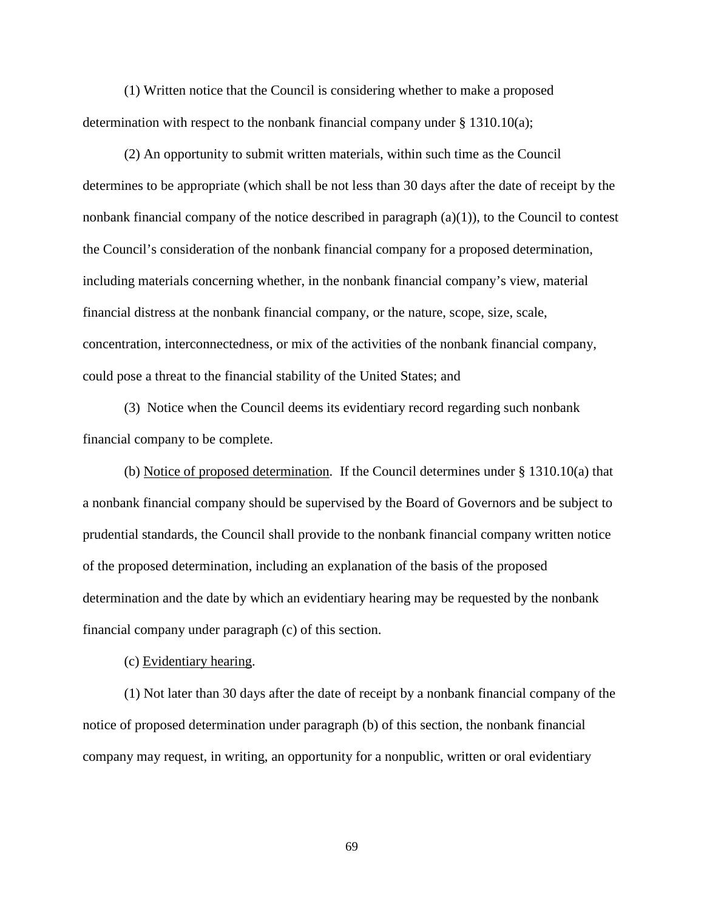(1) Written notice that the Council is considering whether to make a proposed determination with respect to the nonbank financial company under § 1310.10(a);

(2) An opportunity to submit written materials, within such time as the Council determines to be appropriate (which shall be not less than 30 days after the date of receipt by the nonbank financial company of the notice described in paragraph (a)(1)), to the Council to contest the Council's consideration of the nonbank financial company for a proposed determination, including materials concerning whether, in the nonbank financial company's view, material financial distress at the nonbank financial company, or the nature, scope, size, scale, concentration, interconnectedness, or mix of the activities of the nonbank financial company, could pose a threat to the financial stability of the United States; and

(3) Notice when the Council deems its evidentiary record regarding such nonbank financial company to be complete.

(b) Notice of proposed determination. If the Council determines under § 1310.10(a) that a nonbank financial company should be supervised by the Board of Governors and be subject to prudential standards, the Council shall provide to the nonbank financial company written notice of the proposed determination, including an explanation of the basis of the proposed determination and the date by which an evidentiary hearing may be requested by the nonbank financial company under paragraph (c) of this section.

(c) Evidentiary hearing.

(1) Not later than 30 days after the date of receipt by a nonbank financial company of the notice of proposed determination under paragraph (b) of this section, the nonbank financial company may request, in writing, an opportunity for a nonpublic, written or oral evidentiary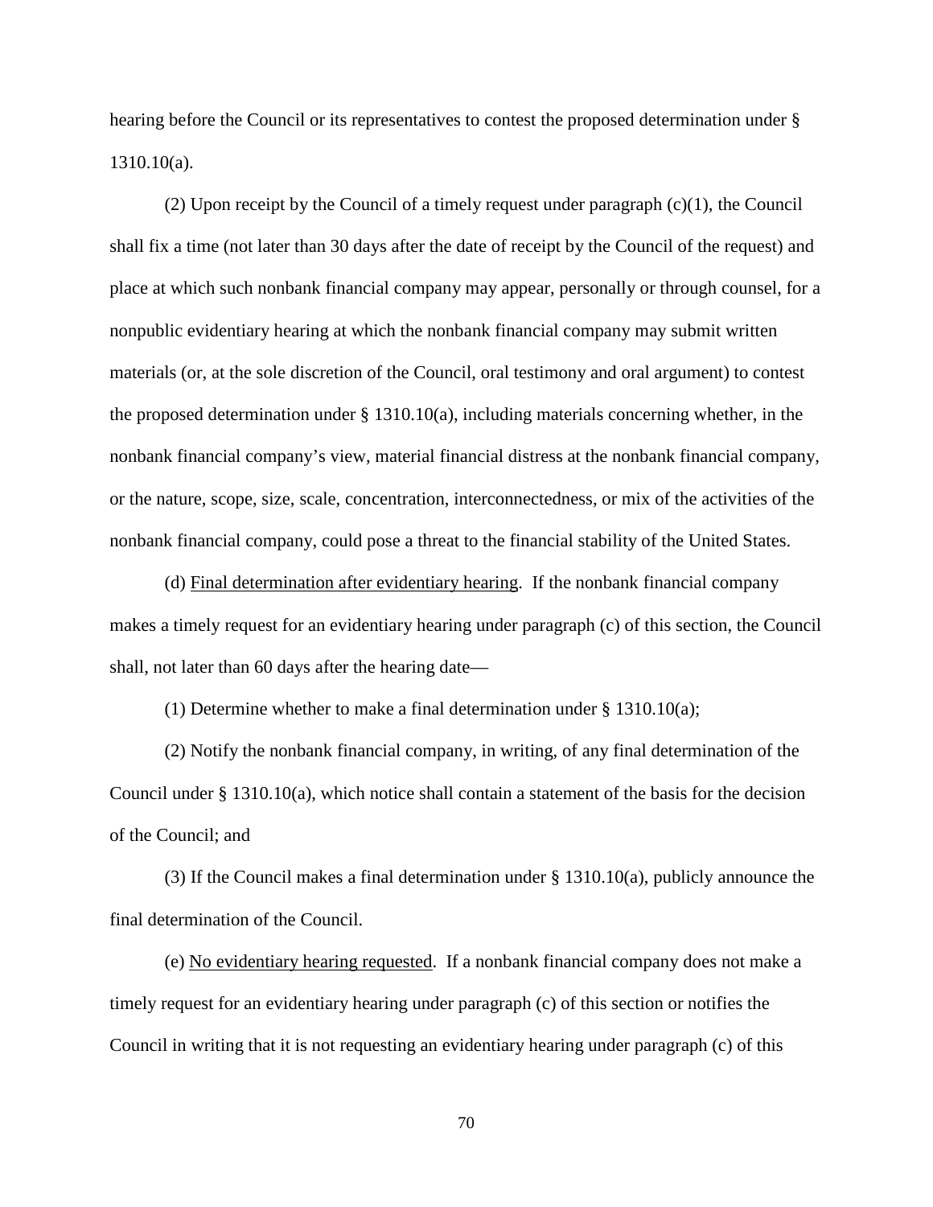hearing before the Council or its representatives to contest the proposed determination under § 1310.10(a).

(2) Upon receipt by the Council of a timely request under paragraph (c)(1), the Council shall fix a time (not later than 30 days after the date of receipt by the Council of the request) and place at which such nonbank financial company may appear, personally or through counsel, for a nonpublic evidentiary hearing at which the nonbank financial company may submit written materials (or, at the sole discretion of the Council, oral testimony and oral argument) to contest the proposed determination under § 1310.10(a), including materials concerning whether, in the nonbank financial company's view, material financial distress at the nonbank financial company, or the nature, scope, size, scale, concentration, interconnectedness, or mix of the activities of the nonbank financial company, could pose a threat to the financial stability of the United States.

(d) Final determination after evidentiary hearing. If the nonbank financial company makes a timely request for an evidentiary hearing under paragraph (c) of this section, the Council shall, not later than 60 days after the hearing date—

(1) Determine whether to make a final determination under § 1310.10(a);

(2) Notify the nonbank financial company, in writing, of any final determination of the Council under § 1310.10(a), which notice shall contain a statement of the basis for the decision of the Council; and

(3) If the Council makes a final determination under § 1310.10(a), publicly announce the final determination of the Council.

(e) No evidentiary hearing requested. If a nonbank financial company does not make a timely request for an evidentiary hearing under paragraph (c) of this section or notifies the Council in writing that it is not requesting an evidentiary hearing under paragraph (c) of this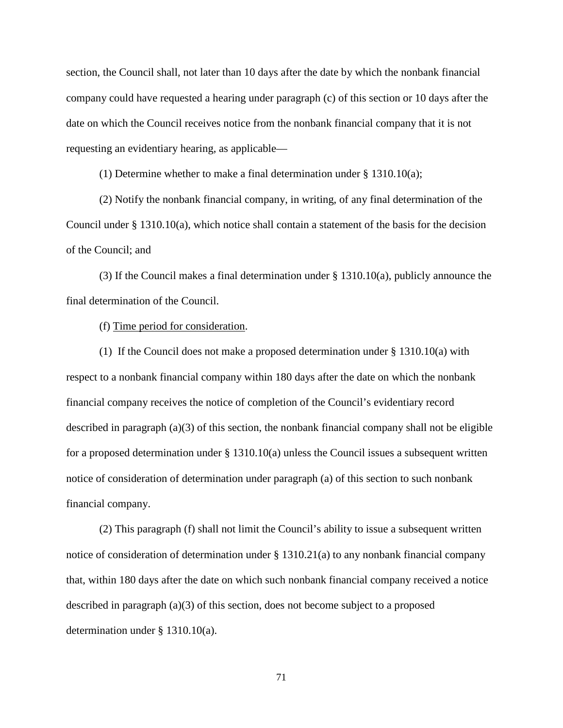section, the Council shall, not later than 10 days after the date by which the nonbank financial company could have requested a hearing under paragraph (c) of this section or 10 days after the date on which the Council receives notice from the nonbank financial company that it is not requesting an evidentiary hearing, as applicable—

(1) Determine whether to make a final determination under § 1310.10(a);

(2) Notify the nonbank financial company, in writing, of any final determination of the Council under § 1310.10(a), which notice shall contain a statement of the basis for the decision of the Council; and

(3) If the Council makes a final determination under § 1310.10(a), publicly announce the final determination of the Council.

(f) Time period for consideration.

(1) If the Council does not make a proposed determination under § 1310.10(a) with respect to a nonbank financial company within 180 days after the date on which the nonbank financial company receives the notice of completion of the Council's evidentiary record described in paragraph (a)(3) of this section, the nonbank financial company shall not be eligible for a proposed determination under § 1310.10(a) unless the Council issues a subsequent written notice of consideration of determination under paragraph (a) of this section to such nonbank financial company.

(2) This paragraph (f) shall not limit the Council's ability to issue a subsequent written notice of consideration of determination under § 1310.21(a) to any nonbank financial company that, within 180 days after the date on which such nonbank financial company received a notice described in paragraph (a)(3) of this section, does not become subject to a proposed determination under § 1310.10(a).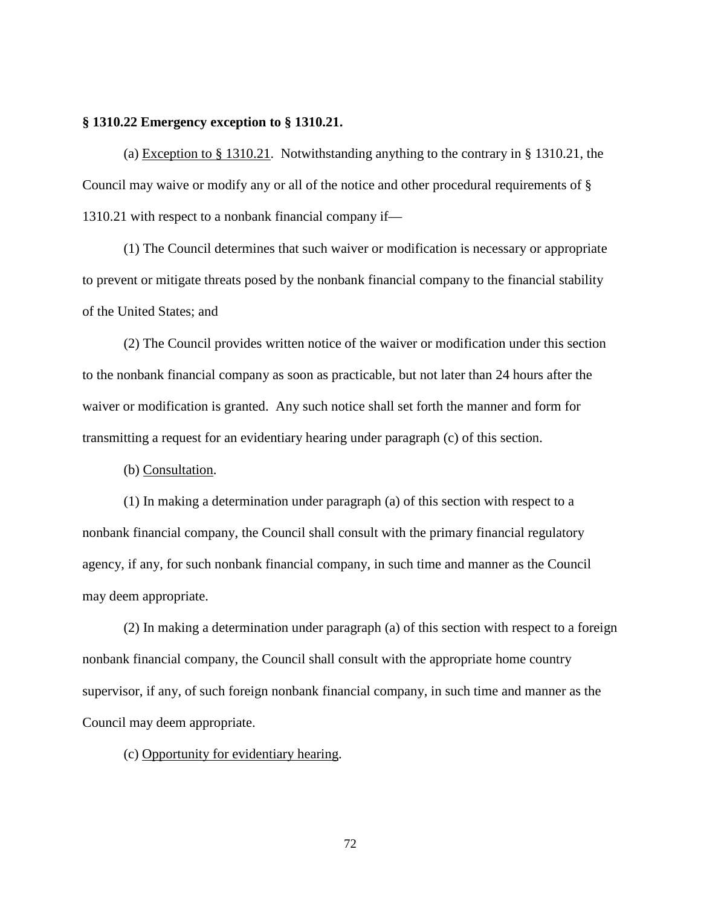**§ 1310.22 Emergency exception to § 1310.21.**

(a) Exception to § 1310.21. Notwithstanding anything to the contrary in § 1310.21, the Council may waive or modify any or all of the notice and other procedural requirements of § 1310.21 with respect to a nonbank financial company if—

(1) The Council determines that such waiver or modification is necessary or appropriate to prevent or mitigate threats posed by the nonbank financial company to the financial stability of the United States; and

(2) The Council provides written notice of the waiver or modification under this section to the nonbank financial company as soon as practicable, but not later than 24 hours after the waiver or modification is granted. Any such notice shall set forth the manner and form for transmitting a request for an evidentiary hearing under paragraph (c) of this section.

(b) Consultation.

(1) In making a determination under paragraph (a) of this section with respect to a nonbank financial company, the Council shall consult with the primary financial regulatory agency, if any, for such nonbank financial company, in such time and manner as the Council may deem appropriate.

(2) In making a determination under paragraph (a) of this section with respect to a foreign nonbank financial company, the Council shall consult with the appropriate home country supervisor, if any, of such foreign nonbank financial company, in such time and manner as the Council may deem appropriate.

(c) Opportunity for evidentiary hearing.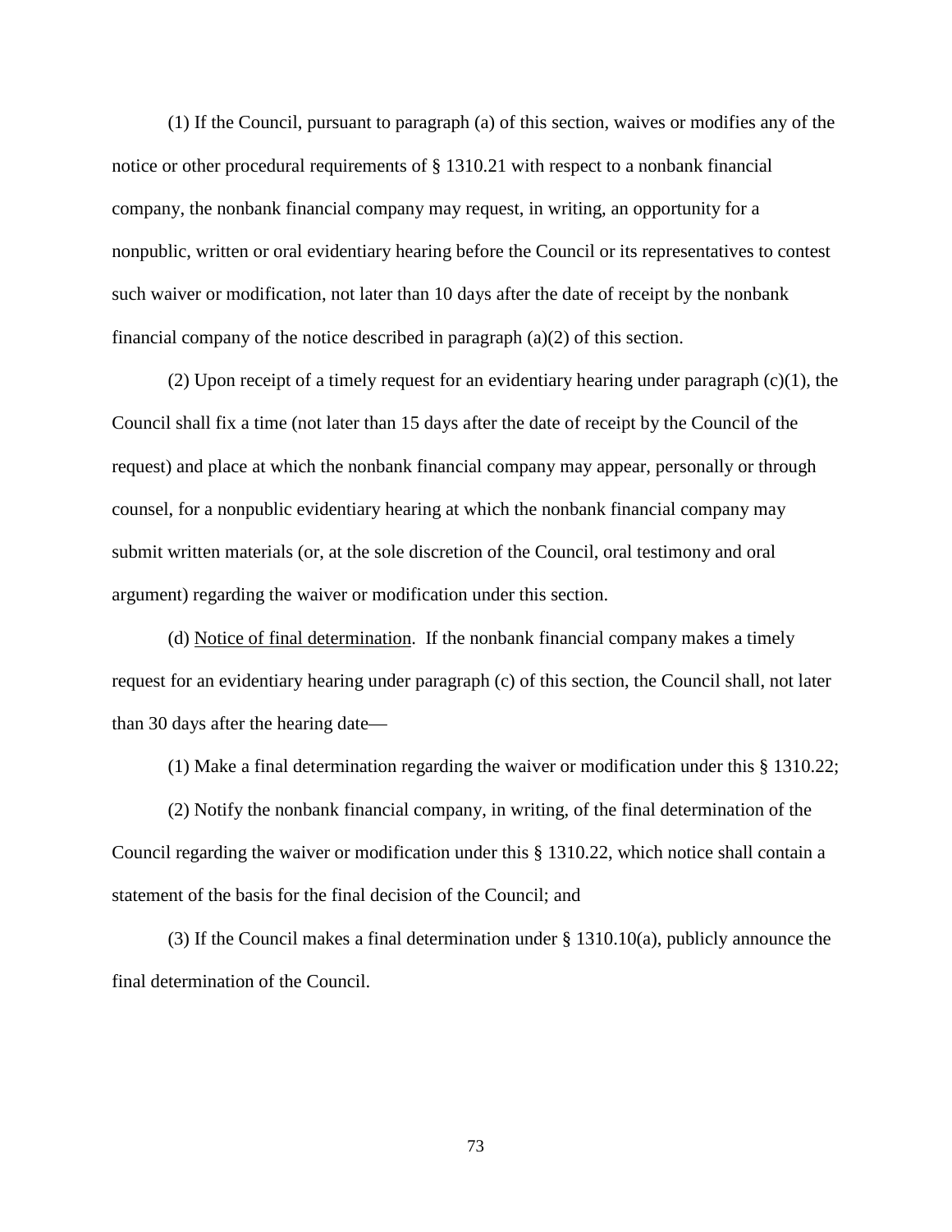(1) If the Council, pursuant to paragraph (a) of this section, waives or modifies any of the notice or other procedural requirements of § 1310.21 with respect to a nonbank financial company, the nonbank financial company may request, in writing, an opportunity for a nonpublic, written or oral evidentiary hearing before the Council or its representatives to contest such waiver or modification, not later than 10 days after the date of receipt by the nonbank financial company of the notice described in paragraph (a)(2) of this section.

(2) Upon receipt of a timely request for an evidentiary hearing under paragraph (c)(1), the Council shall fix a time (not later than 15 days after the date of receipt by the Council of the request) and place at which the nonbank financial company may appear, personally or through counsel, for a nonpublic evidentiary hearing at which the nonbank financial company may submit written materials (or, at the sole discretion of the Council, oral testimony and oral argument) regarding the waiver or modification under this section.

(d) Notice of final determination. If the nonbank financial company makes a timely request for an evidentiary hearing under paragraph (c) of this section, the Council shall, not later than 30 days after the hearing date—

(1) Make a final determination regarding the waiver or modification under this § 1310.22;

(2) Notify the nonbank financial company, in writing, of the final determination of the Council regarding the waiver or modification under this § 1310.22, which notice shall contain a statement of the basis for the final decision of the Council; and

(3) If the Council makes a final determination under § 1310.10(a), publicly announce the final determination of the Council.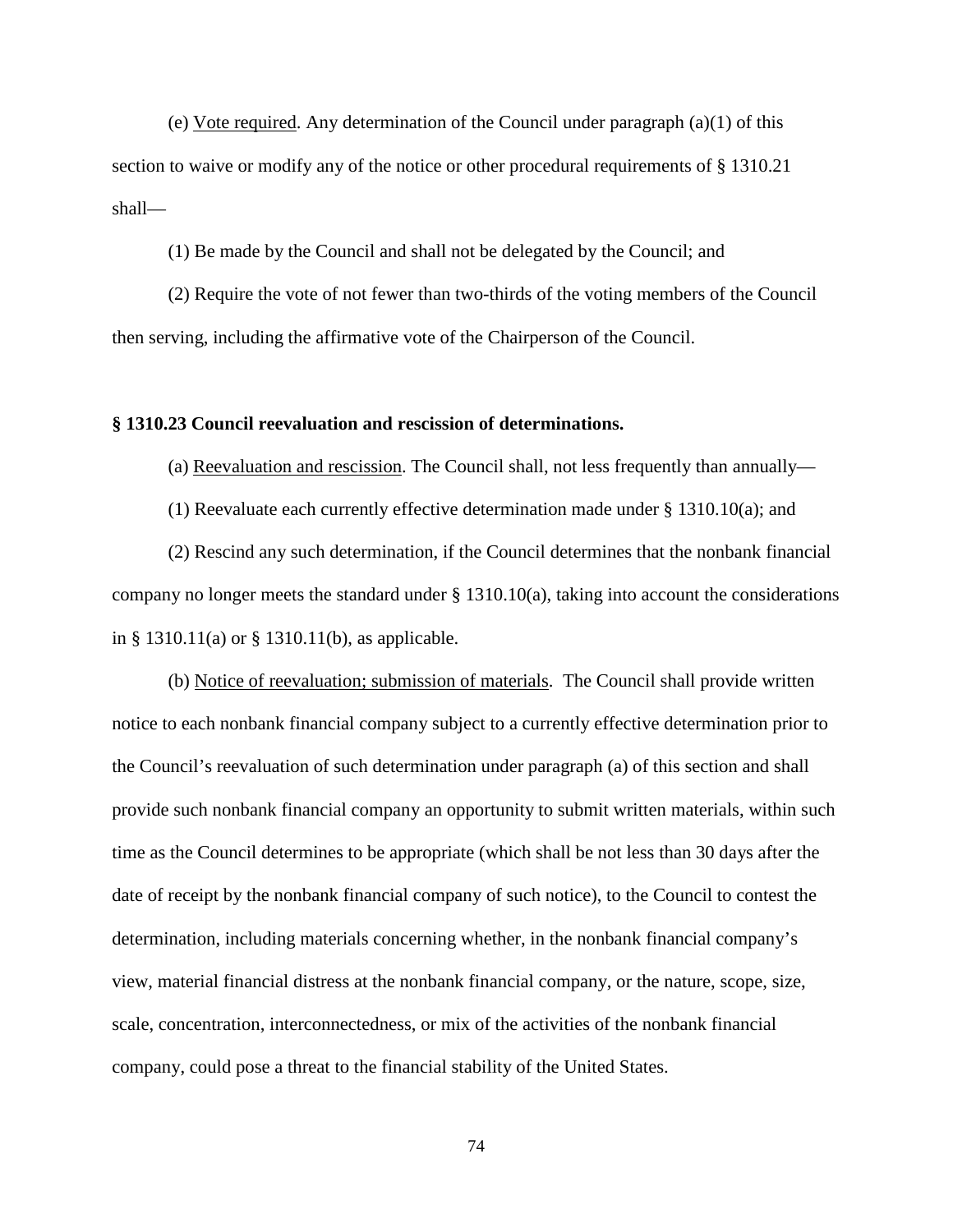(e) Vote required. Any determination of the Council under paragraph (a)(1) of this section to waive or modify any of the notice or other procedural requirements of § 1310.21 shall—

(1) Be made by the Council and shall not be delegated by the Council; and

(2) Require the vote of not fewer than two-thirds of the voting members of the Council then serving, including the affirmative vote of the Chairperson of the Council.

**§ 1310.23 Council reevaluation and rescission of determinations.**

(a) Reevaluation and rescission. The Council shall, not less frequently than annually—

(1) Reevaluate each currently effective determination made under § 1310.10(a); and

(2) Rescind any such determination, if the Council determines that the nonbank financial company no longer meets the standard under § 1310.10(a), taking into account the considerations in § 1310.11(a) or § 1310.11(b), as applicable.

(b) Notice of reevaluation; submission of materials. The Council shall provide written notice to each nonbank financial company subject to a currently effective determination prior to the Council's reevaluation of such determination under paragraph (a) of this section and shall provide such nonbank financial company an opportunity to submit written materials, within such time as the Council determines to be appropriate (which shall be not less than 30 days after the date of receipt by the nonbank financial company of such notice), to the Council to contest the determination, including materials concerning whether, in the nonbank financial company's view, material financial distress at the nonbank financial company, or the nature, scope, size, scale, concentration, interconnectedness, or mix of the activities of the nonbank financial company, could pose a threat to the financial stability of the United States.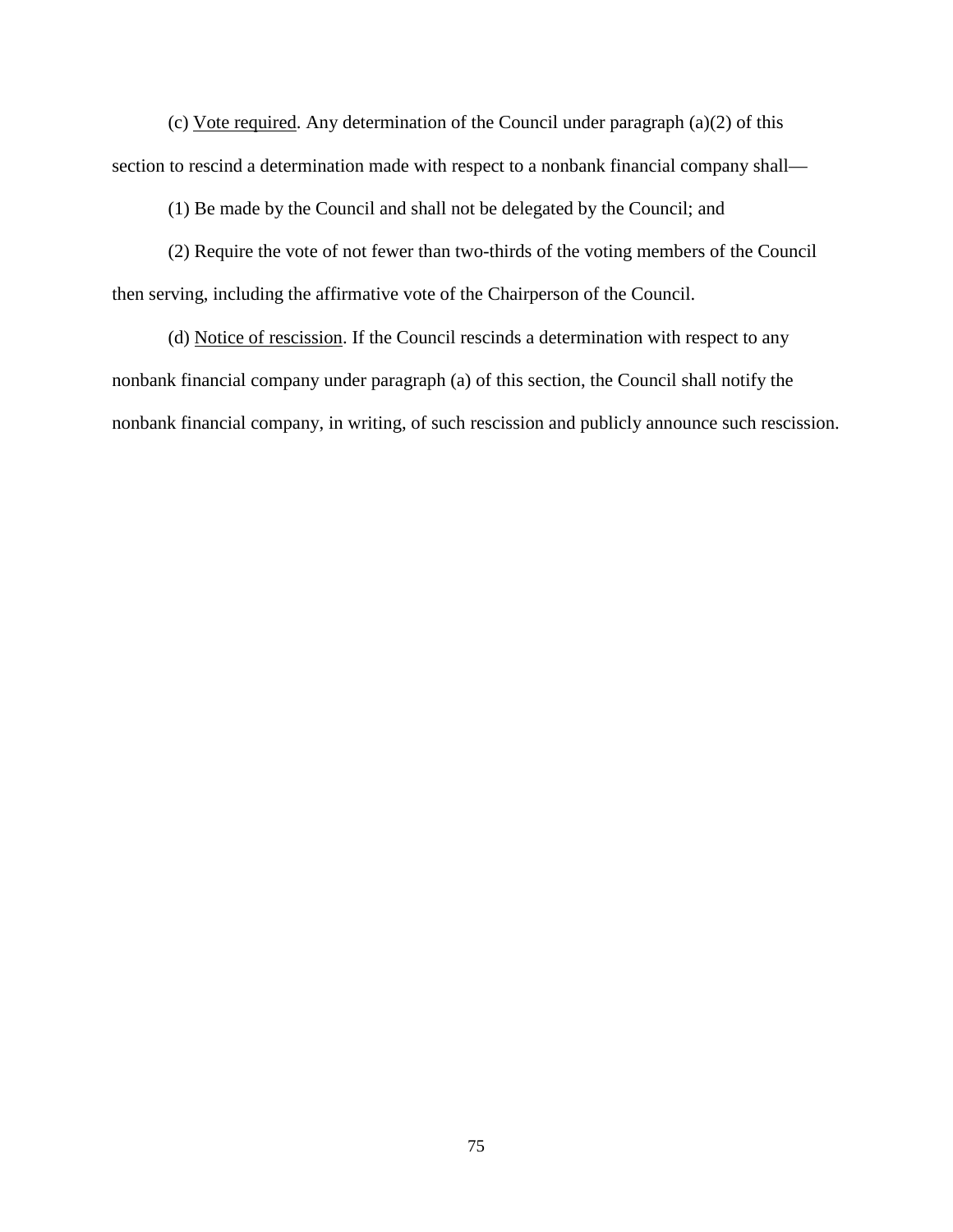(c) Vote required. Any determination of the Council under paragraph (a)(2) of this section to rescind a determination made with respect to a nonbank financial company shall—

(1) Be made by the Council and shall not be delegated by the Council; and

(2) Require the vote of not fewer than two-thirds of the voting members of the Council then serving, including the affirmative vote of the Chairperson of the Council.

(d) Notice of rescission. If the Council rescinds a determination with respect to any nonbank financial company under paragraph (a) of this section, the Council shall notify the nonbank financial company, in writing, of such rescission and publicly announce such rescission.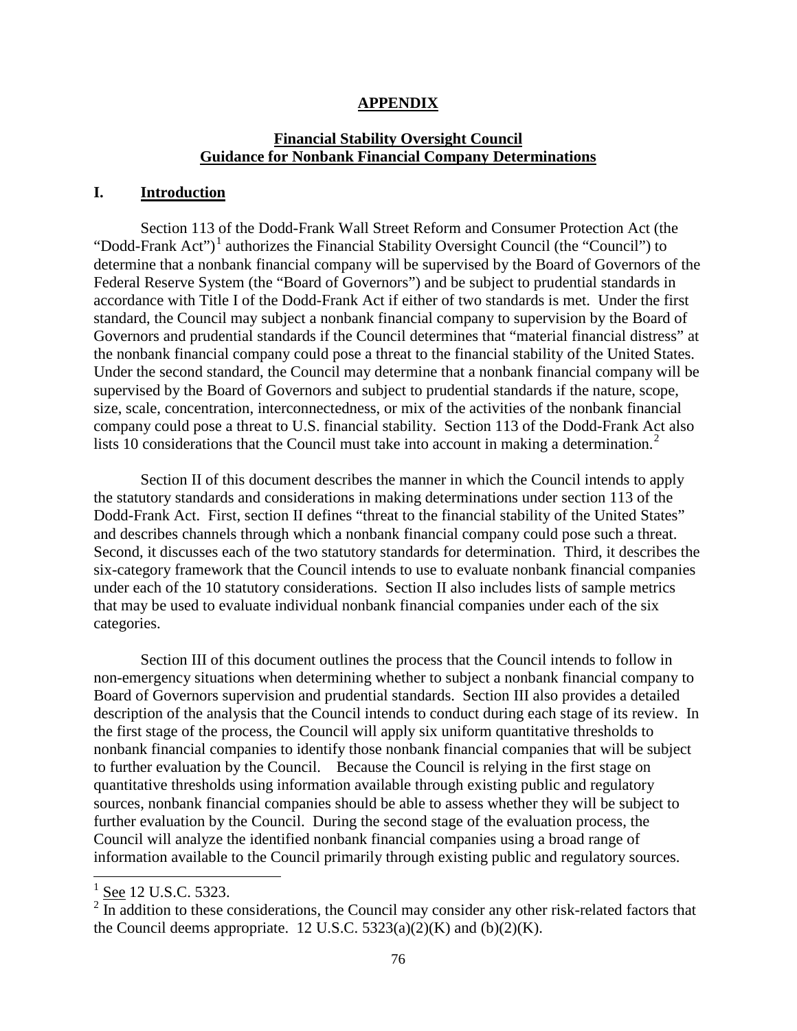## APPENDIX

## Financial Stability Oversight Council Guidance for Nonbank Financial Company Determinations

## I. Introduction

Section 113 of the Dodd-Frank Wall Street Reform and Consumer Protection Act (the "Dodd-Frank Act")[1] authorizes the Financial Stability Oversight Council (the "Council") to determine that a nonbank financial company will be supervised by the Board of Governors of the Federal Reserve System (the "Board of Governors") and be subject to prudential standards in accordance with Title I of the Dodd-Frank Act if either of two standards is met. Under the first standard, the Council may subject a nonbank financial company to supervision by the Board of Governors and prudential standards if the Council determines that "material financial distress" at the nonbank financial company could pose a threat to the financial stability of the United States. Under the second standard, the Council may determine that a nonbank financial company will be supervised by the Board of Governors and subject to prudential standards if the nature, scope, size, scale, concentration, interconnectedness, or mix of the activities of the nonbank financial company could pose a threat to U.S. financial stability. Section 113 of the Dodd-Frank Act also lists 10 considerations that the Council must take into account in making a determination.[2]

Section II of this document describes the manner in which the Council intends to apply the statutory standards and considerations in making determinations under section 113 of the Dodd-Frank Act. First, section II defines "threat to the financial stability of the United States" and describes channels through which a nonbank financial company could pose such a threat. Second, it discusses each of the two statutory standards for determination. Third, it describes the six-category framework that the Council intends to use to evaluate nonbank financial companies under each of the 10 statutory considerations. Section II also includes lists of sample metrics that may be used to evaluate individual nonbank financial companies under each of the six categories.

Section III of this document outlines the process that the Council intends to follow in non-emergency situations when determining whether to subject a nonbank financial company to Board of Governors supervision and prudential standards. Section III also provides a detailed description of the analysis that the Council intends to conduct during each stage of its review. In the first stage of the process, the Council will apply six uniform quantitative thresholds to nonbank financial companies to identify those nonbank financial companies that will be subject to further evaluation by the Council. Because the Council is relying in the first stage on quantitative thresholds using information available through existing public and regulatory sources, nonbank financial companies should be able to assess whether they will be subject to further evaluation by the Council. During the second stage of the evaluation process, the Council will analyze the identified nonbank financial companies using a broad range of information available to the Council primarily through existing public and regulatory sources.

---

[1] See 12 U.S.C. 5323.

[2] In addition to these considerations, the Council may consider any other risk-related factors that the Council deems appropriate. 12 U.S.C. 5323(a)(2)(K) and (b)(2)(K).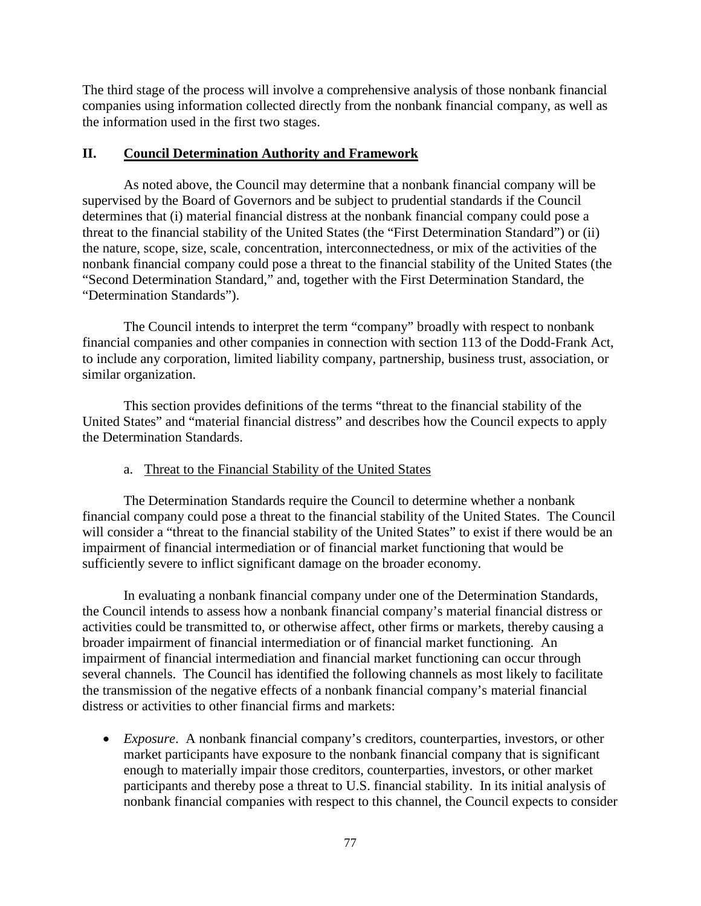The third stage of the process will involve a comprehensive analysis of those nonbank financial companies using information collected directly from the nonbank financial company, as well as the information used in the first two stages.

## II. Council Determination Authority and Framework

As noted above, the Council may determine that a nonbank financial company will be supervised by the Board of Governors and be subject to prudential standards if the Council determines that (i) material financial distress at the nonbank financial company could pose a threat to the financial stability of the United States (the "First Determination Standard") or (ii) the nature, scope, size, scale, concentration, interconnectedness, or mix of the activities of the nonbank financial company could pose a threat to the financial stability of the United States (the "Second Determination Standard," and, together with the First Determination Standard, the "Determination Standards").

The Council intends to interpret the term "company" broadly with respect to nonbank financial companies and other companies in connection with section 113 of the Dodd-Frank Act, to include any corporation, limited liability company, partnership, business trust, association, or similar organization.

This section provides definitions of the terms "threat to the financial stability of the United States" and "material financial distress" and describes how the Council expects to apply the Determination Standards.

### a. Threat to the Financial Stability of the United States

The Determination Standards require the Council to determine whether a nonbank financial company could pose a threat to the financial stability of the United States. The Council will consider a "threat to the financial stability of the United States" to exist if there would be an impairment of financial intermediation or of financial market functioning that would be sufficiently severe to inflict significant damage on the broader economy.

In evaluating a nonbank financial company under one of the Determination Standards, the Council intends to assess how a nonbank financial company's material financial distress or activities could be transmitted to, or otherwise affect, other firms or markets, thereby causing a broader impairment of financial intermediation or of financial market functioning. An impairment of financial intermediation and financial market functioning can occur through several channels. The Council has identified the following channels as most likely to facilitate the transmission of the negative effects of a nonbank financial company's material financial distress or activities to other financial firms and markets:

- *Exposure*. A nonbank financial company's creditors, counterparties, investors, or other market participants have exposure to the nonbank financial company that is significant enough to materially impair those creditors, counterparties, investors, or other market participants and thereby pose a threat to U.S. financial stability. In its initial analysis of nonbank financial companies with respect to this channel, the Council expects to consider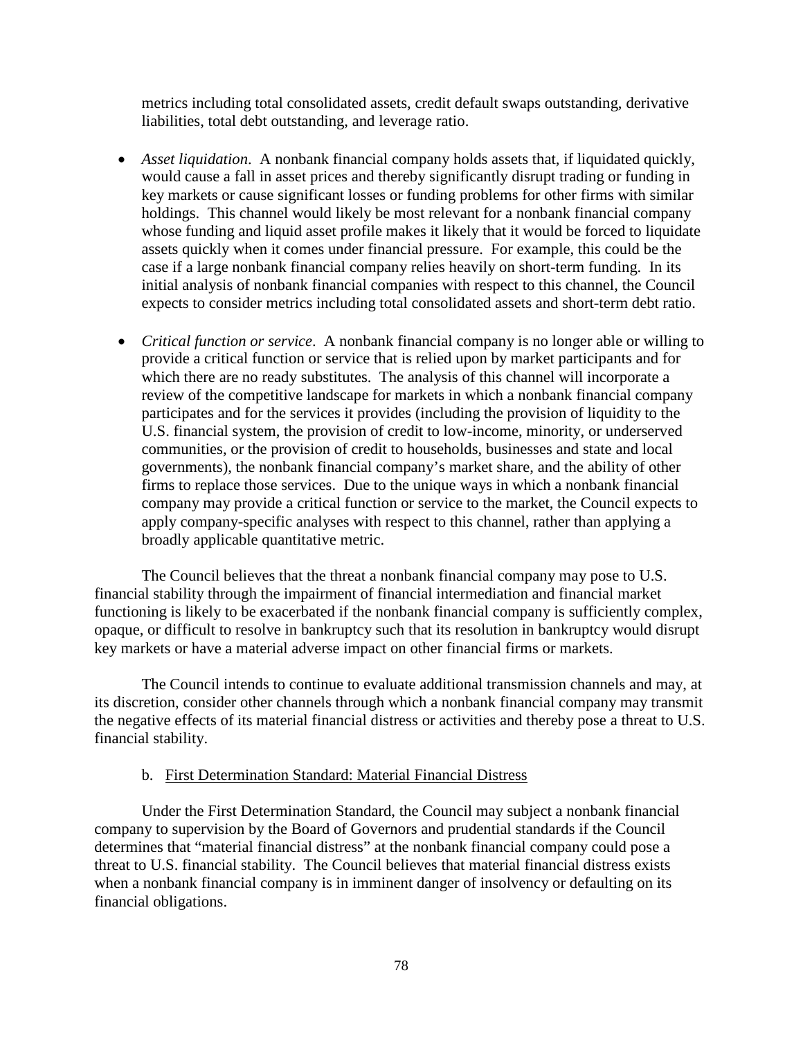metrics including total consolidated assets, credit default swaps outstanding, derivative liabilities, total debt outstanding, and leverage ratio.

- *Asset liquidation*. A nonbank financial company holds assets that, if liquidated quickly, would cause a fall in asset prices and thereby significantly disrupt trading or funding in key markets or cause significant losses or funding problems for other firms with similar holdings. This channel would likely be most relevant for a nonbank financial company whose funding and liquid asset profile makes it likely that it would be forced to liquidate assets quickly when it comes under financial pressure. For example, this could be the case if a large nonbank financial company relies heavily on short-term funding. In its initial analysis of nonbank financial companies with respect to this channel, the Council expects to consider metrics including total consolidated assets and short-term debt ratio.

- *Critical function or service*. A nonbank financial company is no longer able or willing to provide a critical function or service that is relied upon by market participants and for which there are no ready substitutes. The analysis of this channel will incorporate a review of the competitive landscape for markets in which a nonbank financial company participates and for the services it provides (including the provision of liquidity to the U.S. financial system, the provision of credit to low-income, minority, or underserved communities, or the provision of credit to households, businesses and state and local governments), the nonbank financial company's market share, and the ability of other firms to replace those services. Due to the unique ways in which a nonbank financial company may provide a critical function or service to the market, the Council expects to apply company-specific analyses with respect to this channel, rather than applying a broadly applicable quantitative metric.

The Council believes that the threat a nonbank financial company may pose to U.S. financial stability through the impairment of financial intermediation and financial market functioning is likely to be exacerbated if the nonbank financial company is sufficiently complex, opaque, or difficult to resolve in bankruptcy such that its resolution in bankruptcy would disrupt key markets or have a material adverse impact on other financial firms or markets.

The Council intends to continue to evaluate additional transmission channels and may, at its discretion, consider other channels through which a nonbank financial company may transmit the negative effects of its material financial distress or activities and thereby pose a threat to U.S. financial stability.

b. First Determination Standard: Material Financial Distress

Under the First Determination Standard, the Council may subject a nonbank financial company to supervision by the Board of Governors and prudential standards if the Council determines that "material financial distress" at the nonbank financial company could pose a threat to U.S. financial stability. The Council believes that material financial distress exists when a nonbank financial company is in imminent danger of insolvency or defaulting on its financial obligations.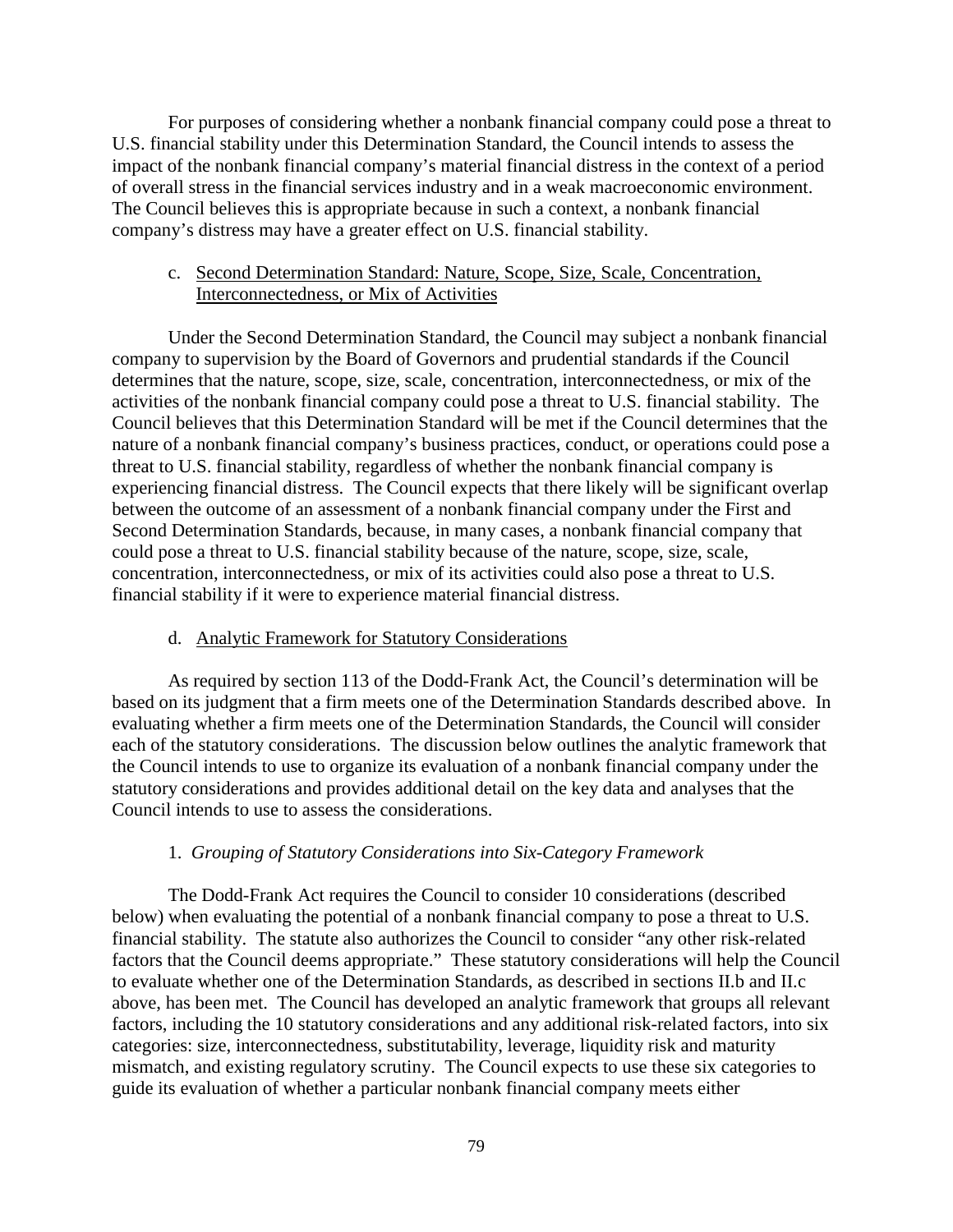For purposes of considering whether a nonbank financial company could pose a threat to U.S. financial stability under this Determination Standard, the Council intends to assess the impact of the nonbank financial company's material financial distress in the context of a period of overall stress in the financial services industry and in a weak macroeconomic environment. The Council believes this is appropriate because in such a context, a nonbank financial company's distress may have a greater effect on U.S. financial stability.

### c. Second Determination Standard: Nature, Scope, Size, Scale, Concentration, Interconnectedness, or Mix of Activities

Under the Second Determination Standard, the Council may subject a nonbank financial company to supervision by the Board of Governors and prudential standards if the Council determines that the nature, scope, size, scale, concentration, interconnectedness, or mix of the activities of the nonbank financial company could pose a threat to U.S. financial stability. The Council believes that this Determination Standard will be met if the Council determines that the nature of a nonbank financial company's business practices, conduct, or operations could pose a threat to U.S. financial stability, regardless of whether the nonbank financial company is experiencing financial distress. The Council expects that there likely will be significant overlap between the outcome of an assessment of a nonbank financial company under the First and Second Determination Standards, because, in many cases, a nonbank financial company that could pose a threat to U.S. financial stability because of the nature, scope, size, scale, concentration, interconnectedness, or mix of its activities could also pose a threat to U.S. financial stability if it were to experience material financial distress.

### d. Analytic Framework for Statutory Considerations

As required by section 113 of the Dodd-Frank Act, the Council's determination will be based on its judgment that a firm meets one of the Determination Standards described above. In evaluating whether a firm meets one of the Determination Standards, the Council will consider each of the statutory considerations. The discussion below outlines the analytic framework that the Council intends to use to organize its evaluation of a nonbank financial company under the statutory considerations and provides additional detail on the key data and analyses that the Council intends to use to assess the considerations.

#### 1. *Grouping of Statutory Considerations into Six-Category Framework*

The Dodd-Frank Act requires the Council to consider 10 considerations (described below) when evaluating the potential of a nonbank financial company to pose a threat to U.S. financial stability. The statute also authorizes the Council to consider "any other risk-related factors that the Council deems appropriate." These statutory considerations will help the Council to evaluate whether one of the Determination Standards, as described in sections II.b and II.c above, has been met. The Council has developed an analytic framework that groups all relevant factors, including the 10 statutory considerations and any additional risk-related factors, into six categories: size, interconnectedness, substitutability, leverage, liquidity risk and maturity mismatch, and existing regulatory scrutiny. The Council expects to use these six categories to guide its evaluation of whether a particular nonbank financial company meets either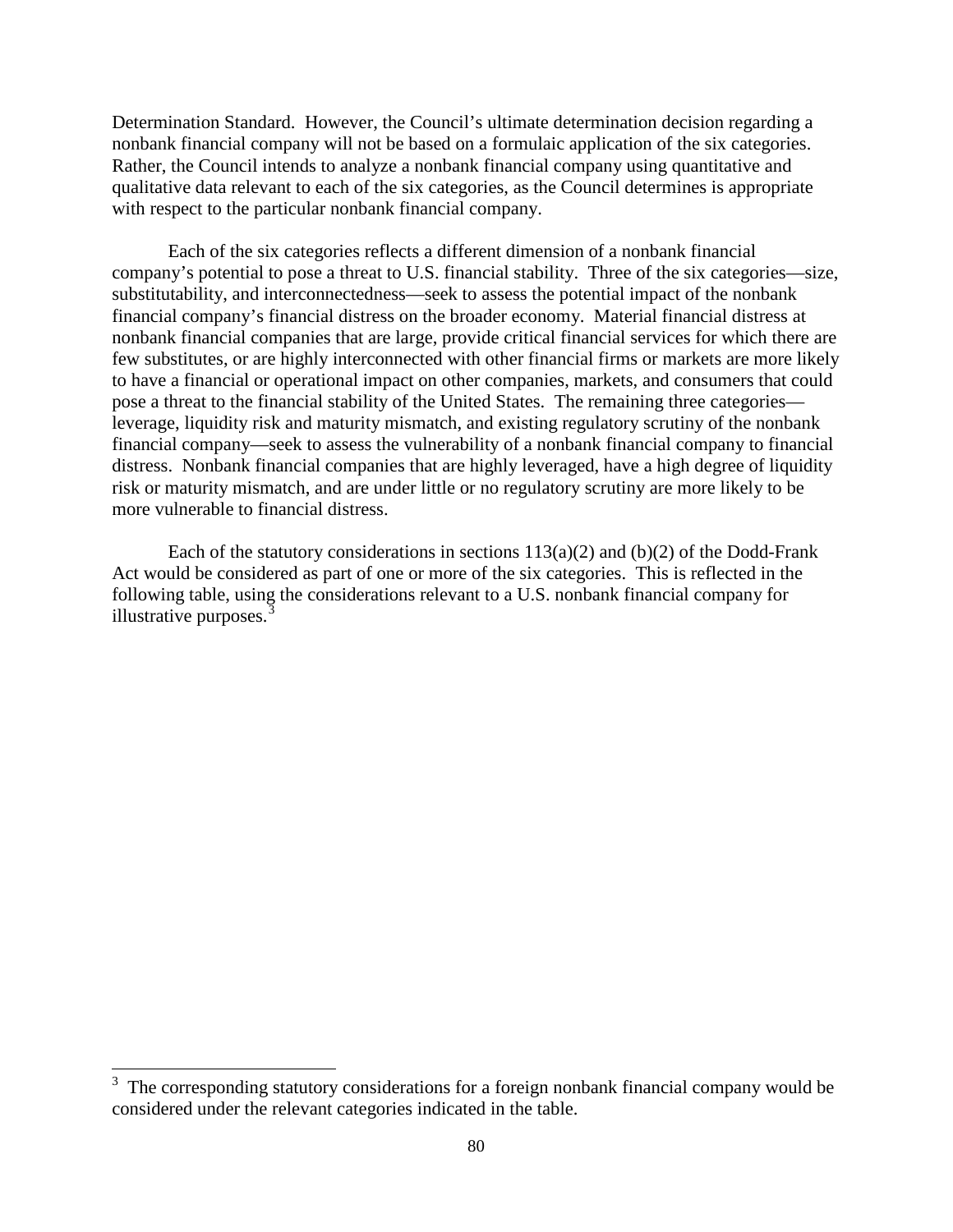Determination Standard. However, the Council's ultimate determination decision regarding a nonbank financial company will not be based on a formulaic application of the six categories. Rather, the Council intends to analyze a nonbank financial company using quantitative and qualitative data relevant to each of the six categories, as the Council determines is appropriate with respect to the particular nonbank financial company.

Each of the six categories reflects a different dimension of a nonbank financial company's potential to pose a threat to U.S. financial stability. Three of the six categories—size, substitutability, and interconnectedness—seek to assess the potential impact of the nonbank financial company's financial distress on the broader economy. Material financial distress at nonbank financial companies that are large, provide critical financial services for which there are few substitutes, or are highly interconnected with other financial firms or markets are more likely to have a financial or operational impact on other companies, markets, and consumers that could pose a threat to the financial stability of the United States. The remaining three categories—leverage, liquidity risk and maturity mismatch, and existing regulatory scrutiny of the nonbank financial company—seek to assess the vulnerability of a nonbank financial company to financial distress. Nonbank financial companies that are highly leveraged, have a high degree of liquidity risk or maturity mismatch, and are under little or no regulatory scrutiny are more likely to be more vulnerable to financial distress.

Each of the statutory considerations in sections 113(a)(2) and (b)(2) of the Dodd-Frank Act would be considered as part of one or more of the six categories. This is reflected in the following table, using the considerations relevant to a U.S. nonbank financial company for illustrative purposes.[3]

[3] The corresponding statutory considerations for a foreign nonbank financial company would be considered under the relevant categories indicated in the table.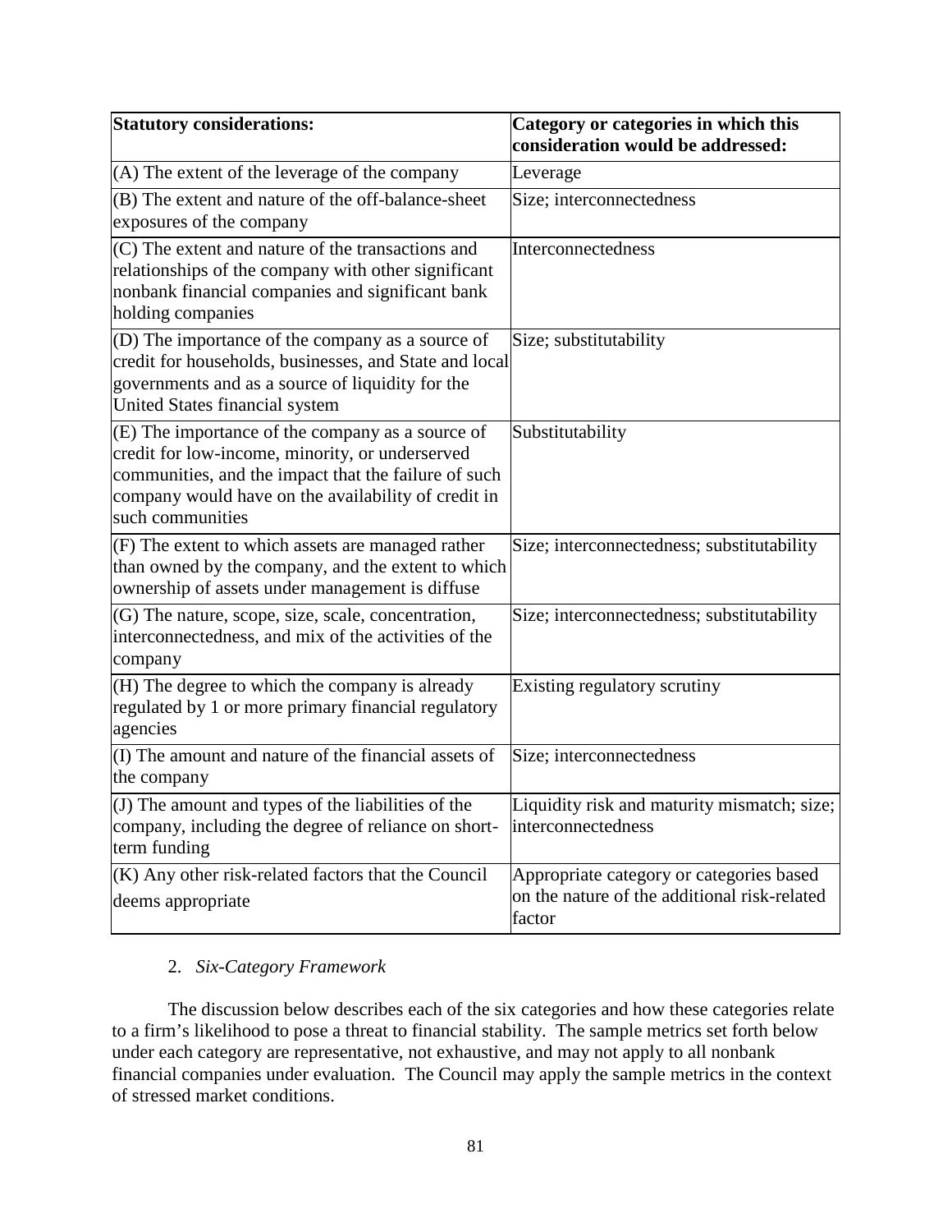| **Statutory considerations:** | **Category or categories in which this consideration would be addressed:** |
|---|---|
| (A) The extent of the leverage of the company | Leverage |
| (B) The extent and nature of the off-balance-sheet exposures of the company | Size; interconnectedness |
| (C) The extent and nature of the transactions and relationships of the company with other significant nonbank financial companies and significant bank holding companies | Interconnectedness |
| (D) The importance of the company as a source of credit for households, businesses, and State and local governments and as a source of liquidity for the United States financial system | Size; substitutability |
| (E) The importance of the company as a source of credit for low-income, minority, or underserved communities, and the impact that the failure of such company would have on the availability of credit in such communities | Substitutability |
| (F) The extent to which assets are managed rather than owned by the company, and the extent to which ownership of assets under management is diffuse | Size; interconnectedness; substitutability |
| (G) The nature, scope, size, scale, concentration, interconnectedness, and mix of the activities of the company | Size; interconnectedness; substitutability |
| (H) The degree to which the company is already regulated by 1 or more primary financial regulatory agencies | Existing regulatory scrutiny |
| (I) The amount and nature of the financial assets of the company | Size; interconnectedness |
| (J) The amount and types of the liabilities of the company, including the degree of reliance on short-term funding | Liquidity risk and maturity mismatch; size; interconnectedness |
| (K) Any other risk-related factors that the Council deems appropriate | Appropriate category or categories based on the nature of the additional risk-related factor |

2. *Six-Category Framework*

The discussion below describes each of the six categories and how these categories relate to a firm's likelihood to pose a threat to financial stability. The sample metrics set forth below under each category are representative, not exhaustive, and may not apply to all nonbank financial companies under evaluation. The Council may apply the sample metrics in the context of stressed market conditions.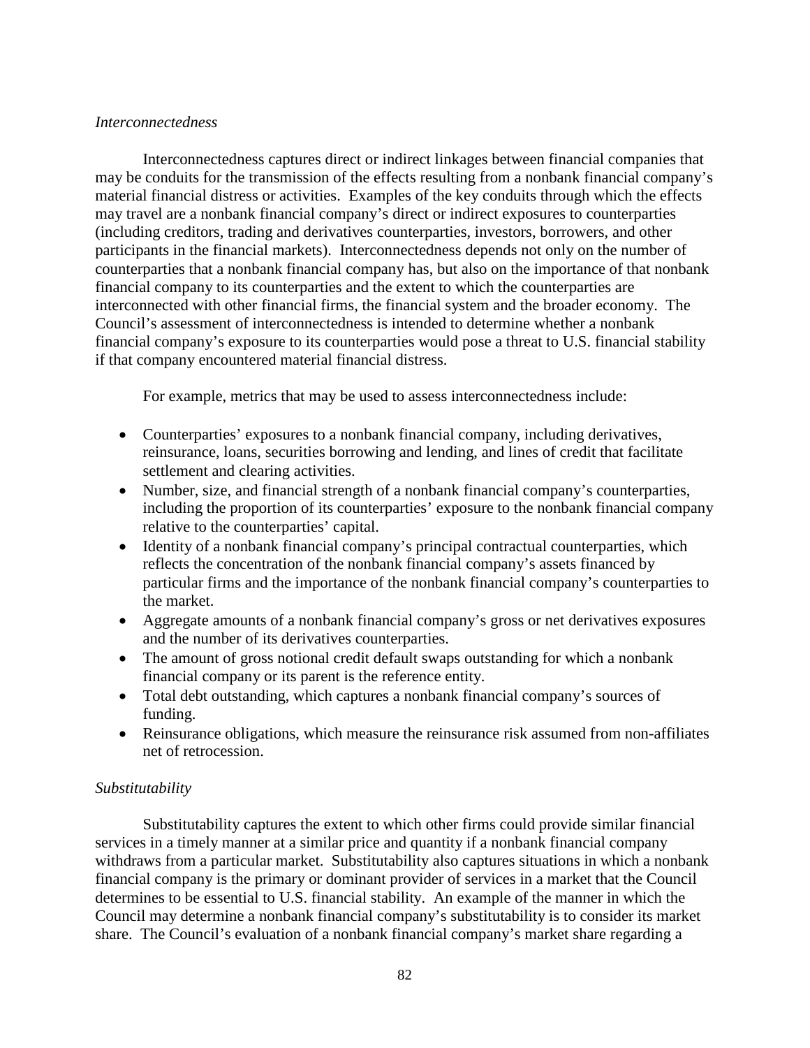*Interconnectedness*

Interconnectedness captures direct or indirect linkages between financial companies that may be conduits for the transmission of the effects resulting from a nonbank financial company's material financial distress or activities. Examples of the key conduits through which the effects may travel are a nonbank financial company's direct or indirect exposures to counterparties (including creditors, trading and derivatives counterparties, investors, borrowers, and other participants in the financial markets). Interconnectedness depends not only on the number of counterparties that a nonbank financial company has, but also on the importance of that nonbank financial company to its counterparties and the extent to which the counterparties are interconnected with other financial firms, the financial system and the broader economy. The Council's assessment of interconnectedness is intended to determine whether a nonbank financial company's exposure to its counterparties would pose a threat to U.S. financial stability if that company encountered material financial distress.

For example, metrics that may be used to assess interconnectedness include:

- Counterparties' exposures to a nonbank financial company, including derivatives, reinsurance, loans, securities borrowing and lending, and lines of credit that facilitate settlement and clearing activities.
- Number, size, and financial strength of a nonbank financial company's counterparties, including the proportion of its counterparties' exposure to the nonbank financial company relative to the counterparties' capital.
- Identity of a nonbank financial company's principal contractual counterparties, which reflects the concentration of the nonbank financial company's assets financed by particular firms and the importance of the nonbank financial company's counterparties to the market.
- Aggregate amounts of a nonbank financial company's gross or net derivatives exposures and the number of its derivatives counterparties.
- The amount of gross notional credit default swaps outstanding for which a nonbank financial company or its parent is the reference entity.
- Total debt outstanding, which captures a nonbank financial company's sources of funding.
- Reinsurance obligations, which measure the reinsurance risk assumed from non-affiliates net of retrocession.

*Substitutability*

Substitutability captures the extent to which other firms could provide similar financial services in a timely manner at a similar price and quantity if a nonbank financial company withdraws from a particular market. Substitutability also captures situations in which a nonbank financial company is the primary or dominant provider of services in a market that the Council determines to be essential to U.S. financial stability. An example of the manner in which the Council may determine a nonbank financial company's substitutability is to consider its market share. The Council's evaluation of a nonbank financial company's market share regarding a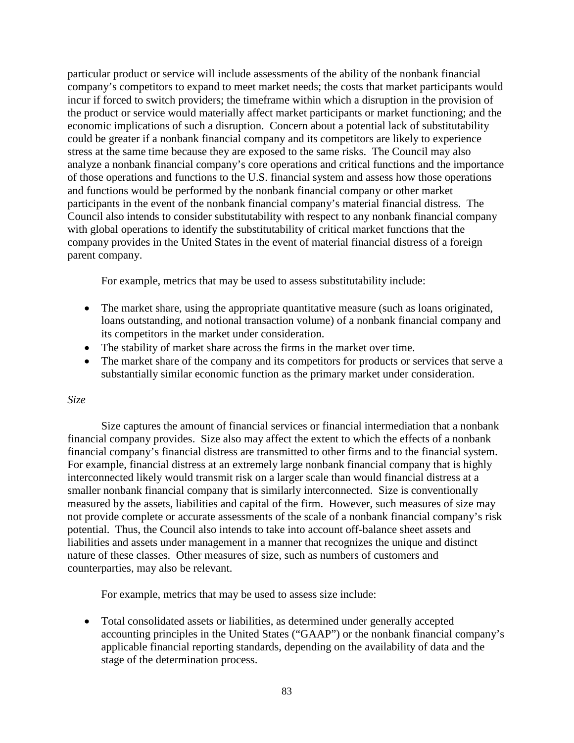particular product or service will include assessments of the ability of the nonbank financial company's competitors to expand to meet market needs; the costs that market participants would incur if forced to switch providers; the timeframe within which a disruption in the provision of the product or service would materially affect market participants or market functioning; and the economic implications of such a disruption. Concern about a potential lack of substitutability could be greater if a nonbank financial company and its competitors are likely to experience stress at the same time because they are exposed to the same risks. The Council may also analyze a nonbank financial company's core operations and critical functions and the importance of those operations and functions to the U.S. financial system and assess how those operations and functions would be performed by the nonbank financial company or other market participants in the event of the nonbank financial company's material financial distress. The Council also intends to consider substitutability with respect to any nonbank financial company with global operations to identify the substitutability of critical market functions that the company provides in the United States in the event of material financial distress of a foreign parent company.

For example, metrics that may be used to assess substitutability include:

- The market share, using the appropriate quantitative measure (such as loans originated, loans outstanding, and notional transaction volume) of a nonbank financial company and its competitors in the market under consideration.
- The stability of market share across the firms in the market over time.
- The market share of the company and its competitors for products or services that serve a substantially similar economic function as the primary market under consideration.

*Size*

Size captures the amount of financial services or financial intermediation that a nonbank financial company provides. Size also may affect the extent to which the effects of a nonbank financial company's financial distress are transmitted to other firms and to the financial system. For example, financial distress at an extremely large nonbank financial company that is highly interconnected likely would transmit risk on a larger scale than would financial distress at a smaller nonbank financial company that is similarly interconnected. Size is conventionally measured by the assets, liabilities and capital of the firm. However, such measures of size may not provide complete or accurate assessments of the scale of a nonbank financial company's risk potential. Thus, the Council also intends to take into account off-balance sheet assets and liabilities and assets under management in a manner that recognizes the unique and distinct nature of these classes. Other measures of size, such as numbers of customers and counterparties, may also be relevant.

For example, metrics that may be used to assess size include:

- Total consolidated assets or liabilities, as determined under generally accepted accounting principles in the United States ("GAAP") or the nonbank financial company's applicable financial reporting standards, depending on the availability of data and the stage of the determination process.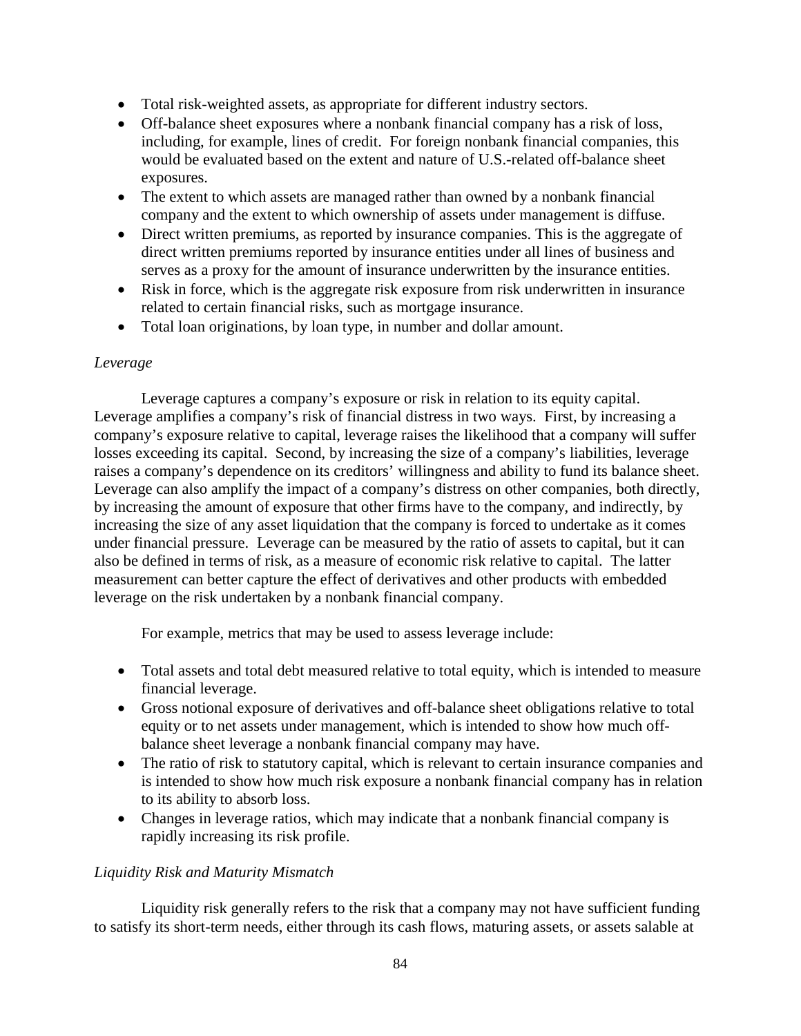- Total risk-weighted assets, as appropriate for different industry sectors.
- Off-balance sheet exposures where a nonbank financial company has a risk of loss, including, for example, lines of credit. For foreign nonbank financial companies, this would be evaluated based on the extent and nature of U.S.-related off-balance sheet exposures.
- The extent to which assets are managed rather than owned by a nonbank financial company and the extent to which ownership of assets under management is diffuse.
- Direct written premiums, as reported by insurance companies. This is the aggregate of direct written premiums reported by insurance entities under all lines of business and serves as a proxy for the amount of insurance underwritten by the insurance entities.
- Risk in force, which is the aggregate risk exposure from risk underwritten in insurance related to certain financial risks, such as mortgage insurance.
- Total loan originations, by loan type, in number and dollar amount.

*Leverage*

Leverage captures a company's exposure or risk in relation to its equity capital. Leverage amplifies a company's risk of financial distress in two ways. First, by increasing a company's exposure relative to capital, leverage raises the likelihood that a company will suffer losses exceeding its capital. Second, by increasing the size of a company's liabilities, leverage raises a company's dependence on its creditors' willingness and ability to fund its balance sheet. Leverage can also amplify the impact of a company's distress on other companies, both directly, by increasing the amount of exposure that other firms have to the company, and indirectly, by increasing the size of any asset liquidation that the company is forced to undertake as it comes under financial pressure. Leverage can be measured by the ratio of assets to capital, but it can also be defined in terms of risk, as a measure of economic risk relative to capital. The latter measurement can better capture the effect of derivatives and other products with embedded leverage on the risk undertaken by a nonbank financial company.

For example, metrics that may be used to assess leverage include:

- Total assets and total debt measured relative to total equity, which is intended to measure financial leverage.
- Gross notional exposure of derivatives and off-balance sheet obligations relative to total equity or to net assets under management, which is intended to show how much off-balance sheet leverage a nonbank financial company may have.
- The ratio of risk to statutory capital, which is relevant to certain insurance companies and is intended to show how much risk exposure a nonbank financial company has in relation to its ability to absorb loss.
- Changes in leverage ratios, which may indicate that a nonbank financial company is rapidly increasing its risk profile.

*Liquidity Risk and Maturity Mismatch*

Liquidity risk generally refers to the risk that a company may not have sufficient funding to satisfy its short-term needs, either through its cash flows, maturing assets, or assets salable at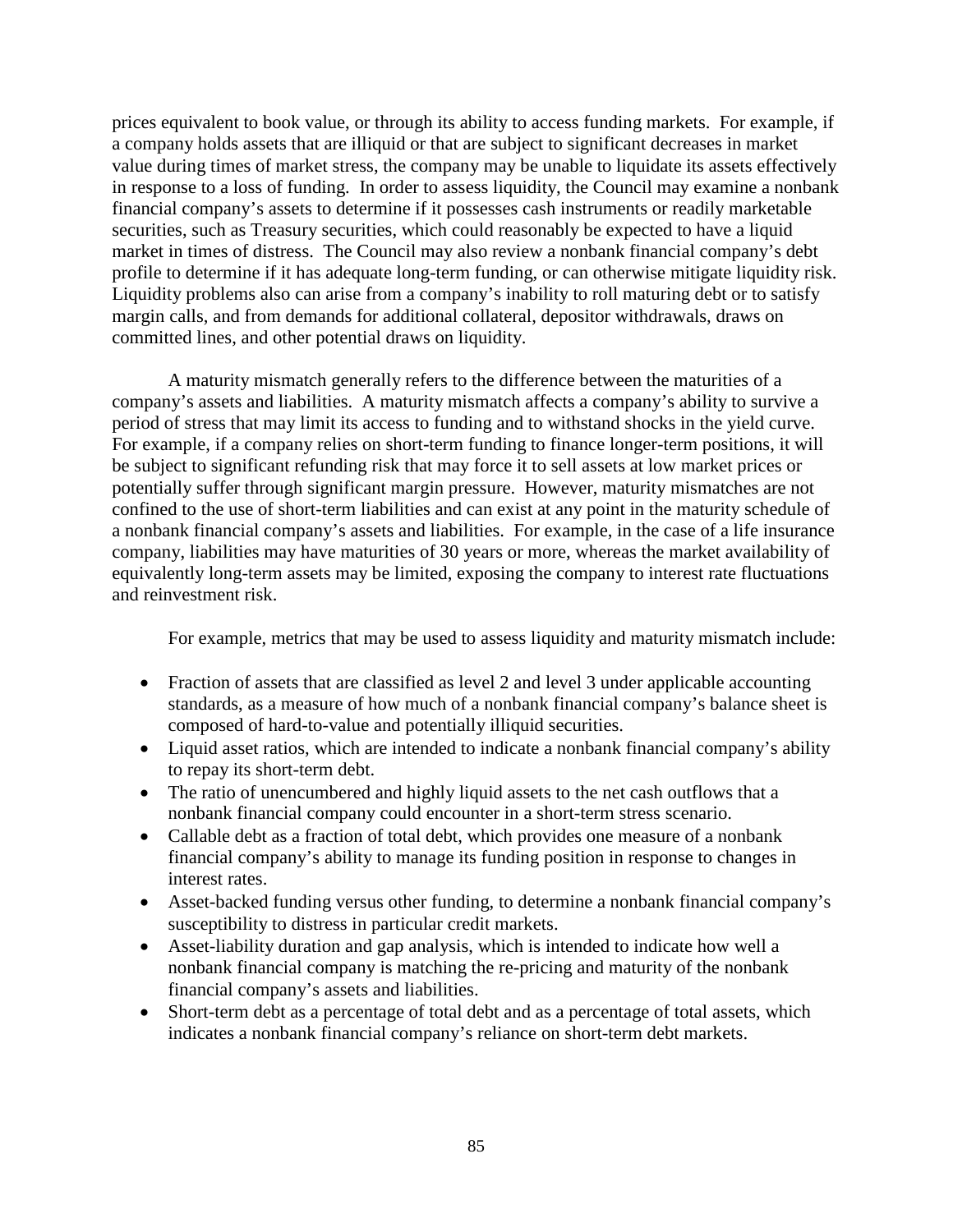prices equivalent to book value, or through its ability to access funding markets. For example, if a company holds assets that are illiquid or that are subject to significant decreases in market value during times of market stress, the company may be unable to liquidate its assets effectively in response to a loss of funding. In order to assess liquidity, the Council may examine a nonbank financial company's assets to determine if it possesses cash instruments or readily marketable securities, such as Treasury securities, which could reasonably be expected to have a liquid market in times of distress. The Council may also review a nonbank financial company's debt profile to determine if it has adequate long-term funding, or can otherwise mitigate liquidity risk. Liquidity problems also can arise from a company's inability to roll maturing debt or to satisfy margin calls, and from demands for additional collateral, depositor withdrawals, draws on committed lines, and other potential draws on liquidity.

A maturity mismatch generally refers to the difference between the maturities of a company's assets and liabilities. A maturity mismatch affects a company's ability to survive a period of stress that may limit its access to funding and to withstand shocks in the yield curve. For example, if a company relies on short-term funding to finance longer-term positions, it will be subject to significant refunding risk that may force it to sell assets at low market prices or potentially suffer through significant margin pressure. However, maturity mismatches are not confined to the use of short-term liabilities and can exist at any point in the maturity schedule of a nonbank financial company's assets and liabilities. For example, in the case of a life insurance company, liabilities may have maturities of 30 years or more, whereas the market availability of equivalently long-term assets may be limited, exposing the company to interest rate fluctuations and reinvestment risk.

For example, metrics that may be used to assess liquidity and maturity mismatch include:

- Fraction of assets that are classified as level 2 and level 3 under applicable accounting standards, as a measure of how much of a nonbank financial company's balance sheet is composed of hard-to-value and potentially illiquid securities.
- Liquid asset ratios, which are intended to indicate a nonbank financial company's ability to repay its short-term debt.
- The ratio of unencumbered and highly liquid assets to the net cash outflows that a nonbank financial company could encounter in a short-term stress scenario.
- Callable debt as a fraction of total debt, which provides one measure of a nonbank financial company's ability to manage its funding position in response to changes in interest rates.
- Asset-backed funding versus other funding, to determine a nonbank financial company's susceptibility to distress in particular credit markets.
- Asset-liability duration and gap analysis, which is intended to indicate how well a nonbank financial company is matching the re-pricing and maturity of the nonbank financial company's assets and liabilities.
- Short-term debt as a percentage of total debt and as a percentage of total assets, which indicates a nonbank financial company's reliance on short-term debt markets.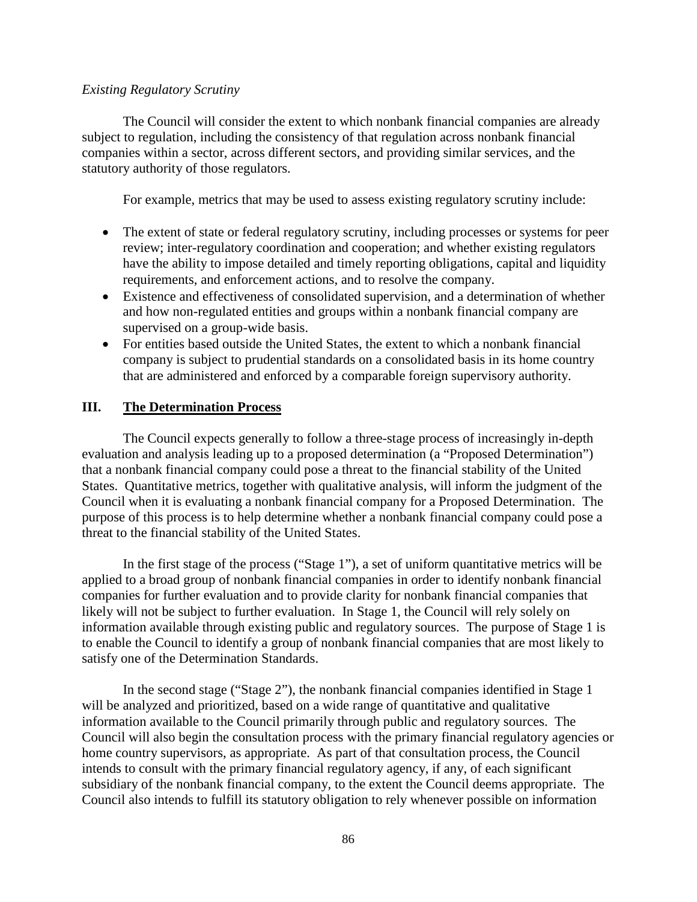*Existing Regulatory Scrutiny*

The Council will consider the extent to which nonbank financial companies are already subject to regulation, including the consistency of that regulation across nonbank financial companies within a sector, across different sectors, and providing similar services, and the statutory authority of those regulators.

For example, metrics that may be used to assess existing regulatory scrutiny include:

- The extent of state or federal regulatory scrutiny, including processes or systems for peer review; inter-regulatory coordination and cooperation; and whether existing regulators have the ability to impose detailed and timely reporting obligations, capital and liquidity requirements, and enforcement actions, and to resolve the company.
- Existence and effectiveness of consolidated supervision, and a determination of whether and how non-regulated entities and groups within a nonbank financial company are supervised on a group-wide basis.
- For entities based outside the United States, the extent to which a nonbank financial company is subject to prudential standards on a consolidated basis in its home country that are administered and enforced by a comparable foreign supervisory authority.

## III. The Determination Process

The Council expects generally to follow a three-stage process of increasingly in-depth evaluation and analysis leading up to a proposed determination (a "Proposed Determination") that a nonbank financial company could pose a threat to the financial stability of the United States. Quantitative metrics, together with qualitative analysis, will inform the judgment of the Council when it is evaluating a nonbank financial company for a Proposed Determination. The purpose of this process is to help determine whether a nonbank financial company could pose a threat to the financial stability of the United States.

In the first stage of the process ("Stage 1"), a set of uniform quantitative metrics will be applied to a broad group of nonbank financial companies in order to identify nonbank financial companies for further evaluation and to provide clarity for nonbank financial companies that likely will not be subject to further evaluation. In Stage 1, the Council will rely solely on information available through existing public and regulatory sources. The purpose of Stage 1 is to enable the Council to identify a group of nonbank financial companies that are most likely to satisfy one of the Determination Standards.

In the second stage ("Stage 2"), the nonbank financial companies identified in Stage 1 will be analyzed and prioritized, based on a wide range of quantitative and qualitative information available to the Council primarily through public and regulatory sources. The Council will also begin the consultation process with the primary financial regulatory agencies or home country supervisors, as appropriate. As part of that consultation process, the Council intends to consult with the primary financial regulatory agency, if any, of each significant subsidiary of the nonbank financial company, to the extent the Council deems appropriate. The Council also intends to fulfill its statutory obligation to rely whenever possible on information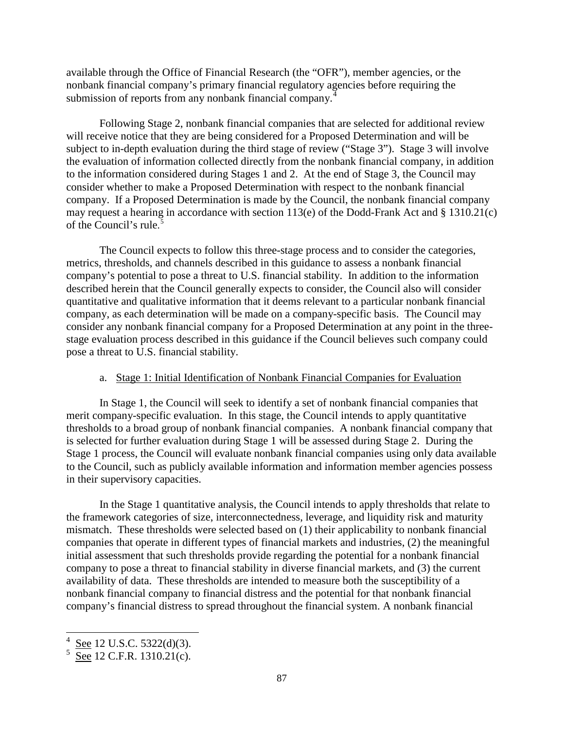available through the Office of Financial Research (the "OFR"), member agencies, or the nonbank financial company's primary financial regulatory agencies before requiring the submission of reports from any nonbank financial company.[4]

Following Stage 2, nonbank financial companies that are selected for additional review will receive notice that they are being considered for a Proposed Determination and will be subject to in-depth evaluation during the third stage of review ("Stage 3"). Stage 3 will involve the evaluation of information collected directly from the nonbank financial company, in addition to the information considered during Stages 1 and 2. At the end of Stage 3, the Council may consider whether to make a Proposed Determination with respect to the nonbank financial company. If a Proposed Determination is made by the Council, the nonbank financial company may request a hearing in accordance with section 113(e) of the Dodd-Frank Act and § 1310.21(c) of the Council's rule.[5]

The Council expects to follow this three-stage process and to consider the categories, metrics, thresholds, and channels described in this guidance to assess a nonbank financial company's potential to pose a threat to U.S. financial stability. In addition to the information described herein that the Council generally expects to consider, the Council also will consider quantitative and qualitative information that it deems relevant to a particular nonbank financial company, as each determination will be made on a company-specific basis. The Council may consider any nonbank financial company for a Proposed Determination at any point in the three-stage evaluation process described in this guidance if the Council believes such company could pose a threat to U.S. financial stability.

a. Stage 1: Initial Identification of Nonbank Financial Companies for Evaluation

In Stage 1, the Council will seek to identify a set of nonbank financial companies that merit company-specific evaluation. In this stage, the Council intends to apply quantitative thresholds to a broad group of nonbank financial companies. A nonbank financial company that is selected for further evaluation during Stage 1 will be assessed during Stage 2. During the Stage 1 process, the Council will evaluate nonbank financial companies using only data available to the Council, such as publicly available information and information member agencies possess in their supervisory capacities.

In the Stage 1 quantitative analysis, the Council intends to apply thresholds that relate to the framework categories of size, interconnectedness, leverage, and liquidity risk and maturity mismatch. These thresholds were selected based on (1) their applicability to nonbank financial companies that operate in different types of financial markets and industries, (2) the meaningful initial assessment that such thresholds provide regarding the potential for a nonbank financial company to pose a threat to financial stability in diverse financial markets, and (3) the current availability of data. These thresholds are intended to measure both the susceptibility of a nonbank financial company to financial distress and the potential for that nonbank financial company's financial distress to spread throughout the financial system. A nonbank financial

[4] See 12 U.S.C. 5322(d)(3).

[5] See 12 C.F.R. 1310.21(c).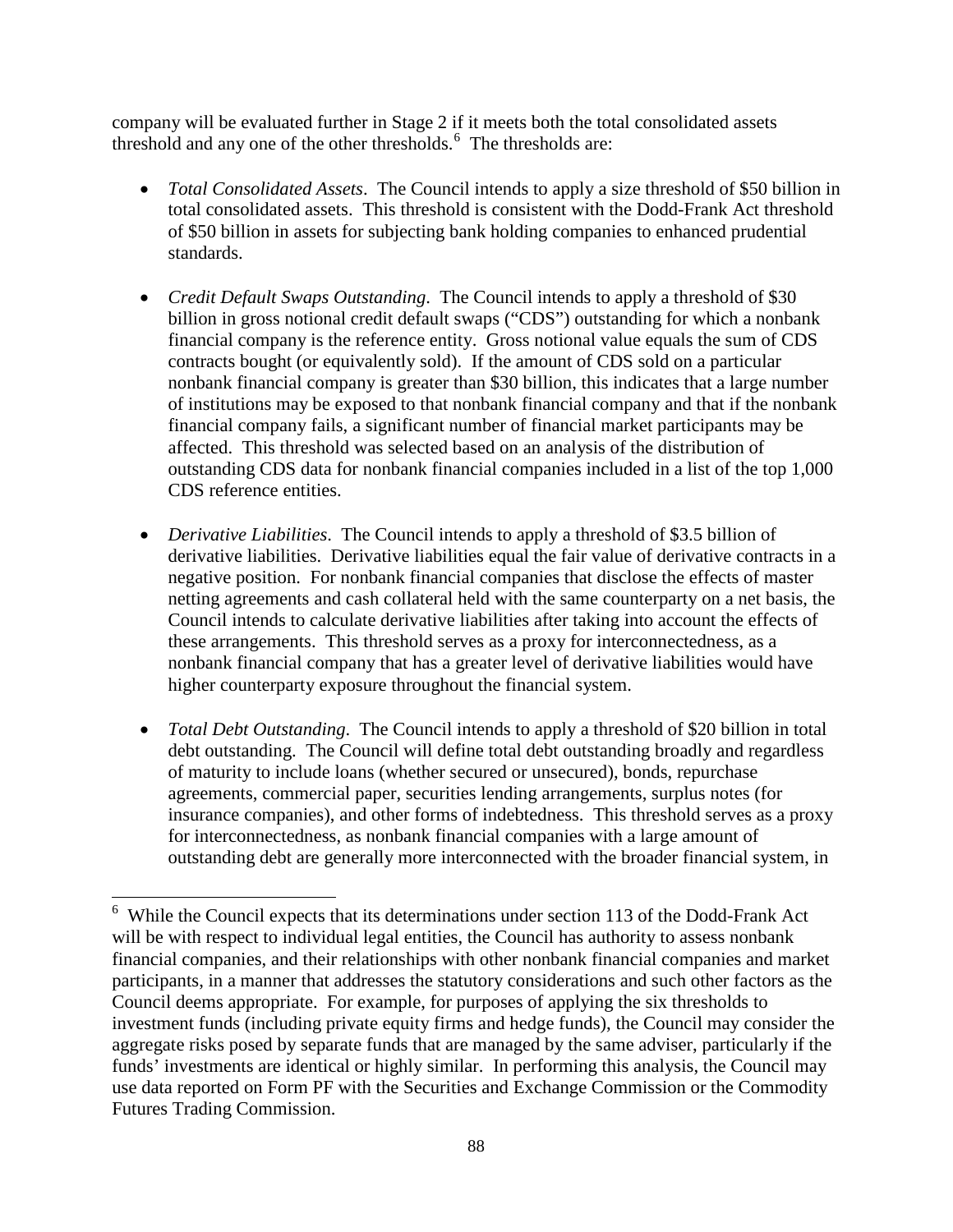company will be evaluated further in Stage 2 if it meets both the total consolidated assets threshold and any one of the other thresholds.[6] The thresholds are:

- *Total Consolidated Assets*. The Council intends to apply a size threshold of $50 billion in total consolidated assets. This threshold is consistent with the Dodd-Frank Act threshold of $50 billion in assets for subjecting bank holding companies to enhanced prudential standards.

- *Credit Default Swaps Outstanding*. The Council intends to apply a threshold of $30 billion in gross notional credit default swaps ("CDS") outstanding for which a nonbank financial company is the reference entity. Gross notional value equals the sum of CDS contracts bought (or equivalently sold). If the amount of CDS sold on a particular nonbank financial company is greater than $30 billion, this indicates that a large number of institutions may be exposed to that nonbank financial company and that if the nonbank financial company fails, a significant number of financial market participants may be affected. This threshold was selected based on an analysis of the distribution of outstanding CDS data for nonbank financial companies included in a list of the top 1,000 CDS reference entities.

- *Derivative Liabilities*. The Council intends to apply a threshold of $3.5 billion of derivative liabilities. Derivative liabilities equal the fair value of derivative contracts in a negative position. For nonbank financial companies that disclose the effects of master netting agreements and cash collateral held with the same counterparty on a net basis, the Council intends to calculate derivative liabilities after taking into account the effects of these arrangements. This threshold serves as a proxy for interconnectedness, as a nonbank financial company that has a greater level of derivative liabilities would have higher counterparty exposure throughout the financial system.

- *Total Debt Outstanding*. The Council intends to apply a threshold of $20 billion in total debt outstanding. The Council will define total debt outstanding broadly and regardless of maturity to include loans (whether secured or unsecured), bonds, repurchase agreements, commercial paper, securities lending arrangements, surplus notes (for insurance companies), and other forms of indebtedness. This threshold serves as a proxy for interconnectedness, as nonbank financial companies with a large amount of outstanding debt are generally more interconnected with the broader financial system, in

[6] While the Council expects that its determinations under section 113 of the Dodd-Frank Act will be with respect to individual legal entities, the Council has authority to assess nonbank financial companies, and their relationships with other nonbank financial companies and market participants, in a manner that addresses the statutory considerations and such other factors as the Council deems appropriate. For example, for purposes of applying the six thresholds to investment funds (including private equity firms and hedge funds), the Council may consider the aggregate risks posed by separate funds that are managed by the same adviser, particularly if the funds' investments are identical or highly similar. In performing this analysis, the Council may use data reported on Form PF with the Securities and Exchange Commission or the Commodity Futures Trading Commission.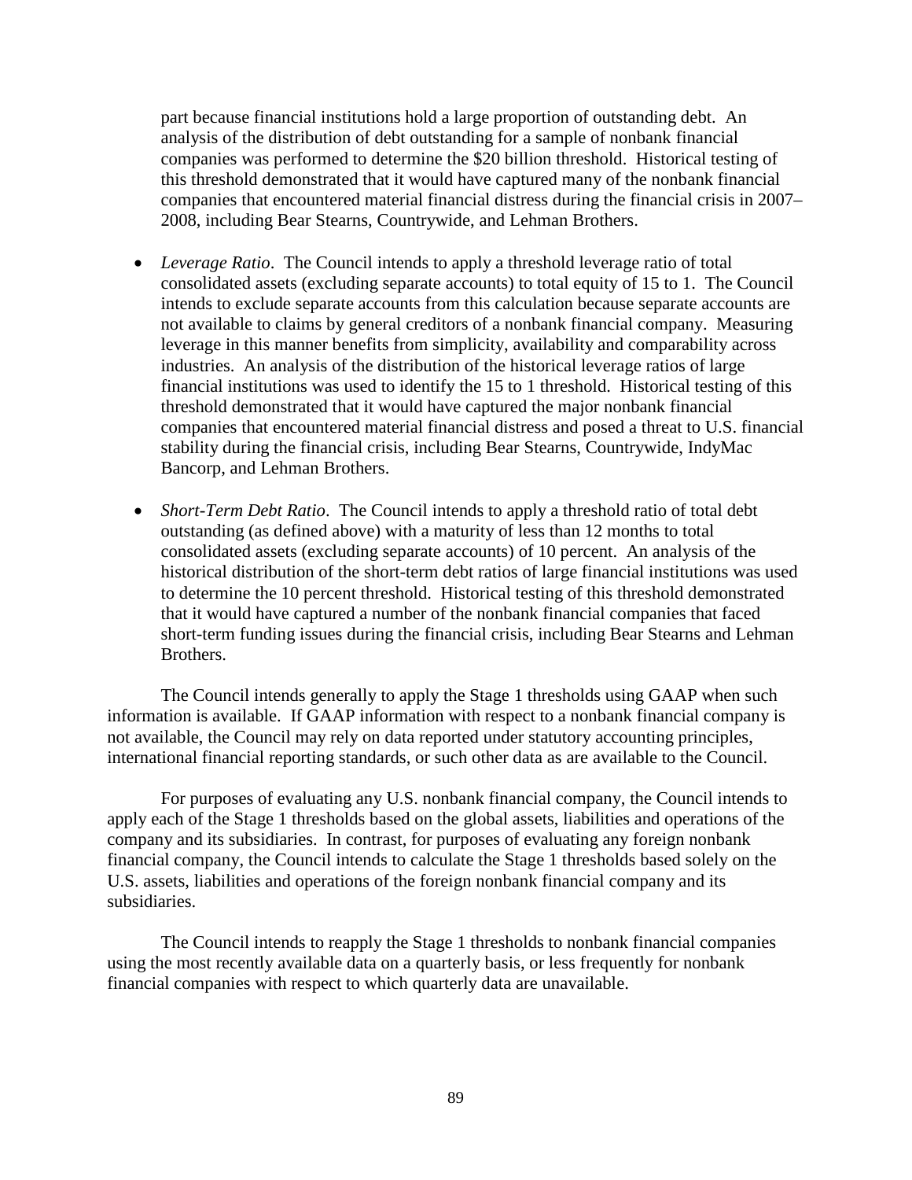part because financial institutions hold a large proportion of outstanding debt. An analysis of the distribution of debt outstanding for a sample of nonbank financial companies was performed to determine the $20 billion threshold. Historical testing of this threshold demonstrated that it would have captured many of the nonbank financial companies that encountered material financial distress during the financial crisis in 2007–2008, including Bear Stearns, Countrywide, and Lehman Brothers.

- *Leverage Ratio*. The Council intends to apply a threshold leverage ratio of total consolidated assets (excluding separate accounts) to total equity of 15 to 1. The Council intends to exclude separate accounts from this calculation because separate accounts are not available to claims by general creditors of a nonbank financial company. Measuring leverage in this manner benefits from simplicity, availability and comparability across industries. An analysis of the distribution of the historical leverage ratios of large financial institutions was used to identify the 15 to 1 threshold. Historical testing of this threshold demonstrated that it would have captured the major nonbank financial companies that encountered material financial distress and posed a threat to U.S. financial stability during the financial crisis, including Bear Stearns, Countrywide, IndyMac Bancorp, and Lehman Brothers.

- *Short-Term Debt Ratio*. The Council intends to apply a threshold ratio of total debt outstanding (as defined above) with a maturity of less than 12 months to total consolidated assets (excluding separate accounts) of 10 percent. An analysis of the historical distribution of the short-term debt ratios of large financial institutions was used to determine the 10 percent threshold. Historical testing of this threshold demonstrated that it would have captured a number of the nonbank financial companies that faced short-term funding issues during the financial crisis, including Bear Stearns and Lehman Brothers.

The Council intends generally to apply the Stage 1 thresholds using GAAP when such information is available. If GAAP information with respect to a nonbank financial company is not available, the Council may rely on data reported under statutory accounting principles, international financial reporting standards, or such other data as are available to the Council.

For purposes of evaluating any U.S. nonbank financial company, the Council intends to apply each of the Stage 1 thresholds based on the global assets, liabilities and operations of the company and its subsidiaries. In contrast, for purposes of evaluating any foreign nonbank financial company, the Council intends to calculate the Stage 1 thresholds based solely on the U.S. assets, liabilities and operations of the foreign nonbank financial company and its subsidiaries.

The Council intends to reapply the Stage 1 thresholds to nonbank financial companies using the most recently available data on a quarterly basis, or less frequently for nonbank financial companies with respect to which quarterly data are unavailable.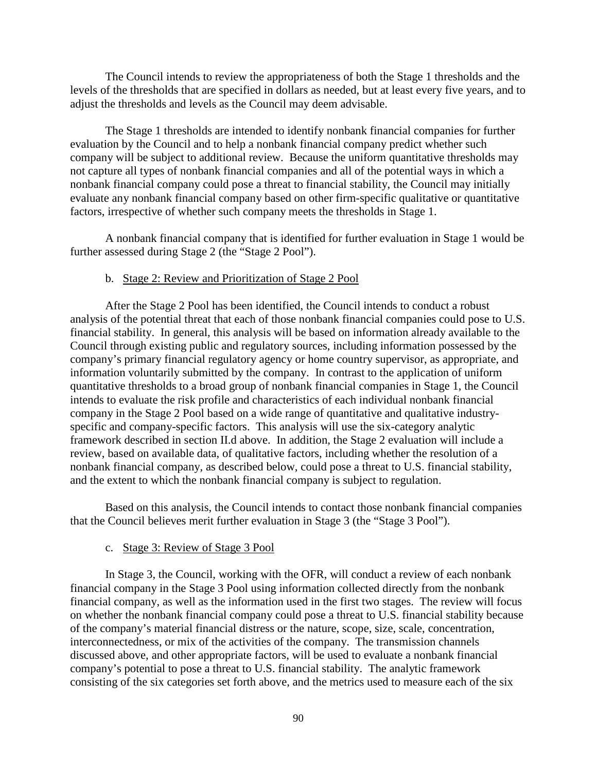The Council intends to review the appropriateness of both the Stage 1 thresholds and the levels of the thresholds that are specified in dollars as needed, but at least every five years, and to adjust the thresholds and levels as the Council may deem advisable.

The Stage 1 thresholds are intended to identify nonbank financial companies for further evaluation by the Council and to help a nonbank financial company predict whether such company will be subject to additional review. Because the uniform quantitative thresholds may not capture all types of nonbank financial companies and all of the potential ways in which a nonbank financial company could pose a threat to financial stability, the Council may initially evaluate any nonbank financial company based on other firm-specific qualitative or quantitative factors, irrespective of whether such company meets the thresholds in Stage 1.

A nonbank financial company that is identified for further evaluation in Stage 1 would be further assessed during Stage 2 (the "Stage 2 Pool").

b. Stage 2: Review and Prioritization of Stage 2 Pool

After the Stage 2 Pool has been identified, the Council intends to conduct a robust analysis of the potential threat that each of those nonbank financial companies could pose to U.S. financial stability. In general, this analysis will be based on information already available to the Council through existing public and regulatory sources, including information possessed by the company's primary financial regulatory agency or home country supervisor, as appropriate, and information voluntarily submitted by the company. In contrast to the application of uniform quantitative thresholds to a broad group of nonbank financial companies in Stage 1, the Council intends to evaluate the risk profile and characteristics of each individual nonbank financial company in the Stage 2 Pool based on a wide range of quantitative and qualitative industry-specific and company-specific factors. This analysis will use the six-category analytic framework described in section II.d above. In addition, the Stage 2 evaluation will include a review, based on available data, of qualitative factors, including whether the resolution of a nonbank financial company, as described below, could pose a threat to U.S. financial stability, and the extent to which the nonbank financial company is subject to regulation.

Based on this analysis, the Council intends to contact those nonbank financial companies that the Council believes merit further evaluation in Stage 3 (the "Stage 3 Pool").

c. Stage 3: Review of Stage 3 Pool

In Stage 3, the Council, working with the OFR, will conduct a review of each nonbank financial company in the Stage 3 Pool using information collected directly from the nonbank financial company, as well as the information used in the first two stages. The review will focus on whether the nonbank financial company could pose a threat to U.S. financial stability because of the company's material financial distress or the nature, scope, size, scale, concentration, interconnectedness, or mix of the activities of the company. The transmission channels discussed above, and other appropriate factors, will be used to evaluate a nonbank financial company's potential to pose a threat to U.S. financial stability. The analytic framework consisting of the six categories set forth above, and the metrics used to measure each of the six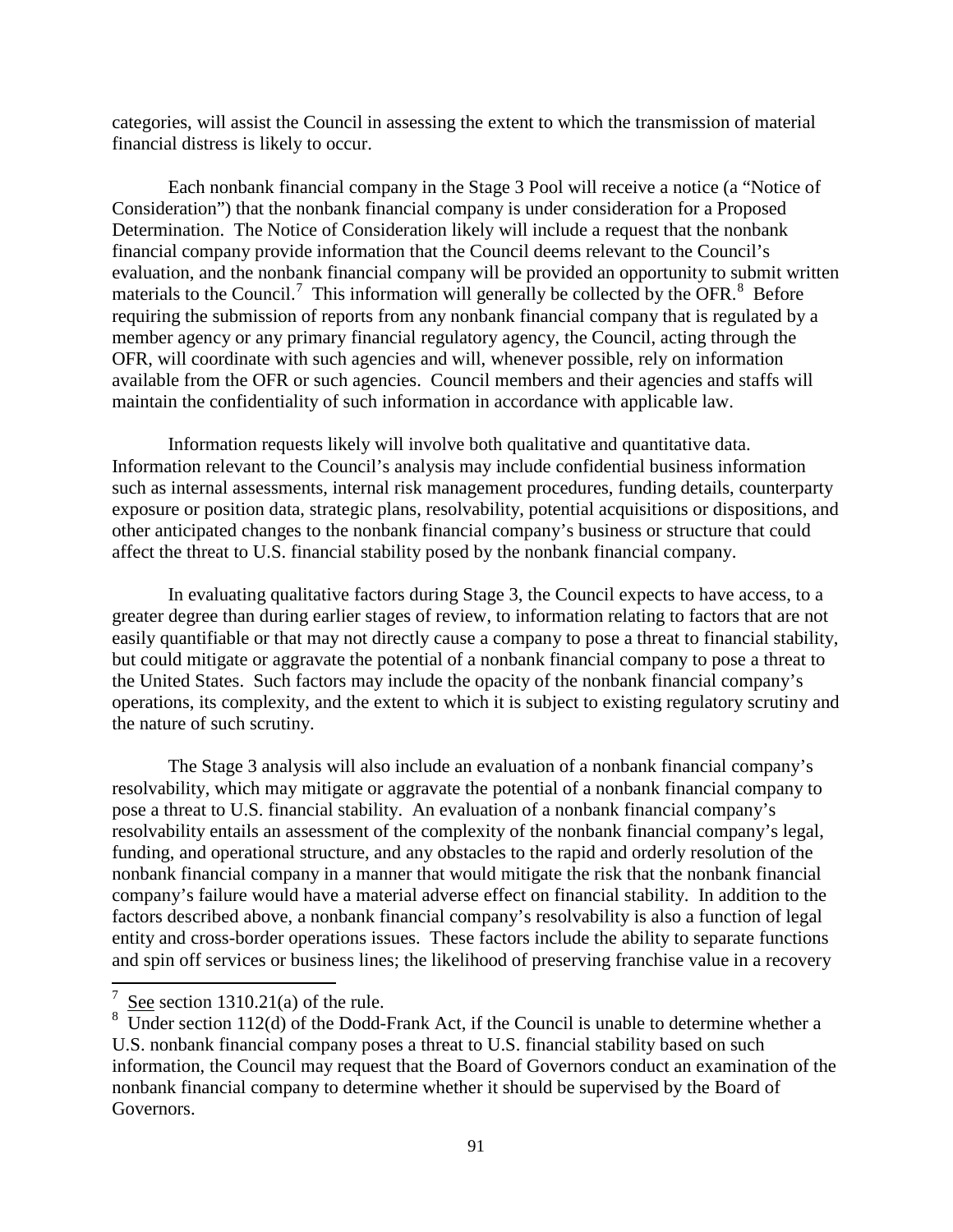categories, will assist the Council in assessing the extent to which the transmission of material financial distress is likely to occur.

Each nonbank financial company in the Stage 3 Pool will receive a notice (a "Notice of Consideration") that the nonbank financial company is under consideration for a Proposed Determination. The Notice of Consideration likely will include a request that the nonbank financial company provide information that the Council deems relevant to the Council's evaluation, and the nonbank financial company will be provided an opportunity to submit written materials to the Council.[7] This information will generally be collected by the OFR.[8] Before requiring the submission of reports from any nonbank financial company that is regulated by a member agency or any primary financial regulatory agency, the Council, acting through the OFR, will coordinate with such agencies and will, whenever possible, rely on information available from the OFR or such agencies. Council members and their agencies and staffs will maintain the confidentiality of such information in accordance with applicable law.

Information requests likely will involve both qualitative and quantitative data. Information relevant to the Council's analysis may include confidential business information such as internal assessments, internal risk management procedures, funding details, counterparty exposure or position data, strategic plans, resolvability, potential acquisitions or dispositions, and other anticipated changes to the nonbank financial company's business or structure that could affect the threat to U.S. financial stability posed by the nonbank financial company.

In evaluating qualitative factors during Stage 3, the Council expects to have access, to a greater degree than during earlier stages of review, to information relating to factors that are not easily quantifiable or that may not directly cause a company to pose a threat to financial stability, but could mitigate or aggravate the potential of a nonbank financial company to pose a threat to the United States. Such factors may include the opacity of the nonbank financial company's operations, its complexity, and the extent to which it is subject to existing regulatory scrutiny and the nature of such scrutiny.

The Stage 3 analysis will also include an evaluation of a nonbank financial company's resolvability, which may mitigate or aggravate the potential of a nonbank financial company to pose a threat to U.S. financial stability. An evaluation of a nonbank financial company's resolvability entails an assessment of the complexity of the nonbank financial company's legal, funding, and operational structure, and any obstacles to the rapid and orderly resolution of the nonbank financial company in a manner that would mitigate the risk that the nonbank financial company's failure would have a material adverse effect on financial stability. In addition to the factors described above, a nonbank financial company's resolvability is also a function of legal entity and cross-border operations issues. These factors include the ability to separate functions and spin off services or business lines; the likelihood of preserving franchise value in a recovery

---

[7] See section 1310.21(a) of the rule.

[8] Under section 112(d) of the Dodd-Frank Act, if the Council is unable to determine whether a U.S. nonbank financial company poses a threat to U.S. financial stability based on such information, the Council may request that the Board of Governors conduct an examination of the nonbank financial company to determine whether it should be supervised by the Board of Governors.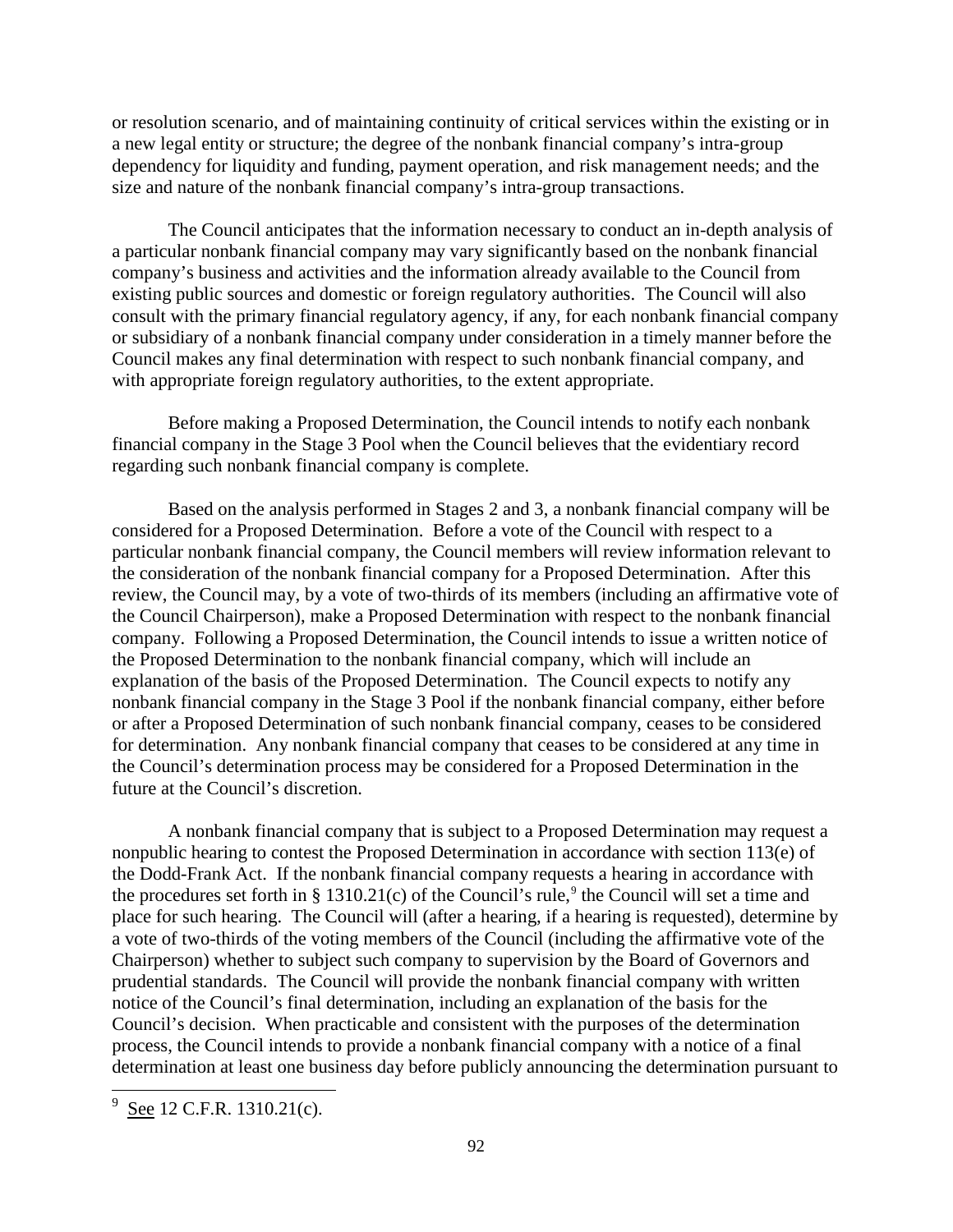or resolution scenario, and of maintaining continuity of critical services within the existing or in a new legal entity or structure; the degree of the nonbank financial company's intra-group dependency for liquidity and funding, payment operation, and risk management needs; and the size and nature of the nonbank financial company's intra-group transactions.

The Council anticipates that the information necessary to conduct an in-depth analysis of a particular nonbank financial company may vary significantly based on the nonbank financial company's business and activities and the information already available to the Council from existing public sources and domestic or foreign regulatory authorities. The Council will also consult with the primary financial regulatory agency, if any, for each nonbank financial company or subsidiary of a nonbank financial company under consideration in a timely manner before the Council makes any final determination with respect to such nonbank financial company, and with appropriate foreign regulatory authorities, to the extent appropriate.

Before making a Proposed Determination, the Council intends to notify each nonbank financial company in the Stage 3 Pool when the Council believes that the evidentiary record regarding such nonbank financial company is complete.

Based on the analysis performed in Stages 2 and 3, a nonbank financial company will be considered for a Proposed Determination. Before a vote of the Council with respect to a particular nonbank financial company, the Council members will review information relevant to the consideration of the nonbank financial company for a Proposed Determination. After this review, the Council may, by a vote of two-thirds of its members (including an affirmative vote of the Council Chairperson), make a Proposed Determination with respect to the nonbank financial company. Following a Proposed Determination, the Council intends to issue a written notice of the Proposed Determination to the nonbank financial company, which will include an explanation of the basis of the Proposed Determination. The Council expects to notify any nonbank financial company in the Stage 3 Pool if the nonbank financial company, either before or after a Proposed Determination of such nonbank financial company, ceases to be considered for determination. Any nonbank financial company that ceases to be considered at any time in the Council's determination process may be considered for a Proposed Determination in the future at the Council's discretion.

A nonbank financial company that is subject to a Proposed Determination may request a nonpublic hearing to contest the Proposed Determination in accordance with section 113(e) of the Dodd-Frank Act. If the nonbank financial company requests a hearing in accordance with the procedures set forth in § 1310.21(c) of the Council's rule,[9] the Council will set a time and place for such hearing. The Council will (after a hearing, if a hearing is requested), determine by a vote of two-thirds of the voting members of the Council (including the affirmative vote of the Chairperson) whether to subject such company to supervision by the Board of Governors and prudential standards. The Council will provide the nonbank financial company with written notice of the Council's final determination, including an explanation of the basis for the Council's decision. When practicable and consistent with the purposes of the determination process, the Council intends to provide a nonbank financial company with a notice of a final determination at least one business day before publicly announcing the determination pursuant to

[9] See 12 C.F.R. 1310.21(c).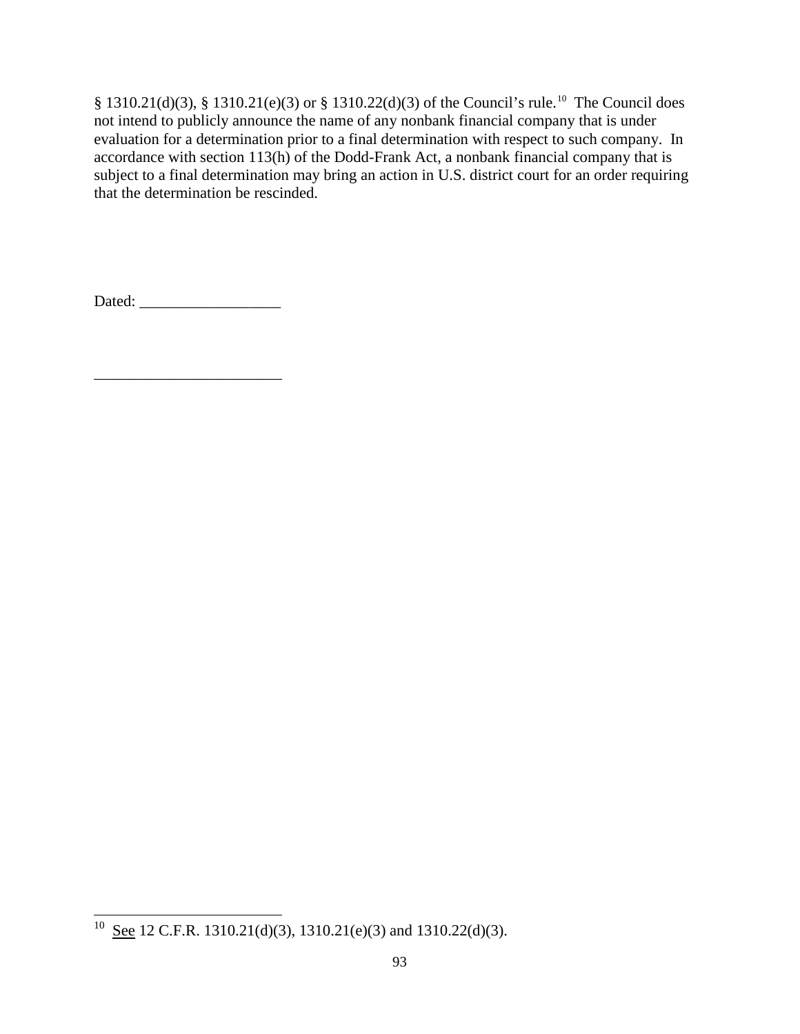§ 1310.21(d)(3), § 1310.21(e)(3) or § 1310.22(d)(3) of the Council's rule.[10] The Council does not intend to publicly announce the name of any nonbank financial company that is under evaluation for a determination prior to a final determination with respect to such company. In accordance with section 113(h) of the Dodd-Frank Act, a nonbank financial company that is subject to a final determination may bring an action in U.S. district court for an order requiring that the determination be rescinded.

Dated: __________________

________________________

[10] See 12 C.F.R. 1310.21(d)(3), 1310.21(e)(3) and 1310.22(d)(3).